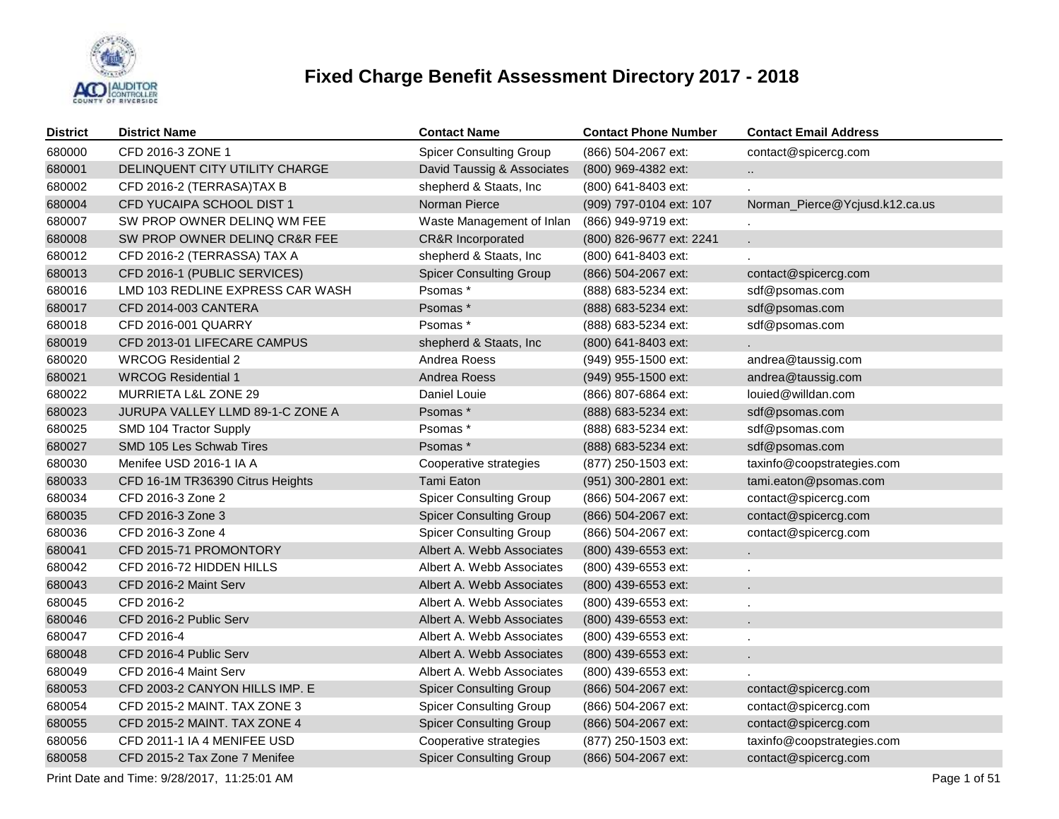# Fixed Charge Benefit Assessment Directory 2017 - 2018

| District | District Name | Contact Name | Contact Phone Number | Contact Email Address |
|---|---|---|---|---|
| 680000 | CFD 2016-3 ZONE 1 | Spicer Consulting Group | (866) 504-2067 ext: | contact@spicercg.com |
| 680001 | DELINQUENT CITY UTILITY CHARGE | David Taussig & Associates | (800) 969-4382 ext: | .. |
| 680002 | CFD 2016-2 (TERRASA)TAX B | shepherd & Staats, Inc | (800) 641-8403 ext: | . |
| 680004 | CFD YUCAIPA SCHOOL DIST 1 | Norman Pierce | (909) 797-0104 ext: 107 | Norman_Pierce@Ycjusd.k12.ca.us |
| 680007 | SW PROP OWNER DELINQ WM FEE | Waste Management of Inlan | (866) 949-9719 ext: | . |
| 680008 | SW PROP OWNER DELINQ CR&R FEE | CR&R Incorporated | (800) 826-9677 ext: 2241 | . |
| 680012 | CFD 2016-2 (TERRASSA) TAX A | shepherd & Staats, Inc | (800) 641-8403 ext: | . |
| 680013 | CFD 2016-1 (PUBLIC SERVICES) | Spicer Consulting Group | (866) 504-2067 ext: | contact@spicercg.com |
| 680016 | LMD 103 REDLINE EXPRESS CAR WASH | Psomas * | (888) 683-5234 ext: | sdf@psomas.com |
| 680017 | CFD 2014-003 CANTERA | Psomas * | (888) 683-5234 ext: | sdf@psomas.com |
| 680018 | CFD 2016-001 QUARRY | Psomas * | (888) 683-5234 ext: | sdf@psomas.com |
| 680019 | CFD 2013-01 LIFECARE CAMPUS | shepherd & Staats, Inc | (800) 641-8403 ext: | . |
| 680020 | WRCOG Residential 2 | Andrea Roess | (949) 955-1500 ext: | andrea@taussig.com |
| 680021 | WRCOG Residential 1 | Andrea Roess | (949) 955-1500 ext: | andrea@taussig.com |
| 680022 | MURRIETA L&L ZONE 29 | Daniel Louie | (866) 807-6864 ext: | louied@willdan.com |
| 680023 | JURUPA VALLEY LLMD 89-1-C ZONE A | Psomas * | (888) 683-5234 ext: | sdf@psomas.com |
| 680025 | SMD 104 Tractor Supply | Psomas * | (888) 683-5234 ext: | sdf@psomas.com |
| 680027 | SMD 105 Les Schwab Tires | Psomas * | (888) 683-5234 ext: | sdf@psomas.com |
| 680030 | Menifee USD 2016-1 IA A | Cooperative strategies | (877) 250-1503 ext: | taxinfo@coopstrategies.com |
| 680033 | CFD 16-1M TR36390 Citrus Heights | Tami Eaton | (951) 300-2801 ext: | tami.eaton@psomas.com |
| 680034 | CFD 2016-3 Zone 2 | Spicer Consulting Group | (866) 504-2067 ext: | contact@spicercg.com |
| 680035 | CFD 2016-3 Zone 3 | Spicer Consulting Group | (866) 504-2067 ext: | contact@spicercg.com |
| 680036 | CFD 2016-3 Zone 4 | Spicer Consulting Group | (866) 504-2067 ext: | contact@spicercg.com |
| 680041 | CFD 2015-71 PROMONTORY | Albert A. Webb Associates | (800) 439-6553 ext: | . |
| 680042 | CFD 2016-72 HIDDEN HILLS | Albert A. Webb Associates | (800) 439-6553 ext: | . |
| 680043 | CFD 2016-2 Maint Serv | Albert A. Webb Associates | (800) 439-6553 ext: | . |
| 680045 | CFD 2016-2 | Albert A. Webb Associates | (800) 439-6553 ext: | . |
| 680046 | CFD 2016-2 Public Serv | Albert A. Webb Associates | (800) 439-6553 ext: | . |
| 680047 | CFD 2016-4 | Albert A. Webb Associates | (800) 439-6553 ext: | . |
| 680048 | CFD 2016-4 Public Serv | Albert A. Webb Associates | (800) 439-6553 ext: | . |
| 680049 | CFD 2016-4 Maint Serv | Albert A. Webb Associates | (800) 439-6553 ext: | . |
| 680053 | CFD 2003-2 CANYON HILLS IMP. E | Spicer Consulting Group | (866) 504-2067 ext: | contact@spicercg.com |
| 680054 | CFD 2015-2 MAINT. TAX ZONE 3 | Spicer Consulting Group | (866) 504-2067 ext: | contact@spicercg.com |
| 680055 | CFD 2015-2 MAINT. TAX ZONE 4 | Spicer Consulting Group | (866) 504-2067 ext: | contact@spicercg.com |
| 680056 | CFD 2011-1 IA 4 MENIFEE USD | Cooperative strategies | (877) 250-1503 ext: | taxinfo@coopstrategies.com |
| 680058 | CFD 2015-2 Tax Zone 7 Menifee | Spicer Consulting Group | (866) 504-2067 ext: | contact@spicercg.com |

Print Date and Time: 9/28/2017, 11:25:01 AM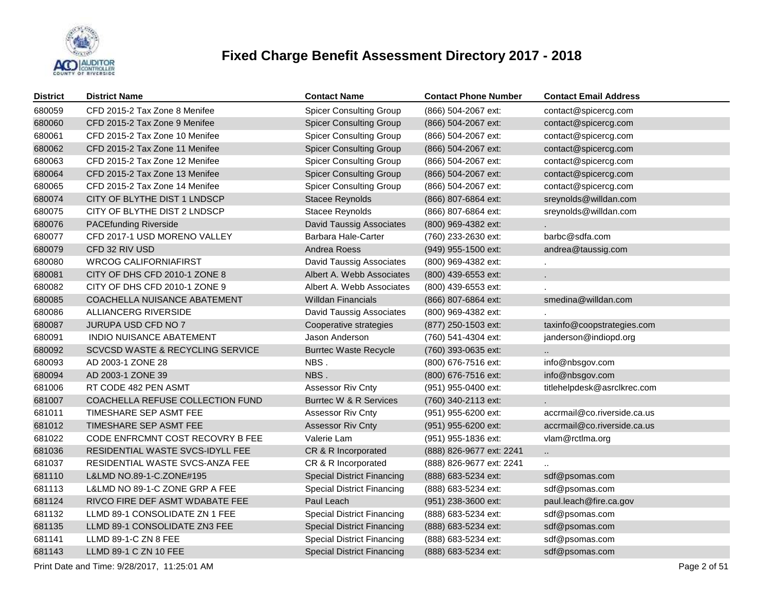# Fixed Charge Benefit Assessment Directory 2017 - 2018

| District | District Name | Contact Name | Contact Phone Number | Contact Email Address |
|---|---|---|---|---|
| 680059 | CFD 2015-2 Tax Zone 8 Menifee | Spicer Consulting Group | (866) 504-2067 ext: | contact@spicercg.com |
| 680060 | CFD 2015-2 Tax Zone 9 Menifee | Spicer Consulting Group | (866) 504-2067 ext: | contact@spicercg.com |
| 680061 | CFD 2015-2 Tax Zone 10 Menifee | Spicer Consulting Group | (866) 504-2067 ext: | contact@spicercg.com |
| 680062 | CFD 2015-2 Tax Zone 11 Menifee | Spicer Consulting Group | (866) 504-2067 ext: | contact@spicercg.com |
| 680063 | CFD 2015-2 Tax Zone 12 Menifee | Spicer Consulting Group | (866) 504-2067 ext: | contact@spicercg.com |
| 680064 | CFD 2015-2 Tax Zone 13 Menifee | Spicer Consulting Group | (866) 504-2067 ext: | contact@spicercg.com |
| 680065 | CFD 2015-2 Tax Zone 14 Menifee | Spicer Consulting Group | (866) 504-2067 ext: | contact@spicercg.com |
| 680074 | CITY OF BLYTHE DIST 1 LNDSCP | Stacee Reynolds | (866) 807-6864 ext: | sreynolds@willdan.com |
| 680075 | CITY OF BLYTHE DIST 2 LNDSCP | Stacee Reynolds | (866) 807-6864 ext: | sreynolds@willdan.com |
| 680076 | PACEfunding Riverside | David Taussig Associates | (800) 969-4382 ext: | . |
| 680077 | CFD 2017-1 USD MORENO VALLEY | Barbara Hale-Carter | (760) 233-2630 ext: | barbc@sdfa.com |
| 680079 | CFD 32 RIV USD | Andrea Roess | (949) 955-1500 ext: | andrea@taussig.com |
| 680080 | WRCOG CALIFORNIAFIRST | David Taussig Associates | (800) 969-4382 ext: | . |
| 680081 | CITY OF DHS CFD 2010-1 ZONE 8 | Albert A. Webb Associates | (800) 439-6553 ext: | . |
| 680082 | CITY OF DHS CFD 2010-1 ZONE 9 | Albert A. Webb Associates | (800) 439-6553 ext: | . |
| 680085 | COACHELLA NUISANCE ABATEMENT | Willdan Financials | (866) 807-6864 ext: | smedina@willdan.com |
| 680086 | ALLIANCERG RIVERSIDE | David Taussig Associates | (800) 969-4382 ext: | . |
| 680087 | JURUPA USD CFD NO 7 | Cooperative strategies | (877) 250-1503 ext: | taxinfo@coopstrategies.com |
| 680091 | INDIO NUISANCE ABATEMENT | Jason Anderson | (760) 541-4304 ext: | janderson@indiopd.org |
| 680092 | SCVCSD WASTE & RECYCLING SERVICE | Burrtec Waste Recycle | (760) 393-0635 ext: | .. |
| 680093 | AD 2003-1 ZONE 28 | NBS . | (800) 676-7516 ext: | info@nbsgov.com |
| 680094 | AD 2003-1 ZONE 39 | NBS . | (800) 676-7516 ext: | info@nbsgov.com |
| 681006 | RT CODE 482 PEN ASMT | Assessor Riv Cnty | (951) 955-0400 ext: | titlehelpdesk@asrclkrec.com |
| 681007 | COACHELLA REFUSE COLLECTION FUND | Burrtec W & R Services | (760) 340-2113 ext: | . |
| 681011 | TIMESHARE SEP ASMT FEE | Assessor Riv Cnty | (951) 955-6200 ext: | accrmail@co.riverside.ca.us |
| 681012 | TIMESHARE SEP ASMT FEE | Assessor Riv Cnty | (951) 955-6200 ext: | accrmail@co.riverside.ca.us |
| 681022 | CODE ENFRCMNT COST RECOVRY B FEE | Valerie Lam | (951) 955-1836 ext: | vlam@rctlma.org |
| 681036 | RESIDENTIAL WASTE SVCS-IDYLL FEE | CR & R Incorporated | (888) 826-9677 ext: 2241 | .. |
| 681037 | RESIDENTIAL WASTE SVCS-ANZA FEE | CR & R Incorporated | (888) 826-9677 ext: 2241 | .. |
| 681110 | L&LMD NO.89-1-C.ZONE#195 | Special District Financing | (888) 683-5234 ext: | sdf@psomas.com |
| 681113 | L&LMD NO 89-1-C ZONE GRP A FEE | Special District Financing | (888) 683-5234 ext: | sdf@psomas.com |
| 681124 | RIVCO FIRE DEF ASMT WDABATE FEE | Paul Leach | (951) 238-3600 ext: | paul.leach@fire.ca.gov |
| 681132 | LLMD 89-1 CONSOLIDATE ZN 1 FEE | Special District Financing | (888) 683-5234 ext: | sdf@psomas.com |
| 681135 | LLMD 89-1 CONSOLIDATE ZN3 FEE | Special District Financing | (888) 683-5234 ext: | sdf@psomas.com |
| 681141 | LLMD 89-1-C ZN 8 FEE | Special District Financing | (888) 683-5234 ext: | sdf@psomas.com |
| 681143 | LLMD 89-1 C ZN 10 FEE | Special District Financing | (888) 683-5234 ext: | sdf@psomas.com |

Print Date and Time: 9/28/2017, 11:25:01 AM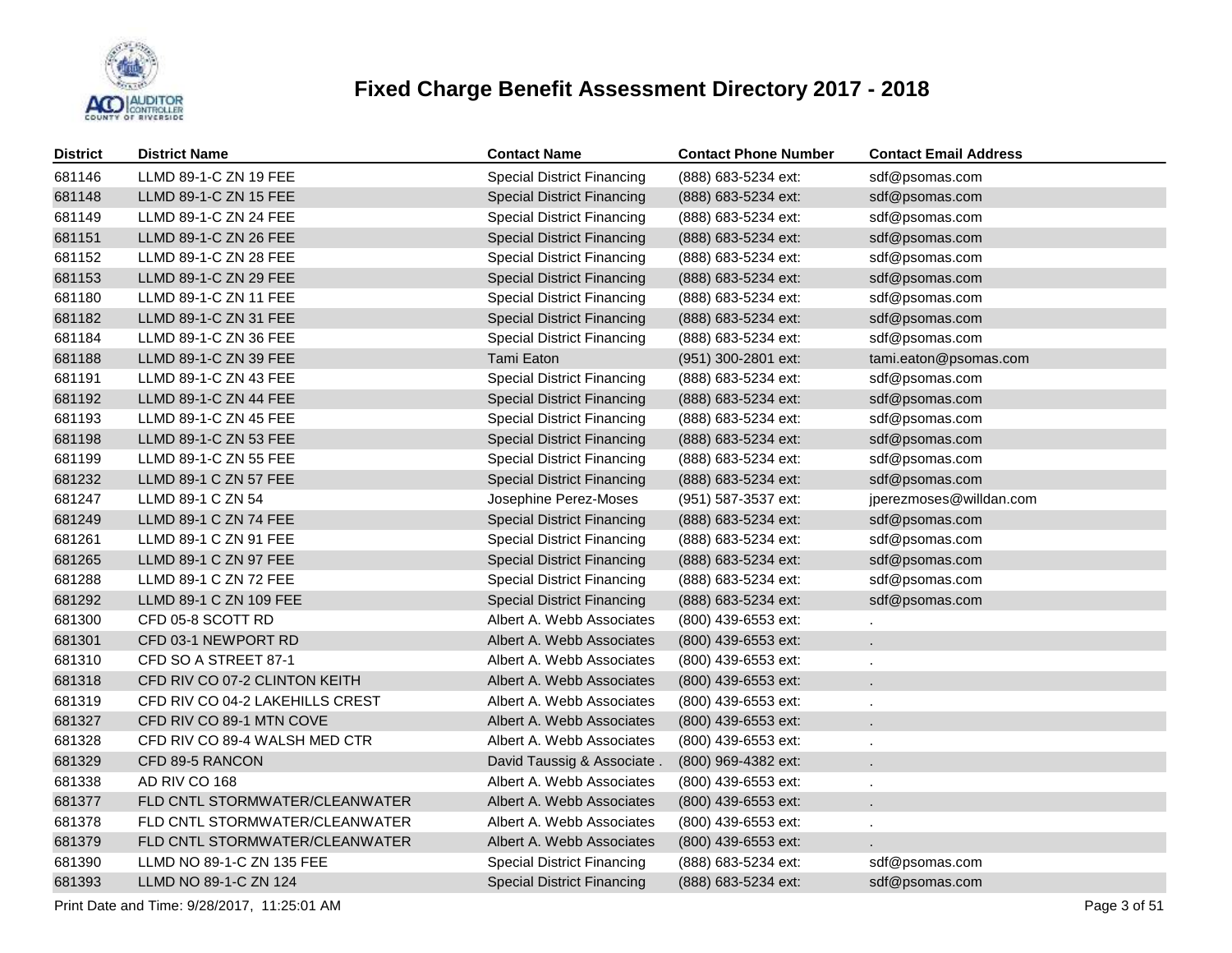# Fixed Charge Benefit Assessment Directory 2017 - 2018

| District | District Name | Contact Name | Contact Phone Number | Contact Email Address |
|---|---|---|---|---|
| 681146 | LLMD 89-1-C ZN 19 FEE | Special District Financing | (888) 683-5234 ext: | sdf@psomas.com |
| 681148 | LLMD 89-1-C ZN 15 FEE | Special District Financing | (888) 683-5234 ext: | sdf@psomas.com |
| 681149 | LLMD 89-1-C ZN 24 FEE | Special District Financing | (888) 683-5234 ext: | sdf@psomas.com |
| 681151 | LLMD 89-1-C ZN 26 FEE | Special District Financing | (888) 683-5234 ext: | sdf@psomas.com |
| 681152 | LLMD 89-1-C ZN 28 FEE | Special District Financing | (888) 683-5234 ext: | sdf@psomas.com |
| 681153 | LLMD 89-1-C ZN 29 FEE | Special District Financing | (888) 683-5234 ext: | sdf@psomas.com |
| 681180 | LLMD 89-1-C ZN 11 FEE | Special District Financing | (888) 683-5234 ext: | sdf@psomas.com |
| 681182 | LLMD 89-1-C ZN 31 FEE | Special District Financing | (888) 683-5234 ext: | sdf@psomas.com |
| 681184 | LLMD 89-1-C ZN 36 FEE | Special District Financing | (888) 683-5234 ext: | sdf@psomas.com |
| 681188 | LLMD 89-1-C ZN 39 FEE | Tami Eaton | (951) 300-2801 ext: | tami.eaton@psomas.com |
| 681191 | LLMD 89-1-C ZN 43 FEE | Special District Financing | (888) 683-5234 ext: | sdf@psomas.com |
| 681192 | LLMD 89-1-C ZN 44 FEE | Special District Financing | (888) 683-5234 ext: | sdf@psomas.com |
| 681193 | LLMD 89-1-C ZN 45 FEE | Special District Financing | (888) 683-5234 ext: | sdf@psomas.com |
| 681198 | LLMD 89-1-C ZN 53 FEE | Special District Financing | (888) 683-5234 ext: | sdf@psomas.com |
| 681199 | LLMD 89-1-C ZN 55 FEE | Special District Financing | (888) 683-5234 ext: | sdf@psomas.com |
| 681232 | LLMD 89-1 C ZN 57 FEE | Special District Financing | (888) 683-5234 ext: | sdf@psomas.com |
| 681247 | LLMD 89-1 C ZN 54 | Josephine Perez-Moses | (951) 587-3537 ext: | jperezmoses@willdan.com |
| 681249 | LLMD 89-1 C ZN 74 FEE | Special District Financing | (888) 683-5234 ext: | sdf@psomas.com |
| 681261 | LLMD 89-1 C ZN 91 FEE | Special District Financing | (888) 683-5234 ext: | sdf@psomas.com |
| 681265 | LLMD 89-1 C ZN 97 FEE | Special District Financing | (888) 683-5234 ext: | sdf@psomas.com |
| 681288 | LLMD 89-1 C ZN 72 FEE | Special District Financing | (888) 683-5234 ext: | sdf@psomas.com |
| 681292 | LLMD 89-1 C ZN 109 FEE | Special District Financing | (888) 683-5234 ext: | sdf@psomas.com |
| 681300 | CFD 05-8 SCOTT RD | Albert A. Webb Associates | (800) 439-6553 ext: | . |
| 681301 | CFD 03-1 NEWPORT RD | Albert A. Webb Associates | (800) 439-6553 ext: | . |
| 681310 | CFD SO A STREET 87-1 | Albert A. Webb Associates | (800) 439-6553 ext: | . |
| 681318 | CFD RIV CO 07-2 CLINTON KEITH | Albert A. Webb Associates | (800) 439-6553 ext: | . |
| 681319 | CFD RIV CO 04-2 LAKEHILLS CREST | Albert A. Webb Associates | (800) 439-6553 ext: | . |
| 681327 | CFD RIV CO 89-1 MTN COVE | Albert A. Webb Associates | (800) 439-6553 ext: | . |
| 681328 | CFD RIV CO 89-4 WALSH MED CTR | Albert A. Webb Associates | (800) 439-6553 ext: | . |
| 681329 | CFD 89-5 RANCON | David Taussig & Associate . | (800) 969-4382 ext: | . |
| 681338 | AD RIV CO 168 | Albert A. Webb Associates | (800) 439-6553 ext: | . |
| 681377 | FLD CNTL STORMWATER/CLEANWATER | Albert A. Webb Associates | (800) 439-6553 ext: | . |
| 681378 | FLD CNTL STORMWATER/CLEANWATER | Albert A. Webb Associates | (800) 439-6553 ext: | . |
| 681379 | FLD CNTL STORMWATER/CLEANWATER | Albert A. Webb Associates | (800) 439-6553 ext: | . |
| 681390 | LLMD NO 89-1-C ZN 135 FEE | Special District Financing | (888) 683-5234 ext: | sdf@psomas.com |
| 681393 | LLMD NO 89-1-C ZN 124 | Special District Financing | (888) 683-5234 ext: | sdf@psomas.com |

Print Date and Time: 9/28/2017, 11:25:01 AM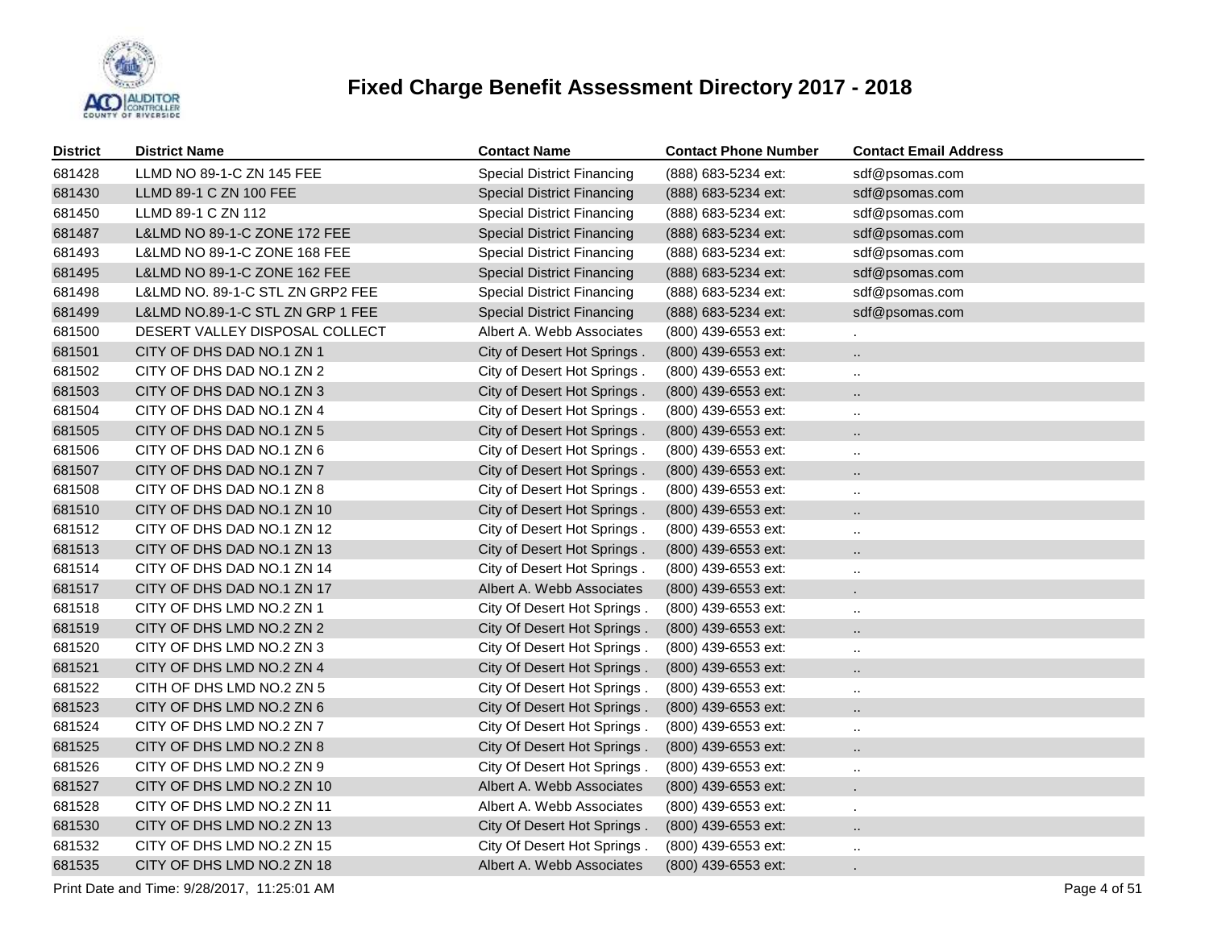# Fixed Charge Benefit Assessment Directory 2017 - 2018

| District | District Name | Contact Name | Contact Phone Number | Contact Email Address |
|---|---|---|---|---|
| 681428 | LLMD NO 89-1-C ZN 145 FEE | Special District Financing | (888) 683-5234 ext: | sdf@psomas.com |
| 681430 | LLMD 89-1 C ZN 100 FEE | Special District Financing | (888) 683-5234 ext: | sdf@psomas.com |
| 681450 | LLMD 89-1 C ZN 112 | Special District Financing | (888) 683-5234 ext: | sdf@psomas.com |
| 681487 | L&LMD NO 89-1-C ZONE 172 FEE | Special District Financing | (888) 683-5234 ext: | sdf@psomas.com |
| 681493 | L&LMD NO 89-1-C ZONE 168 FEE | Special District Financing | (888) 683-5234 ext: | sdf@psomas.com |
| 681495 | L&LMD NO 89-1-C ZONE 162 FEE | Special District Financing | (888) 683-5234 ext: | sdf@psomas.com |
| 681498 | L&LMD NO. 89-1-C STL ZN GRP2 FEE | Special District Financing | (888) 683-5234 ext: | sdf@psomas.com |
| 681499 | L&LMD NO.89-1-C STL ZN GRP 1 FEE | Special District Financing | (888) 683-5234 ext: | sdf@psomas.com |
| 681500 | DESERT VALLEY DISPOSAL COLLECT | Albert A. Webb Associates | (800) 439-6553 ext: | . |
| 681501 | CITY OF DHS DAD NO.1 ZN 1 | City of Desert Hot Springs . | (800) 439-6553 ext: | .. |
| 681502 | CITY OF DHS DAD NO.1 ZN 2 | City of Desert Hot Springs . | (800) 439-6553 ext: | .. |
| 681503 | CITY OF DHS DAD NO.1 ZN 3 | City of Desert Hot Springs . | (800) 439-6553 ext: | .. |
| 681504 | CITY OF DHS DAD NO.1 ZN 4 | City of Desert Hot Springs . | (800) 439-6553 ext: | .. |
| 681505 | CITY OF DHS DAD NO.1 ZN 5 | City of Desert Hot Springs . | (800) 439-6553 ext: | .. |
| 681506 | CITY OF DHS DAD NO.1 ZN 6 | City of Desert Hot Springs . | (800) 439-6553 ext: | .. |
| 681507 | CITY OF DHS DAD NO.1 ZN 7 | City of Desert Hot Springs . | (800) 439-6553 ext: | .. |
| 681508 | CITY OF DHS DAD NO.1 ZN 8 | City of Desert Hot Springs . | (800) 439-6553 ext: | .. |
| 681510 | CITY OF DHS DAD NO.1 ZN 10 | City of Desert Hot Springs . | (800) 439-6553 ext: | .. |
| 681512 | CITY OF DHS DAD NO.1 ZN 12 | City of Desert Hot Springs . | (800) 439-6553 ext: | .. |
| 681513 | CITY OF DHS DAD NO.1 ZN 13 | City of Desert Hot Springs . | (800) 439-6553 ext: | .. |
| 681514 | CITY OF DHS DAD NO.1 ZN 14 | City of Desert Hot Springs . | (800) 439-6553 ext: | .. |
| 681517 | CITY OF DHS DAD NO.1 ZN 17 | Albert A. Webb Associates | (800) 439-6553 ext: | . |
| 681518 | CITY OF DHS LMD NO.2 ZN 1 | City Of Desert Hot Springs . | (800) 439-6553 ext: | .. |
| 681519 | CITY OF DHS LMD NO.2 ZN 2 | City Of Desert Hot Springs . | (800) 439-6553 ext: | .. |
| 681520 | CITY OF DHS LMD NO.2 ZN 3 | City Of Desert Hot Springs . | (800) 439-6553 ext: | .. |
| 681521 | CITY OF DHS LMD NO.2 ZN 4 | City Of Desert Hot Springs . | (800) 439-6553 ext: | .. |
| 681522 | CITH OF DHS LMD NO.2 ZN 5 | City Of Desert Hot Springs . | (800) 439-6553 ext: | .. |
| 681523 | CITY OF DHS LMD NO.2 ZN 6 | City Of Desert Hot Springs . | (800) 439-6553 ext: | .. |
| 681524 | CITY OF DHS LMD NO.2 ZN 7 | City Of Desert Hot Springs . | (800) 439-6553 ext: | .. |
| 681525 | CITY OF DHS LMD NO.2 ZN 8 | City Of Desert Hot Springs . | (800) 439-6553 ext: | .. |
| 681526 | CITY OF DHS LMD NO.2 ZN 9 | City Of Desert Hot Springs . | (800) 439-6553 ext: | .. |
| 681527 | CITY OF DHS LMD NO.2 ZN 10 | Albert A. Webb Associates | (800) 439-6553 ext: | . |
| 681528 | CITY OF DHS LMD NO.2 ZN 11 | Albert A. Webb Associates | (800) 439-6553 ext: | . |
| 681530 | CITY OF DHS LMD NO.2 ZN 13 | City Of Desert Hot Springs . | (800) 439-6553 ext: | .. |
| 681532 | CITY OF DHS LMD NO.2 ZN 15 | City Of Desert Hot Springs . | (800) 439-6553 ext: | .. |
| 681535 | CITY OF DHS LMD NO.2 ZN 18 | Albert A. Webb Associates | (800) 439-6553 ext: | . |

Print Date and Time: 9/28/2017, 11:25:01 AM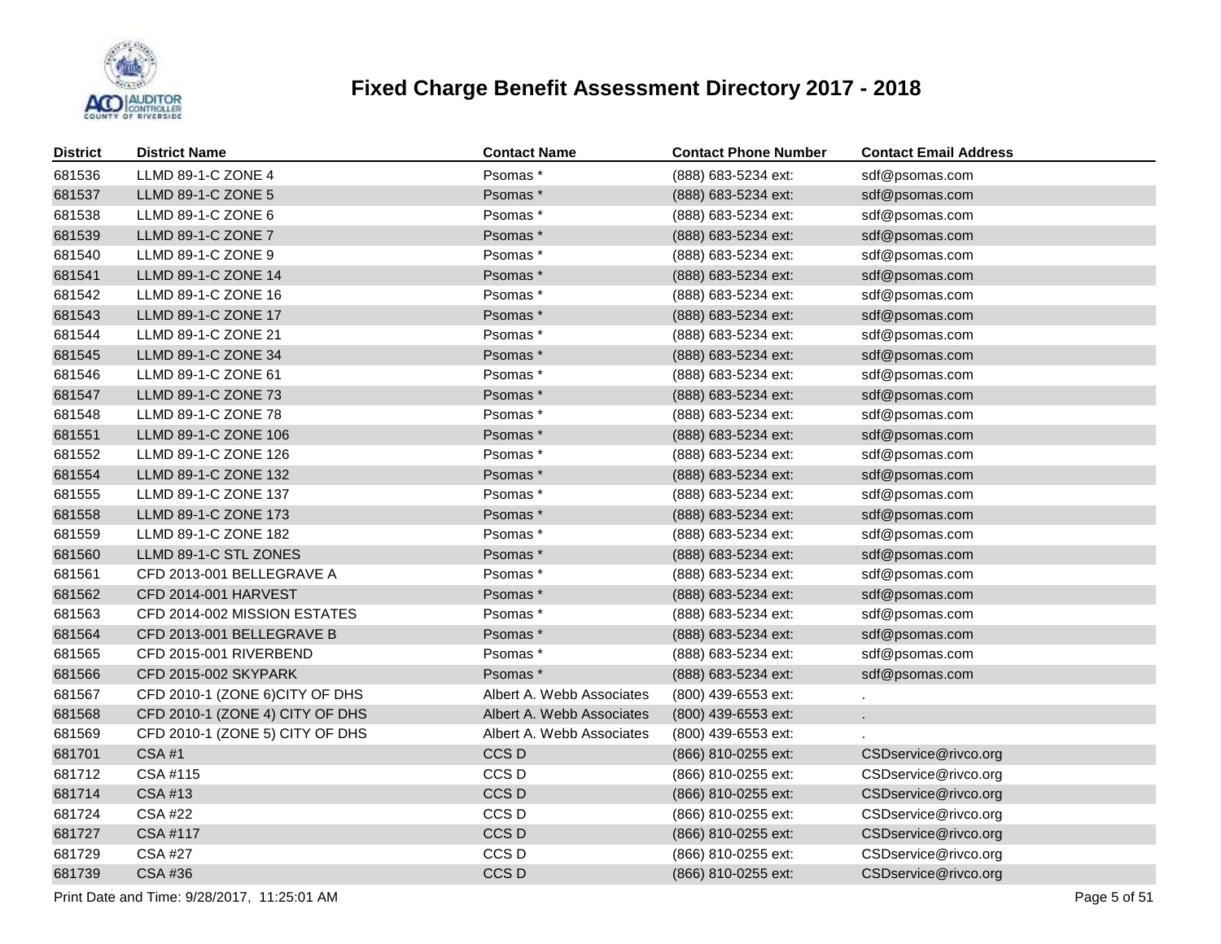# Fixed Charge Benefit Assessment Directory 2017 - 2018

| District | District Name | Contact Name | Contact Phone Number | Contact Email Address |
|---|---|---|---|---|
| 681536 | LLMD 89-1-C ZONE 4 | Psomas * | (888) 683-5234 ext: | sdf@psomas.com |
| 681537 | LLMD 89-1-C ZONE 5 | Psomas * | (888) 683-5234 ext: | sdf@psomas.com |
| 681538 | LLMD 89-1-C ZONE 6 | Psomas * | (888) 683-5234 ext: | sdf@psomas.com |
| 681539 | LLMD 89-1-C ZONE 7 | Psomas * | (888) 683-5234 ext: | sdf@psomas.com |
| 681540 | LLMD 89-1-C ZONE 9 | Psomas * | (888) 683-5234 ext: | sdf@psomas.com |
| 681541 | LLMD 89-1-C ZONE 14 | Psomas * | (888) 683-5234 ext: | sdf@psomas.com |
| 681542 | LLMD 89-1-C ZONE 16 | Psomas * | (888) 683-5234 ext: | sdf@psomas.com |
| 681543 | LLMD 89-1-C ZONE 17 | Psomas * | (888) 683-5234 ext: | sdf@psomas.com |
| 681544 | LLMD 89-1-C ZONE 21 | Psomas * | (888) 683-5234 ext: | sdf@psomas.com |
| 681545 | LLMD 89-1-C ZONE 34 | Psomas * | (888) 683-5234 ext: | sdf@psomas.com |
| 681546 | LLMD 89-1-C ZONE 61 | Psomas * | (888) 683-5234 ext: | sdf@psomas.com |
| 681547 | LLMD 89-1-C ZONE 73 | Psomas * | (888) 683-5234 ext: | sdf@psomas.com |
| 681548 | LLMD 89-1-C ZONE 78 | Psomas * | (888) 683-5234 ext: | sdf@psomas.com |
| 681551 | LLMD 89-1-C ZONE 106 | Psomas * | (888) 683-5234 ext: | sdf@psomas.com |
| 681552 | LLMD 89-1-C ZONE 126 | Psomas * | (888) 683-5234 ext: | sdf@psomas.com |
| 681554 | LLMD 89-1-C ZONE 132 | Psomas * | (888) 683-5234 ext: | sdf@psomas.com |
| 681555 | LLMD 89-1-C ZONE 137 | Psomas * | (888) 683-5234 ext: | sdf@psomas.com |
| 681558 | LLMD 89-1-C ZONE 173 | Psomas * | (888) 683-5234 ext: | sdf@psomas.com |
| 681559 | LLMD 89-1-C ZONE 182 | Psomas * | (888) 683-5234 ext: | sdf@psomas.com |
| 681560 | LLMD 89-1-C STL ZONES | Psomas * | (888) 683-5234 ext: | sdf@psomas.com |
| 681561 | CFD 2013-001 BELLEGRAVE A | Psomas * | (888) 683-5234 ext: | sdf@psomas.com |
| 681562 | CFD 2014-001 HARVEST | Psomas * | (888) 683-5234 ext: | sdf@psomas.com |
| 681563 | CFD 2014-002 MISSION ESTATES | Psomas * | (888) 683-5234 ext: | sdf@psomas.com |
| 681564 | CFD 2013-001 BELLEGRAVE B | Psomas * | (888) 683-5234 ext: | sdf@psomas.com |
| 681565 | CFD 2015-001 RIVERBEND | Psomas * | (888) 683-5234 ext: | sdf@psomas.com |
| 681566 | CFD 2015-002 SKYPARK | Psomas * | (888) 683-5234 ext: | sdf@psomas.com |
| 681567 | CFD 2010-1 (ZONE 6)CITY OF DHS | Albert A. Webb Associates | (800) 439-6553 ext: | . |
| 681568 | CFD 2010-1 (ZONE 4) CITY OF DHS | Albert A. Webb Associates | (800) 439-6553 ext: | . |
| 681569 | CFD 2010-1 (ZONE 5) CITY OF DHS | Albert A. Webb Associates | (800) 439-6553 ext: | . |
| 681701 | CSA #1 | CCS D | (866) 810-0255 ext: | CSDservice@rivco.org |
| 681712 | CSA #115 | CCS D | (866) 810-0255 ext: | CSDservice@rivco.org |
| 681714 | CSA #13 | CCS D | (866) 810-0255 ext: | CSDservice@rivco.org |
| 681724 | CSA #22 | CCS D | (866) 810-0255 ext: | CSDservice@rivco.org |
| 681727 | CSA #117 | CCS D | (866) 810-0255 ext: | CSDservice@rivco.org |
| 681729 | CSA #27 | CCS D | (866) 810-0255 ext: | CSDservice@rivco.org |
| 681739 | CSA #36 | CCS D | (866) 810-0255 ext: | CSDservice@rivco.org |

Print Date and Time: 9/28/2017, 11:25:01 AM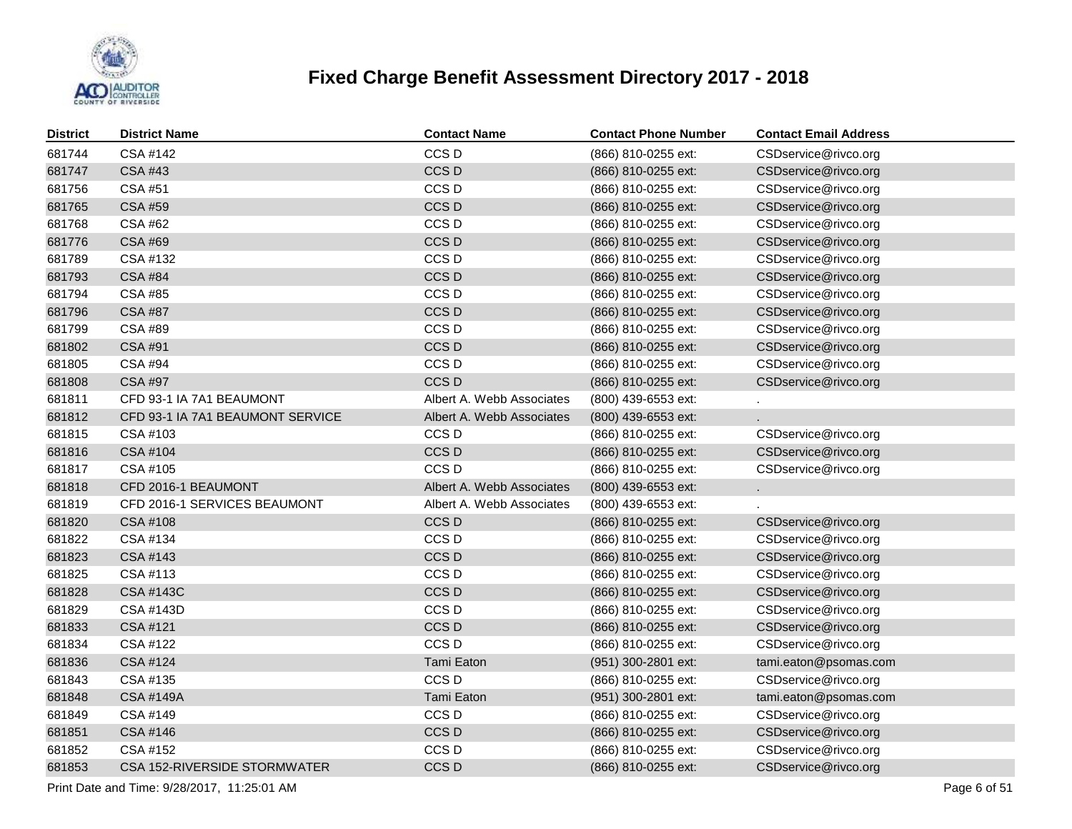# Fixed Charge Benefit Assessment Directory 2017 - 2018

| District | District Name | Contact Name | Contact Phone Number | Contact Email Address |
|---|---|---|---|---|
| 681744 | CSA #142 | CCS D | (866) 810-0255 ext: | CSDservice@rivco.org |
| 681747 | CSA #43 | CCS D | (866) 810-0255 ext: | CSDservice@rivco.org |
| 681756 | CSA #51 | CCS D | (866) 810-0255 ext: | CSDservice@rivco.org |
| 681765 | CSA #59 | CCS D | (866) 810-0255 ext: | CSDservice@rivco.org |
| 681768 | CSA #62 | CCS D | (866) 810-0255 ext: | CSDservice@rivco.org |
| 681776 | CSA #69 | CCS D | (866) 810-0255 ext: | CSDservice@rivco.org |
| 681789 | CSA #132 | CCS D | (866) 810-0255 ext: | CSDservice@rivco.org |
| 681793 | CSA #84 | CCS D | (866) 810-0255 ext: | CSDservice@rivco.org |
| 681794 | CSA #85 | CCS D | (866) 810-0255 ext: | CSDservice@rivco.org |
| 681796 | CSA #87 | CCS D | (866) 810-0255 ext: | CSDservice@rivco.org |
| 681799 | CSA #89 | CCS D | (866) 810-0255 ext: | CSDservice@rivco.org |
| 681802 | CSA #91 | CCS D | (866) 810-0255 ext: | CSDservice@rivco.org |
| 681805 | CSA #94 | CCS D | (866) 810-0255 ext: | CSDservice@rivco.org |
| 681808 | CSA #97 | CCS D | (866) 810-0255 ext: | CSDservice@rivco.org |
| 681811 | CFD 93-1 IA 7A1 BEAUMONT | Albert A. Webb Associates | (800) 439-6553 ext: | . |
| 681812 | CFD 93-1 IA 7A1 BEAUMONT SERVICE | Albert A. Webb Associates | (800) 439-6553 ext: | . |
| 681815 | CSA #103 | CCS D | (866) 810-0255 ext: | CSDservice@rivco.org |
| 681816 | CSA #104 | CCS D | (866) 810-0255 ext: | CSDservice@rivco.org |
| 681817 | CSA #105 | CCS D | (866) 810-0255 ext: | CSDservice@rivco.org |
| 681818 | CFD 2016-1 BEAUMONT | Albert A. Webb Associates | (800) 439-6553 ext: | . |
| 681819 | CFD 2016-1 SERVICES BEAUMONT | Albert A. Webb Associates | (800) 439-6553 ext: | . |
| 681820 | CSA #108 | CCS D | (866) 810-0255 ext: | CSDservice@rivco.org |
| 681822 | CSA #134 | CCS D | (866) 810-0255 ext: | CSDservice@rivco.org |
| 681823 | CSA #143 | CCS D | (866) 810-0255 ext: | CSDservice@rivco.org |
| 681825 | CSA #113 | CCS D | (866) 810-0255 ext: | CSDservice@rivco.org |
| 681828 | CSA #143C | CCS D | (866) 810-0255 ext: | CSDservice@rivco.org |
| 681829 | CSA #143D | CCS D | (866) 810-0255 ext: | CSDservice@rivco.org |
| 681833 | CSA #121 | CCS D | (866) 810-0255 ext: | CSDservice@rivco.org |
| 681834 | CSA #122 | CCS D | (866) 810-0255 ext: | CSDservice@rivco.org |
| 681836 | CSA #124 | Tami Eaton | (951) 300-2801 ext: | tami.eaton@psomas.com |
| 681843 | CSA #135 | CCS D | (866) 810-0255 ext: | CSDservice@rivco.org |
| 681848 | CSA #149A | Tami Eaton | (951) 300-2801 ext: | tami.eaton@psomas.com |
| 681849 | CSA #149 | CCS D | (866) 810-0255 ext: | CSDservice@rivco.org |
| 681851 | CSA #146 | CCS D | (866) 810-0255 ext: | CSDservice@rivco.org |
| 681852 | CSA #152 | CCS D | (866) 810-0255 ext: | CSDservice@rivco.org |
| 681853 | CSA 152-RIVERSIDE STORMWATER | CCS D | (866) 810-0255 ext: | CSDservice@rivco.org |

Print Date and Time: 9/28/2017, 11:25:01 AM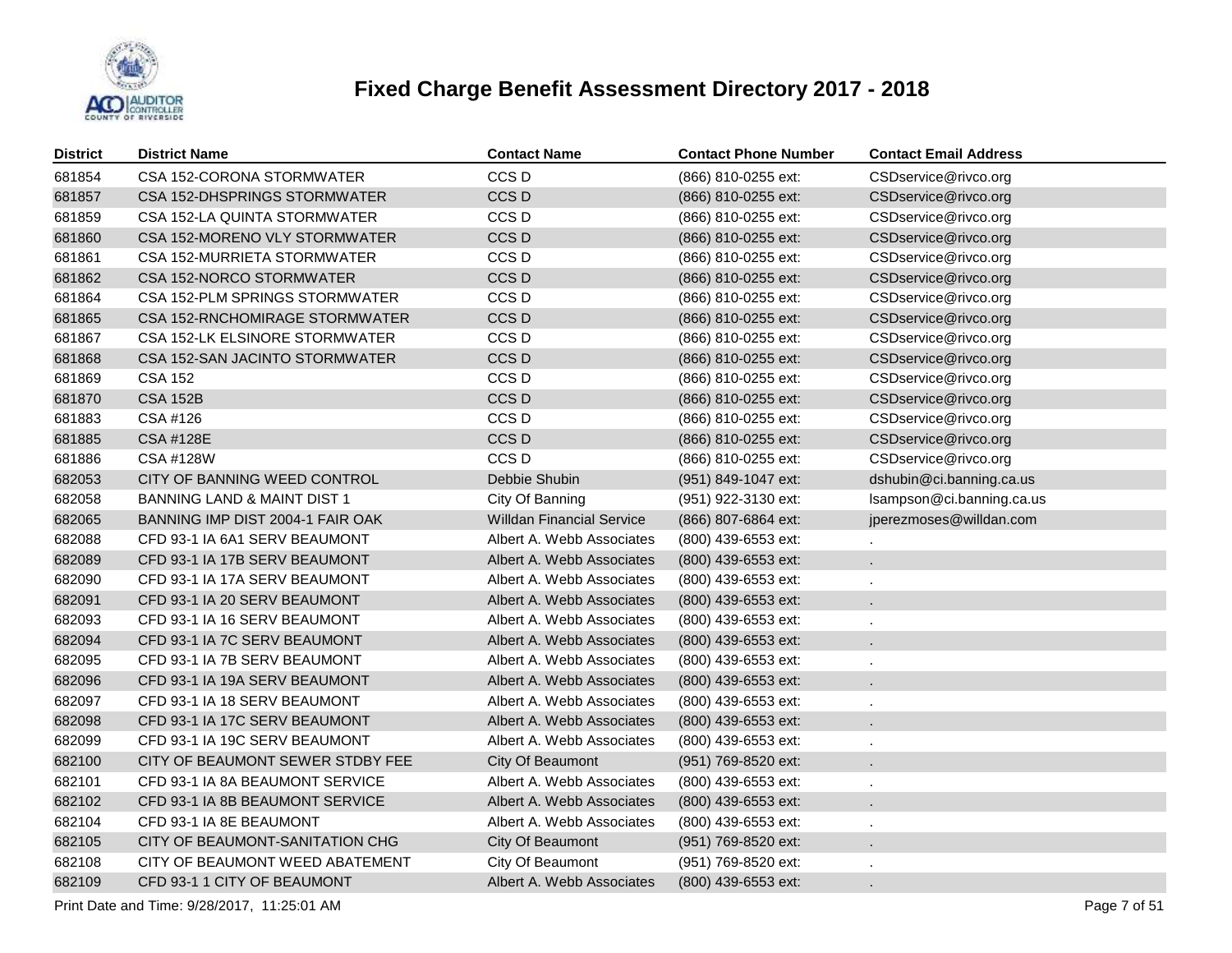# Fixed Charge Benefit Assessment Directory 2017 - 2018

| District | District Name | Contact Name | Contact Phone Number | Contact Email Address |
|---|---|---|---|---|
| 681854 | CSA 152-CORONA STORMWATER | CCS D | (866) 810-0255 ext: | CSDservice@rivco.org |
| 681857 | CSA 152-DHSPRINGS STORMWATER | CCS D | (866) 810-0255 ext: | CSDservice@rivco.org |
| 681859 | CSA 152-LA QUINTA STORMWATER | CCS D | (866) 810-0255 ext: | CSDservice@rivco.org |
| 681860 | CSA 152-MORENO VLY STORMWATER | CCS D | (866) 810-0255 ext: | CSDservice@rivco.org |
| 681861 | CSA 152-MURRIETA STORMWATER | CCS D | (866) 810-0255 ext: | CSDservice@rivco.org |
| 681862 | CSA 152-NORCO STORMWATER | CCS D | (866) 810-0255 ext: | CSDservice@rivco.org |
| 681864 | CSA 152-PLM SPRINGS STORMWATER | CCS D | (866) 810-0255 ext: | CSDservice@rivco.org |
| 681865 | CSA 152-RNCHOMIRAGE STORMWATER | CCS D | (866) 810-0255 ext: | CSDservice@rivco.org |
| 681867 | CSA 152-LK ELSINORE STORMWATER | CCS D | (866) 810-0255 ext: | CSDservice@rivco.org |
| 681868 | CSA 152-SAN JACINTO STORMWATER | CCS D | (866) 810-0255 ext: | CSDservice@rivco.org |
| 681869 | CSA 152 | CCS D | (866) 810-0255 ext: | CSDservice@rivco.org |
| 681870 | CSA 152B | CCS D | (866) 810-0255 ext: | CSDservice@rivco.org |
| 681883 | CSA #126 | CCS D | (866) 810-0255 ext: | CSDservice@rivco.org |
| 681885 | CSA #128E | CCS D | (866) 810-0255 ext: | CSDservice@rivco.org |
| 681886 | CSA #128W | CCS D | (866) 810-0255 ext: | CSDservice@rivco.org |
| 682053 | CITY OF BANNING WEED CONTROL | Debbie Shubin | (951) 849-1047 ext: | dshubin@ci.banning.ca.us |
| 682058 | BANNING LAND & MAINT DIST 1 | City Of Banning | (951) 922-3130 ext: | lsampson@ci.banning.ca.us |
| 682065 | BANNING IMP DIST 2004-1 FAIR OAK | Willdan Financial Service | (866) 807-6864 ext: | jperezmoses@willdan.com |
| 682088 | CFD 93-1 IA 6A1 SERV BEAUMONT | Albert A. Webb Associates | (800) 439-6553 ext: | . |
| 682089 | CFD 93-1 IA 17B SERV BEAUMONT | Albert A. Webb Associates | (800) 439-6553 ext: | . |
| 682090 | CFD 93-1 IA 17A SERV BEAUMONT | Albert A. Webb Associates | (800) 439-6553 ext: | . |
| 682091 | CFD 93-1 IA 20 SERV BEAUMONT | Albert A. Webb Associates | (800) 439-6553 ext: | . |
| 682093 | CFD 93-1 IA 16 SERV BEAUMONT | Albert A. Webb Associates | (800) 439-6553 ext: | . |
| 682094 | CFD 93-1 IA 7C SERV BEAUMONT | Albert A. Webb Associates | (800) 439-6553 ext: | . |
| 682095 | CFD 93-1 IA 7B SERV BEAUMONT | Albert A. Webb Associates | (800) 439-6553 ext: | . |
| 682096 | CFD 93-1 IA 19A SERV BEAUMONT | Albert A. Webb Associates | (800) 439-6553 ext: | . |
| 682097 | CFD 93-1 IA 18 SERV BEAUMONT | Albert A. Webb Associates | (800) 439-6553 ext: | . |
| 682098 | CFD 93-1 IA 17C SERV BEAUMONT | Albert A. Webb Associates | (800) 439-6553 ext: | . |
| 682099 | CFD 93-1 IA 19C SERV BEAUMONT | Albert A. Webb Associates | (800) 439-6553 ext: | . |
| 682100 | CITY OF BEAUMONT SEWER STDBY FEE | City Of Beaumont | (951) 769-8520 ext: | . |
| 682101 | CFD 93-1 IA 8A BEAUMONT SERVICE | Albert A. Webb Associates | (800) 439-6553 ext: | . |
| 682102 | CFD 93-1 IA 8B BEAUMONT SERVICE | Albert A. Webb Associates | (800) 439-6553 ext: | . |
| 682104 | CFD 93-1 IA 8E BEAUMONT | Albert A. Webb Associates | (800) 439-6553 ext: | . |
| 682105 | CITY OF BEAUMONT-SANITATION CHG | City Of Beaumont | (951) 769-8520 ext: | . |
| 682108 | CITY OF BEAUMONT WEED ABATEMENT | City Of Beaumont | (951) 769-8520 ext: | . |
| 682109 | CFD 93-1 1 CITY OF BEAUMONT | Albert A. Webb Associates | (800) 439-6553 ext: | . |

Print Date and Time: 9/28/2017, 11:25:01 AM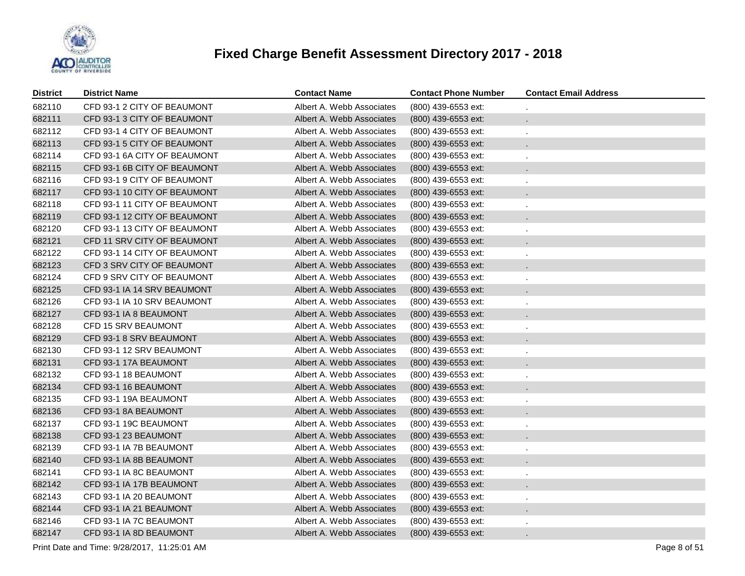# Fixed Charge Benefit Assessment Directory 2017 - 2018

| District | District Name | Contact Name | Contact Phone Number | Contact Email Address |
|---|---|---|---|---|
| 682110 | CFD 93-1 2 CITY OF BEAUMONT | Albert A. Webb Associates | (800) 439-6553 ext: | . |
| 682111 | CFD 93-1 3 CITY OF BEAUMONT | Albert A. Webb Associates | (800) 439-6553 ext: | . |
| 682112 | CFD 93-1 4 CITY OF BEAUMONT | Albert A. Webb Associates | (800) 439-6553 ext: | . |
| 682113 | CFD 93-1 5 CITY OF BEAUMONT | Albert A. Webb Associates | (800) 439-6553 ext: | . |
| 682114 | CFD 93-1 6A CITY OF BEAUMONT | Albert A. Webb Associates | (800) 439-6553 ext: | . |
| 682115 | CFD 93-1 6B CITY OF BEAUMONT | Albert A. Webb Associates | (800) 439-6553 ext: | . |
| 682116 | CFD 93-1 9 CITY OF BEAUMONT | Albert A. Webb Associates | (800) 439-6553 ext: | . |
| 682117 | CFD 93-1 10 CITY OF BEAUMONT | Albert A. Webb Associates | (800) 439-6553 ext: | . |
| 682118 | CFD 93-1 11 CITY OF BEAUMONT | Albert A. Webb Associates | (800) 439-6553 ext: | . |
| 682119 | CFD 93-1 12 CITY OF BEAUMONT | Albert A. Webb Associates | (800) 439-6553 ext: | . |
| 682120 | CFD 93-1 13 CITY OF BEAUMONT | Albert A. Webb Associates | (800) 439-6553 ext: | . |
| 682121 | CFD 11 SRV CITY OF BEAUMONT | Albert A. Webb Associates | (800) 439-6553 ext: | . |
| 682122 | CFD 93-1 14 CITY OF BEAUMONT | Albert A. Webb Associates | (800) 439-6553 ext: | . |
| 682123 | CFD 3 SRV CITY OF BEAUMONT | Albert A. Webb Associates | (800) 439-6553 ext: | . |
| 682124 | CFD 9 SRV CITY OF BEAUMONT | Albert A. Webb Associates | (800) 439-6553 ext: | . |
| 682125 | CFD 93-1 IA 14 SRV BEAUMONT | Albert A. Webb Associates | (800) 439-6553 ext: | . |
| 682126 | CFD 93-1 IA 10 SRV BEAUMONT | Albert A. Webb Associates | (800) 439-6553 ext: | . |
| 682127 | CFD 93-1 IA 8 BEAUMONT | Albert A. Webb Associates | (800) 439-6553 ext: | . |
| 682128 | CFD 15 SRV BEAUMONT | Albert A. Webb Associates | (800) 439-6553 ext: | . |
| 682129 | CFD 93-1 8 SRV BEAUMONT | Albert A. Webb Associates | (800) 439-6553 ext: | . |
| 682130 | CFD 93-1 12 SRV BEAUMONT | Albert A. Webb Associates | (800) 439-6553 ext: | . |
| 682131 | CFD 93-1 17A BEAUMONT | Albert A. Webb Associates | (800) 439-6553 ext: | . |
| 682132 | CFD 93-1 18 BEAUMONT | Albert A. Webb Associates | (800) 439-6553 ext: | . |
| 682134 | CFD 93-1 16 BEAUMONT | Albert A. Webb Associates | (800) 439-6553 ext: | . |
| 682135 | CFD 93-1 19A BEAUMONT | Albert A. Webb Associates | (800) 439-6553 ext: | . |
| 682136 | CFD 93-1 8A BEAUMONT | Albert A. Webb Associates | (800) 439-6553 ext: | . |
| 682137 | CFD 93-1 19C BEAUMONT | Albert A. Webb Associates | (800) 439-6553 ext: | . |
| 682138 | CFD 93-1 23 BEAUMONT | Albert A. Webb Associates | (800) 439-6553 ext: | . |
| 682139 | CFD 93-1 IA 7B BEAUMONT | Albert A. Webb Associates | (800) 439-6553 ext: | . |
| 682140 | CFD 93-1 IA 8B BEAUMONT | Albert A. Webb Associates | (800) 439-6553 ext: | . |
| 682141 | CFD 93-1 IA 8C BEAUMONT | Albert A. Webb Associates | (800) 439-6553 ext: | . |
| 682142 | CFD 93-1 IA 17B BEAUMONT | Albert A. Webb Associates | (800) 439-6553 ext: | . |
| 682143 | CFD 93-1 IA 20 BEAUMONT | Albert A. Webb Associates | (800) 439-6553 ext: | . |
| 682144 | CFD 93-1 IA 21 BEAUMONT | Albert A. Webb Associates | (800) 439-6553 ext: | . |
| 682146 | CFD 93-1 IA 7C BEAUMONT | Albert A. Webb Associates | (800) 439-6553 ext: | . |
| 682147 | CFD 93-1 IA 8D BEAUMONT | Albert A. Webb Associates | (800) 439-6553 ext: | . |

Print Date and Time: 9/28/2017, 11:25:01 AM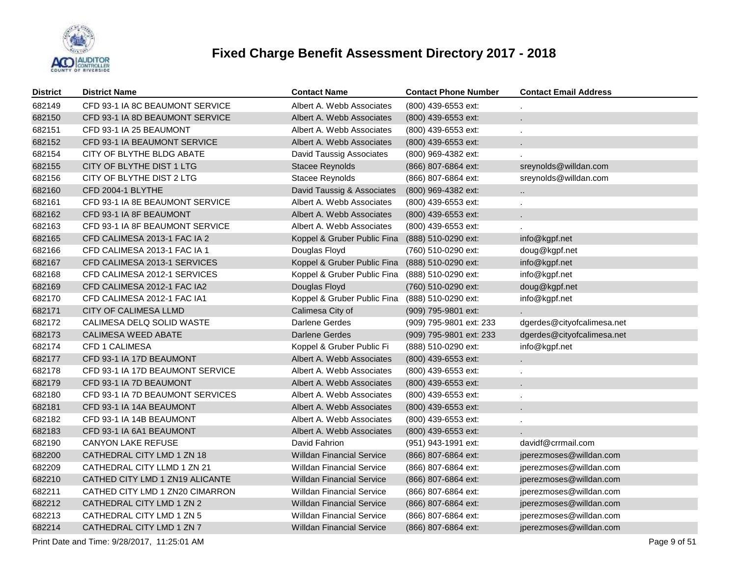# Fixed Charge Benefit Assessment Directory 2017 - 2018

| District | District Name | Contact Name | Contact Phone Number | Contact Email Address |
|---|---|---|---|---|
| 682149 | CFD 93-1 IA 8C BEAUMONT SERVICE | Albert A. Webb Associates | (800) 439-6553 ext: | . |
| 682150 | CFD 93-1 IA 8D BEAUMONT SERVICE | Albert A. Webb Associates | (800) 439-6553 ext: | . |
| 682151 | CFD 93-1 IA 25 BEAUMONT | Albert A. Webb Associates | (800) 439-6553 ext: | . |
| 682152 | CFD 93-1 IA BEAUMONT SERVICE | Albert A. Webb Associates | (800) 439-6553 ext: | . |
| 682154 | CITY OF BLYTHE BLDG ABATE | David Taussig Associates | (800) 969-4382 ext: | . |
| 682155 | CITY OF BLYTHE DIST 1 LTG | Stacee Reynolds | (866) 807-6864 ext: | sreynolds@willdan.com |
| 682156 | CITY OF BLYTHE DIST 2 LTG | Stacee Reynolds | (866) 807-6864 ext: | sreynolds@willdan.com |
| 682160 | CFD 2004-1 BLYTHE | David Taussig & Associates | (800) 969-4382 ext: | .. |
| 682161 | CFD 93-1 IA 8E BEAUMONT SERVICE | Albert A. Webb Associates | (800) 439-6553 ext: | . |
| 682162 | CFD 93-1 IA 8F BEAUMONT | Albert A. Webb Associates | (800) 439-6553 ext: | . |
| 682163 | CFD 93-1 IA 8F BEAUMONT SERVICE | Albert A. Webb Associates | (800) 439-6553 ext: | . |
| 682165 | CFD CALIMESA 2013-1 FAC IA 2 | Koppel & Gruber Public Fina | (888) 510-0290 ext: | info@kgpf.net |
| 682166 | CFD CALIMESA 2013-1 FAC IA 1 | Douglas Floyd | (760) 510-0290 ext: | doug@kgpf.net |
| 682167 | CFD CALIMESA 2013-1 SERVICES | Koppel & Gruber Public Fina | (888) 510-0290 ext: | info@kgpf.net |
| 682168 | CFD CALIMESA 2012-1 SERVICES | Koppel & Gruber Public Fina | (888) 510-0290 ext: | info@kgpf.net |
| 682169 | CFD CALIMESA 2012-1 FAC IA2 | Douglas Floyd | (760) 510-0290 ext: | doug@kgpf.net |
| 682170 | CFD CALIMESA 2012-1 FAC IA1 | Koppel & Gruber Public Fina | (888) 510-0290 ext: | info@kgpf.net |
| 682171 | CITY OF CALIMESA LLMD | Calimesa City of | (909) 795-9801 ext: | . |
| 682172 | CALIMESA DELQ SOLID WASTE | Darlene Gerdes | (909) 795-9801 ext: 233 | dgerdes@cityofcalimesa.net |
| 682173 | CALIMESA WEED ABATE | Darlene Gerdes | (909) 795-9801 ext: 233 | dgerdes@cityofcalimesa.net |
| 682174 | CFD 1 CALIMESA | Koppel & Gruber Public Fi | (888) 510-0290 ext: | info@kgpf.net |
| 682177 | CFD 93-1 IA 17D BEAUMONT | Albert A. Webb Associates | (800) 439-6553 ext: | . |
| 682178 | CFD 93-1 IA 17D BEAUMONT SERVICE | Albert A. Webb Associates | (800) 439-6553 ext: | . |
| 682179 | CFD 93-1 IA 7D BEAUMONT | Albert A. Webb Associates | (800) 439-6553 ext: | . |
| 682180 | CFD 93-1 IA 7D BEAUMONT SERVICES | Albert A. Webb Associates | (800) 439-6553 ext: | . |
| 682181 | CFD 93-1 IA 14A BEAUMONT | Albert A. Webb Associates | (800) 439-6553 ext: | . |
| 682182 | CFD 93-1 IA 14B BEAUMONT | Albert A. Webb Associates | (800) 439-6553 ext: | . |
| 682183 | CFD 93-1 IA 6A1 BEAUMONT | Albert A. Webb Associates | (800) 439-6553 ext: | . |
| 682190 | CANYON LAKE REFUSE | David Fahrion | (951) 943-1991 ext: | davidf@crrmail.com |
| 682200 | CATHEDRAL CITY LMD 1 ZN 18 | Willdan Financial Service | (866) 807-6864 ext: | jperezmoses@willdan.com |
| 682209 | CATHEDRAL CITY LLMD 1 ZN 21 | Willdan Financial Service | (866) 807-6864 ext: | jperezmoses@willdan.com |
| 682210 | CATHED CITY LMD 1 ZN19 ALICANTE | Willdan Financial Service | (866) 807-6864 ext: | jperezmoses@willdan.com |
| 682211 | CATHED CITY LMD 1 ZN20 CIMARRON | Willdan Financial Service | (866) 807-6864 ext: | jperezmoses@willdan.com |
| 682212 | CATHEDRAL CITY LMD 1 ZN 2 | Willdan Financial Service | (866) 807-6864 ext: | jperezmoses@willdan.com |
| 682213 | CATHEDRAL CITY LMD 1 ZN 5 | Willdan Financial Service | (866) 807-6864 ext: | jperezmoses@willdan.com |
| 682214 | CATHEDRAL CITY LMD 1 ZN 7 | Willdan Financial Service | (866) 807-6864 ext: | jperezmoses@willdan.com |

Print Date and Time: 9/28/2017, 11:25:01 AM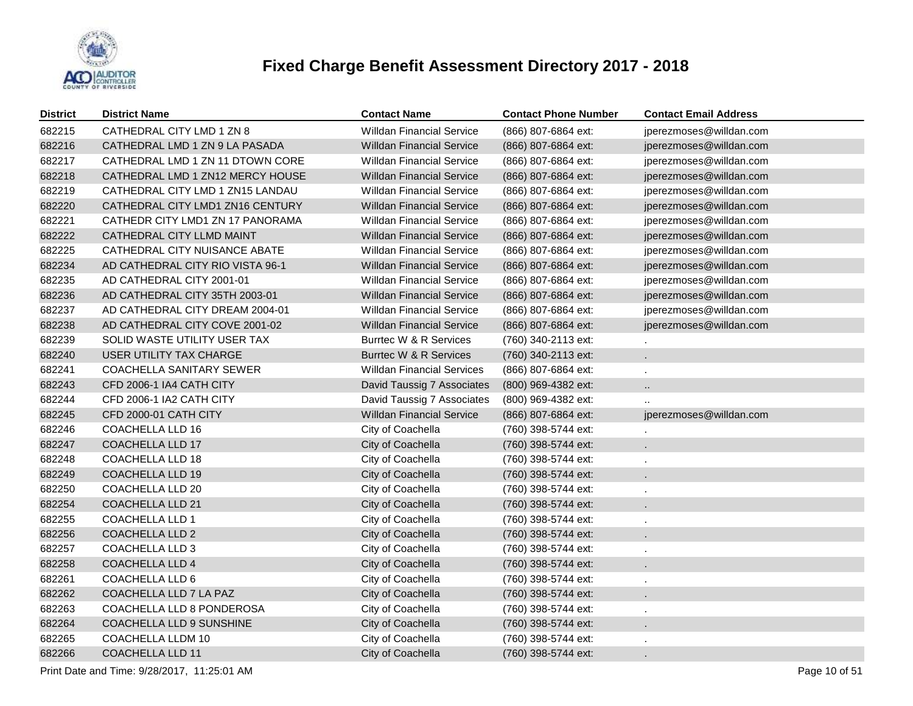# Fixed Charge Benefit Assessment Directory 2017 - 2018

| District | District Name | Contact Name | Contact Phone Number | Contact Email Address |
|---|---|---|---|---|
| 682215 | CATHEDRAL CITY LMD 1 ZN 8 | Willdan Financial Service | (866) 807-6864 ext: | jperezmoses@willdan.com |
| 682216 | CATHEDRAL LMD 1 ZN 9 LA PASADA | Willdan Financial Service | (866) 807-6864 ext: | jperezmoses@willdan.com |
| 682217 | CATHEDRAL LMD 1 ZN 11 DTOWN CORE | Willdan Financial Service | (866) 807-6864 ext: | jperezmoses@willdan.com |
| 682218 | CATHEDRAL LMD 1 ZN12 MERCY HOUSE | Willdan Financial Service | (866) 807-6864 ext: | jperezmoses@willdan.com |
| 682219 | CATHEDRAL CITY LMD 1 ZN15 LANDAU | Willdan Financial Service | (866) 807-6864 ext: | jperezmoses@willdan.com |
| 682220 | CATHEDRAL CITY LMD1 ZN16 CENTURY | Willdan Financial Service | (866) 807-6864 ext: | jperezmoses@willdan.com |
| 682221 | CATHEDR CITY LMD1 ZN 17 PANORAMA | Willdan Financial Service | (866) 807-6864 ext: | jperezmoses@willdan.com |
| 682222 | CATHEDRAL CITY LLMD MAINT | Willdan Financial Service | (866) 807-6864 ext: | jperezmoses@willdan.com |
| 682225 | CATHEDRAL CITY NUISANCE ABATE | Willdan Financial Service | (866) 807-6864 ext: | jperezmoses@willdan.com |
| 682234 | AD CATHEDRAL CITY RIO VISTA 96-1 | Willdan Financial Service | (866) 807-6864 ext: | jperezmoses@willdan.com |
| 682235 | AD CATHEDRAL CITY 2001-01 | Willdan Financial Service | (866) 807-6864 ext: | jperezmoses@willdan.com |
| 682236 | AD CATHEDRAL CITY 35TH 2003-01 | Willdan Financial Service | (866) 807-6864 ext: | jperezmoses@willdan.com |
| 682237 | AD CATHEDRAL CITY DREAM 2004-01 | Willdan Financial Service | (866) 807-6864 ext: | jperezmoses@willdan.com |
| 682238 | AD CATHEDRAL CITY COVE 2001-02 | Willdan Financial Service | (866) 807-6864 ext: | jperezmoses@willdan.com |
| 682239 | SOLID WASTE UTILITY USER TAX | Burrtec W & R Services | (760) 340-2113 ext: | . |
| 682240 | USER UTILITY TAX CHARGE | Burrtec W & R Services | (760) 340-2113 ext: | . |
| 682241 | COACHELLA SANITARY SEWER | Willdan Financial Services | (866) 807-6864 ext: | . |
| 682243 | CFD 2006-1 IA4 CATH CITY | David Taussig 7 Associates | (800) 969-4382 ext: | .. |
| 682244 | CFD 2006-1 IA2 CATH CITY | David Taussig 7 Associates | (800) 969-4382 ext: | .. |
| 682245 | CFD 2000-01 CATH CITY | Willdan Financial Service | (866) 807-6864 ext: | jperezmoses@willdan.com |
| 682246 | COACHELLA LLD 16 | City of Coachella | (760) 398-5744 ext: | . |
| 682247 | COACHELLA LLD 17 | City of Coachella | (760) 398-5744 ext: | . |
| 682248 | COACHELLA LLD 18 | City of Coachella | (760) 398-5744 ext: | . |
| 682249 | COACHELLA LLD 19 | City of Coachella | (760) 398-5744 ext: | . |
| 682250 | COACHELLA LLD 20 | City of Coachella | (760) 398-5744 ext: | . |
| 682254 | COACHELLA LLD 21 | City of Coachella | (760) 398-5744 ext: | . |
| 682255 | COACHELLA LLD 1 | City of Coachella | (760) 398-5744 ext: | . |
| 682256 | COACHELLA LLD 2 | City of Coachella | (760) 398-5744 ext: | . |
| 682257 | COACHELLA LLD 3 | City of Coachella | (760) 398-5744 ext: | . |
| 682258 | COACHELLA LLD 4 | City of Coachella | (760) 398-5744 ext: | . |
| 682261 | COACHELLA LLD 6 | City of Coachella | (760) 398-5744 ext: | . |
| 682262 | COACHELLA LLD 7 LA PAZ | City of Coachella | (760) 398-5744 ext: | . |
| 682263 | COACHELLA LLD 8 PONDEROSA | City of Coachella | (760) 398-5744 ext: | . |
| 682264 | COACHELLA LLD 9 SUNSHINE | City of Coachella | (760) 398-5744 ext: | . |
| 682265 | COACHELLA LLDM 10 | City of Coachella | (760) 398-5744 ext: | . |
| 682266 | COACHELLA LLD 11 | City of Coachella | (760) 398-5744 ext: | . |

Print Date and Time: 9/28/2017, 11:25:01 AM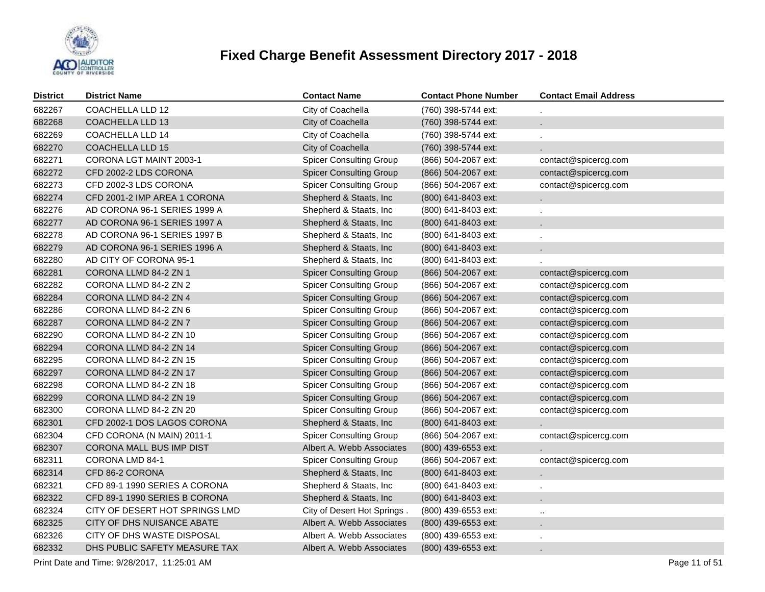# Fixed Charge Benefit Assessment Directory 2017 - 2018

| District | District Name | Contact Name | Contact Phone Number | Contact Email Address |
|---|---|---|---|---|
| 682267 | COACHELLA LLD 12 | City of Coachella | (760) 398-5744 ext: | . |
| 682268 | COACHELLA LLD 13 | City of Coachella | (760) 398-5744 ext: | . |
| 682269 | COACHELLA LLD 14 | City of Coachella | (760) 398-5744 ext: | . |
| 682270 | COACHELLA LLD 15 | City of Coachella | (760) 398-5744 ext: | . |
| 682271 | CORONA LGT MAINT 2003-1 | Spicer Consulting Group | (866) 504-2067 ext: | contact@spicercg.com |
| 682272 | CFD 2002-2 LDS CORONA | Spicer Consulting Group | (866) 504-2067 ext: | contact@spicercg.com |
| 682273 | CFD 2002-3 LDS CORONA | Spicer Consulting Group | (866) 504-2067 ext: | contact@spicercg.com |
| 682274 | CFD 2001-2 IMP AREA 1 CORONA | Shepherd & Staats, Inc | (800) 641-8403 ext: | . |
| 682276 | AD CORONA 96-1 SERIES 1999 A | Shepherd & Staats, Inc | (800) 641-8403 ext: | . |
| 682277 | AD CORONA 96-1 SERIES 1997 A | Shepherd & Staats, Inc | (800) 641-8403 ext: | . |
| 682278 | AD CORONA 96-1 SERIES 1997 B | Shepherd & Staats, Inc | (800) 641-8403 ext: | . |
| 682279 | AD CORONA 96-1 SERIES 1996 A | Shepherd & Staats, Inc | (800) 641-8403 ext: | . |
| 682280 | AD CITY OF CORONA 95-1 | Shepherd & Staats, Inc | (800) 641-8403 ext: | . |
| 682281 | CORONA LLMD 84-2 ZN 1 | Spicer Consulting Group | (866) 504-2067 ext: | contact@spicercg.com |
| 682282 | CORONA LLMD 84-2 ZN 2 | Spicer Consulting Group | (866) 504-2067 ext: | contact@spicercg.com |
| 682284 | CORONA LLMD 84-2 ZN 4 | Spicer Consulting Group | (866) 504-2067 ext: | contact@spicercg.com |
| 682286 | CORONA LLMD 84-2 ZN 6 | Spicer Consulting Group | (866) 504-2067 ext: | contact@spicercg.com |
| 682287 | CORONA LLMD 84-2 ZN 7 | Spicer Consulting Group | (866) 504-2067 ext: | contact@spicercg.com |
| 682290 | CORONA LLMD 84-2 ZN 10 | Spicer Consulting Group | (866) 504-2067 ext: | contact@spicercg.com |
| 682294 | CORONA LLMD 84-2 ZN 14 | Spicer Consulting Group | (866) 504-2067 ext: | contact@spicercg.com |
| 682295 | CORONA LLMD 84-2 ZN 15 | Spicer Consulting Group | (866) 504-2067 ext: | contact@spicercg.com |
| 682297 | CORONA LLMD 84-2 ZN 17 | Spicer Consulting Group | (866) 504-2067 ext: | contact@spicercg.com |
| 682298 | CORONA LLMD 84-2 ZN 18 | Spicer Consulting Group | (866) 504-2067 ext: | contact@spicercg.com |
| 682299 | CORONA LLMD 84-2 ZN 19 | Spicer Consulting Group | (866) 504-2067 ext: | contact@spicercg.com |
| 682300 | CORONA LLMD 84-2 ZN 20 | Spicer Consulting Group | (866) 504-2067 ext: | contact@spicercg.com |
| 682301 | CFD 2002-1 DOS LAGOS CORONA | Shepherd & Staats, Inc | (800) 641-8403 ext: | . |
| 682304 | CFD CORONA (N MAIN) 2011-1 | Spicer Consulting Group | (866) 504-2067 ext: | contact@spicercg.com |
| 682307 | CORONA MALL BUS IMP DIST | Albert A. Webb Associates | (800) 439-6553 ext: | . |
| 682311 | CORONA LMD 84-1 | Spicer Consulting Group | (866) 504-2067 ext: | contact@spicercg.com |
| 682314 | CFD 86-2 CORONA | Shepherd & Staats, Inc | (800) 641-8403 ext: | . |
| 682321 | CFD 89-1 1990 SERIES A CORONA | Shepherd & Staats, Inc | (800) 641-8403 ext: | . |
| 682322 | CFD 89-1 1990 SERIES B CORONA | Shepherd & Staats, Inc | (800) 641-8403 ext: | . |
| 682324 | CITY OF DESERT HOT SPRINGS LMD | City of Desert Hot Springs . | (800) 439-6553 ext: | .. |
| 682325 | CITY OF DHS NUISANCE ABATE | Albert A. Webb Associates | (800) 439-6553 ext: | . |
| 682326 | CITY OF DHS WASTE DISPOSAL | Albert A. Webb Associates | (800) 439-6553 ext: | . |
| 682332 | DHS PUBLIC SAFETY MEASURE TAX | Albert A. Webb Associates | (800) 439-6553 ext: | . |

Print Date and Time: 9/28/2017, 11:25:01 AM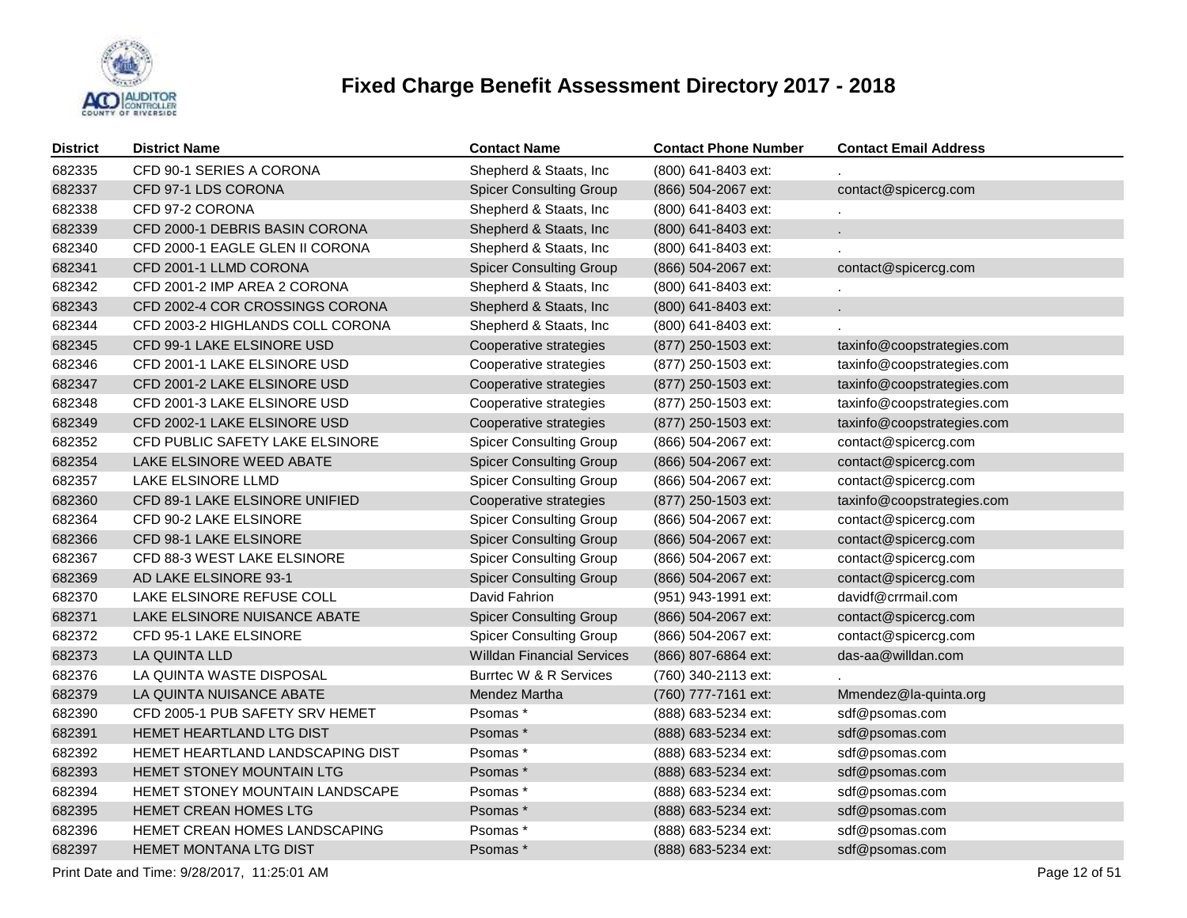# Fixed Charge Benefit Assessment Directory 2017 - 2018

| District | District Name | Contact Name | Contact Phone Number | Contact Email Address |
|---|---|---|---|---|
| 682335 | CFD 90-1 SERIES A CORONA | Shepherd & Staats, Inc | (800) 641-8403 ext: | . |
| 682337 | CFD 97-1 LDS CORONA | Spicer Consulting Group | (866) 504-2067 ext: | contact@spicercg.com |
| 682338 | CFD 97-2 CORONA | Shepherd & Staats, Inc | (800) 641-8403 ext: | . |
| 682339 | CFD 2000-1 DEBRIS BASIN CORONA | Shepherd & Staats, Inc | (800) 641-8403 ext: | . |
| 682340 | CFD 2000-1 EAGLE GLEN II CORONA | Shepherd & Staats, Inc | (800) 641-8403 ext: | . |
| 682341 | CFD 2001-1 LLMD CORONA | Spicer Consulting Group | (866) 504-2067 ext: | contact@spicercg.com |
| 682342 | CFD 2001-2 IMP AREA 2 CORONA | Shepherd & Staats, Inc | (800) 641-8403 ext: | . |
| 682343 | CFD 2002-4 COR CROSSINGS CORONA | Shepherd & Staats, Inc | (800) 641-8403 ext: | . |
| 682344 | CFD 2003-2 HIGHLANDS COLL CORONA | Shepherd & Staats, Inc | (800) 641-8403 ext: | . |
| 682345 | CFD 99-1 LAKE ELSINORE USD | Cooperative strategies | (877) 250-1503 ext: | taxinfo@coopstrategies.com |
| 682346 | CFD 2001-1 LAKE ELSINORE USD | Cooperative strategies | (877) 250-1503 ext: | taxinfo@coopstrategies.com |
| 682347 | CFD 2001-2 LAKE ELSINORE USD | Cooperative strategies | (877) 250-1503 ext: | taxinfo@coopstrategies.com |
| 682348 | CFD 2001-3 LAKE ELSINORE USD | Cooperative strategies | (877) 250-1503 ext: | taxinfo@coopstrategies.com |
| 682349 | CFD 2002-1 LAKE ELSINORE USD | Cooperative strategies | (877) 250-1503 ext: | taxinfo@coopstrategies.com |
| 682352 | CFD PUBLIC SAFETY LAKE ELSINORE | Spicer Consulting Group | (866) 504-2067 ext: | contact@spicercg.com |
| 682354 | LAKE ELSINORE WEED ABATE | Spicer Consulting Group | (866) 504-2067 ext: | contact@spicercg.com |
| 682357 | LAKE ELSINORE LLMD | Spicer Consulting Group | (866) 504-2067 ext: | contact@spicercg.com |
| 682360 | CFD 89-1 LAKE ELSINORE UNIFIED | Cooperative strategies | (877) 250-1503 ext: | taxinfo@coopstrategies.com |
| 682364 | CFD 90-2 LAKE ELSINORE | Spicer Consulting Group | (866) 504-2067 ext: | contact@spicercg.com |
| 682366 | CFD 98-1 LAKE ELSINORE | Spicer Consulting Group | (866) 504-2067 ext: | contact@spicercg.com |
| 682367 | CFD 88-3 WEST LAKE ELSINORE | Spicer Consulting Group | (866) 504-2067 ext: | contact@spicercg.com |
| 682369 | AD LAKE ELSINORE 93-1 | Spicer Consulting Group | (866) 504-2067 ext: | contact@spicercg.com |
| 682370 | LAKE ELSINORE REFUSE COLL | David Fahrion | (951) 943-1991 ext: | davidf@crrmail.com |
| 682371 | LAKE ELSINORE NUISANCE ABATE | Spicer Consulting Group | (866) 504-2067 ext: | contact@spicercg.com |
| 682372 | CFD 95-1 LAKE ELSINORE | Spicer Consulting Group | (866) 504-2067 ext: | contact@spicercg.com |
| 682373 | LA QUINTA LLD | Willdan Financial Services | (866) 807-6864 ext: | das-aa@willdan.com |
| 682376 | LA QUINTA WASTE DISPOSAL | Burrtec W & R Services | (760) 340-2113 ext: | . |
| 682379 | LA QUINTA NUISANCE ABATE | Mendez Martha | (760) 777-7161 ext: | Mmendez@la-quinta.org |
| 682390 | CFD 2005-1 PUB SAFETY SRV HEMET | Psomas * | (888) 683-5234 ext: | sdf@psomas.com |
| 682391 | HEMET HEARTLAND LTG DIST | Psomas * | (888) 683-5234 ext: | sdf@psomas.com |
| 682392 | HEMET HEARTLAND LANDSCAPING DIST | Psomas * | (888) 683-5234 ext: | sdf@psomas.com |
| 682393 | HEMET STONEY MOUNTAIN LTG | Psomas * | (888) 683-5234 ext: | sdf@psomas.com |
| 682394 | HEMET STONEY MOUNTAIN LANDSCAPE | Psomas * | (888) 683-5234 ext: | sdf@psomas.com |
| 682395 | HEMET CREAN HOMES LTG | Psomas * | (888) 683-5234 ext: | sdf@psomas.com |
| 682396 | HEMET CREAN HOMES LANDSCAPING | Psomas * | (888) 683-5234 ext: | sdf@psomas.com |
| 682397 | HEMET MONTANA LTG DIST | Psomas * | (888) 683-5234 ext: | sdf@psomas.com |

Print Date and Time: 9/28/2017, 11:25:01 AM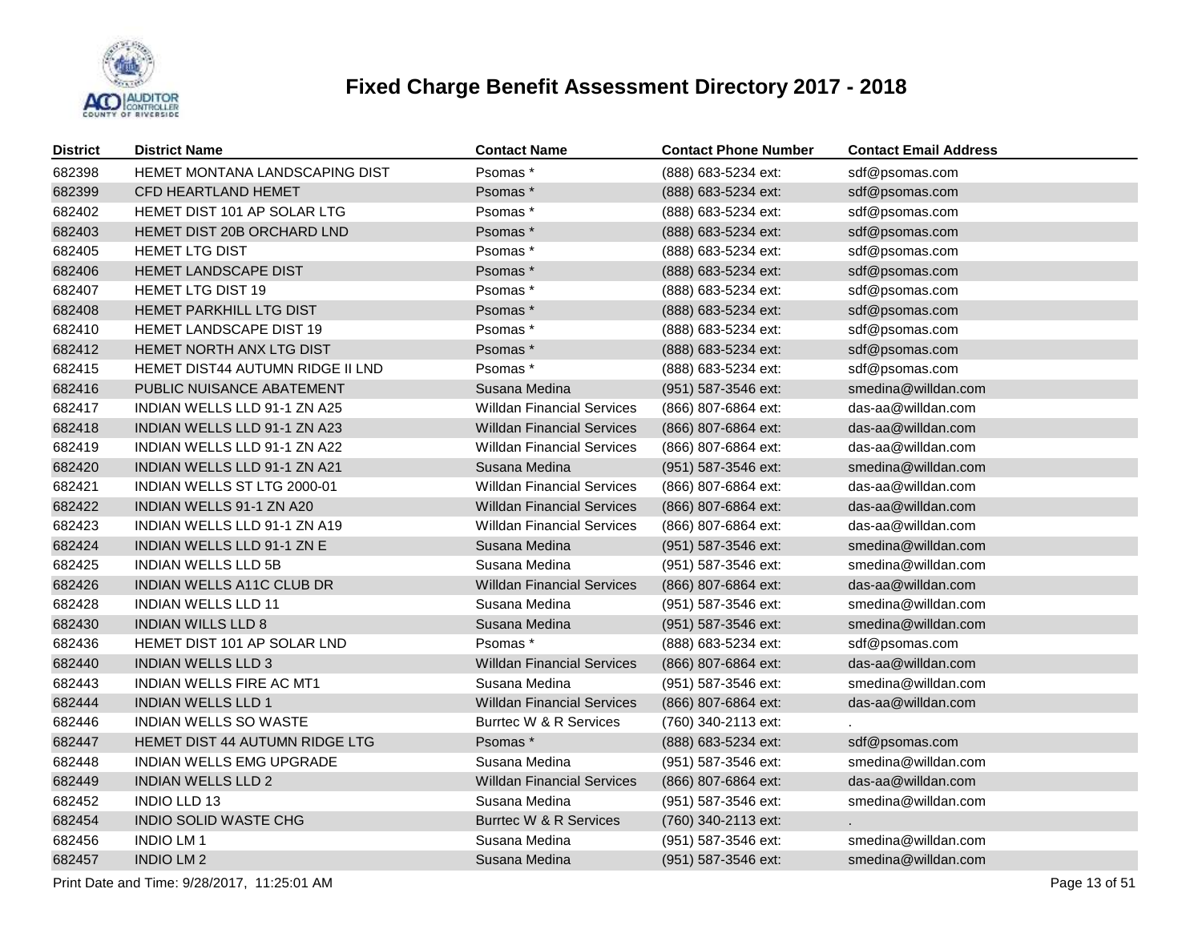# Fixed Charge Benefit Assessment Directory 2017 - 2018

| District | District Name | Contact Name | Contact Phone Number | Contact Email Address |
|---|---|---|---|---|
| 682398 | HEMET MONTANA LANDSCAPING DIST | Psomas * | (888) 683-5234 ext: | sdf@psomas.com |
| 682399 | CFD HEARTLAND HEMET | Psomas * | (888) 683-5234 ext: | sdf@psomas.com |
| 682402 | HEMET DIST 101 AP SOLAR LTG | Psomas * | (888) 683-5234 ext: | sdf@psomas.com |
| 682403 | HEMET DIST 20B ORCHARD LND | Psomas * | (888) 683-5234 ext: | sdf@psomas.com |
| 682405 | HEMET LTG DIST | Psomas * | (888) 683-5234 ext: | sdf@psomas.com |
| 682406 | HEMET LANDSCAPE DIST | Psomas * | (888) 683-5234 ext: | sdf@psomas.com |
| 682407 | HEMET LTG DIST 19 | Psomas * | (888) 683-5234 ext: | sdf@psomas.com |
| 682408 | HEMET PARKHILL LTG DIST | Psomas * | (888) 683-5234 ext: | sdf@psomas.com |
| 682410 | HEMET LANDSCAPE DIST 19 | Psomas * | (888) 683-5234 ext: | sdf@psomas.com |
| 682412 | HEMET NORTH ANX LTG DIST | Psomas * | (888) 683-5234 ext: | sdf@psomas.com |
| 682415 | HEMET DIST44 AUTUMN RIDGE II LND | Psomas * | (888) 683-5234 ext: | sdf@psomas.com |
| 682416 | PUBLIC NUISANCE ABATEMENT | Susana Medina | (951) 587-3546 ext: | smedina@willdan.com |
| 682417 | INDIAN WELLS LLD 91-1 ZN A25 | Willdan Financial Services | (866) 807-6864 ext: | das-aa@willdan.com |
| 682418 | INDIAN WELLS LLD 91-1 ZN A23 | Willdan Financial Services | (866) 807-6864 ext: | das-aa@willdan.com |
| 682419 | INDIAN WELLS LLD 91-1 ZN A22 | Willdan Financial Services | (866) 807-6864 ext: | das-aa@willdan.com |
| 682420 | INDIAN WELLS LLD 91-1 ZN A21 | Susana Medina | (951) 587-3546 ext: | smedina@willdan.com |
| 682421 | INDIAN WELLS ST LTG 2000-01 | Willdan Financial Services | (866) 807-6864 ext: | das-aa@willdan.com |
| 682422 | INDIAN WELLS 91-1 ZN A20 | Willdan Financial Services | (866) 807-6864 ext: | das-aa@willdan.com |
| 682423 | INDIAN WELLS LLD 91-1 ZN A19 | Willdan Financial Services | (866) 807-6864 ext: | das-aa@willdan.com |
| 682424 | INDIAN WELLS LLD 91-1 ZN E | Susana Medina | (951) 587-3546 ext: | smedina@willdan.com |
| 682425 | INDIAN WELLS LLD 5B | Susana Medina | (951) 587-3546 ext: | smedina@willdan.com |
| 682426 | INDIAN WELLS A11C CLUB DR | Willdan Financial Services | (866) 807-6864 ext: | das-aa@willdan.com |
| 682428 | INDIAN WELLS LLD 11 | Susana Medina | (951) 587-3546 ext: | smedina@willdan.com |
| 682430 | INDIAN WILLS LLD 8 | Susana Medina | (951) 587-3546 ext: | smedina@willdan.com |
| 682436 | HEMET DIST 101 AP SOLAR LND | Psomas * | (888) 683-5234 ext: | sdf@psomas.com |
| 682440 | INDIAN WELLS LLD 3 | Willdan Financial Services | (866) 807-6864 ext: | das-aa@willdan.com |
| 682443 | INDIAN WELLS FIRE AC MT1 | Susana Medina | (951) 587-3546 ext: | smedina@willdan.com |
| 682444 | INDIAN WELLS LLD 1 | Willdan Financial Services | (866) 807-6864 ext: | das-aa@willdan.com |
| 682446 | INDIAN WELLS SO WASTE | Burrtec W & R Services | (760) 340-2113 ext: | . |
| 682447 | HEMET DIST 44 AUTUMN RIDGE LTG | Psomas * | (888) 683-5234 ext: | sdf@psomas.com |
| 682448 | INDIAN WELLS EMG UPGRADE | Susana Medina | (951) 587-3546 ext: | smedina@willdan.com |
| 682449 | INDIAN WELLS LLD 2 | Willdan Financial Services | (866) 807-6864 ext: | das-aa@willdan.com |
| 682452 | INDIO LLD 13 | Susana Medina | (951) 587-3546 ext: | smedina@willdan.com |
| 682454 | INDIO SOLID WASTE CHG | Burrtec W & R Services | (760) 340-2113 ext: | . |
| 682456 | INDIO LM 1 | Susana Medina | (951) 587-3546 ext: | smedina@willdan.com |
| 682457 | INDIO LM 2 | Susana Medina | (951) 587-3546 ext: | smedina@willdan.com |

Print Date and Time: 9/28/2017, 11:25:01 AM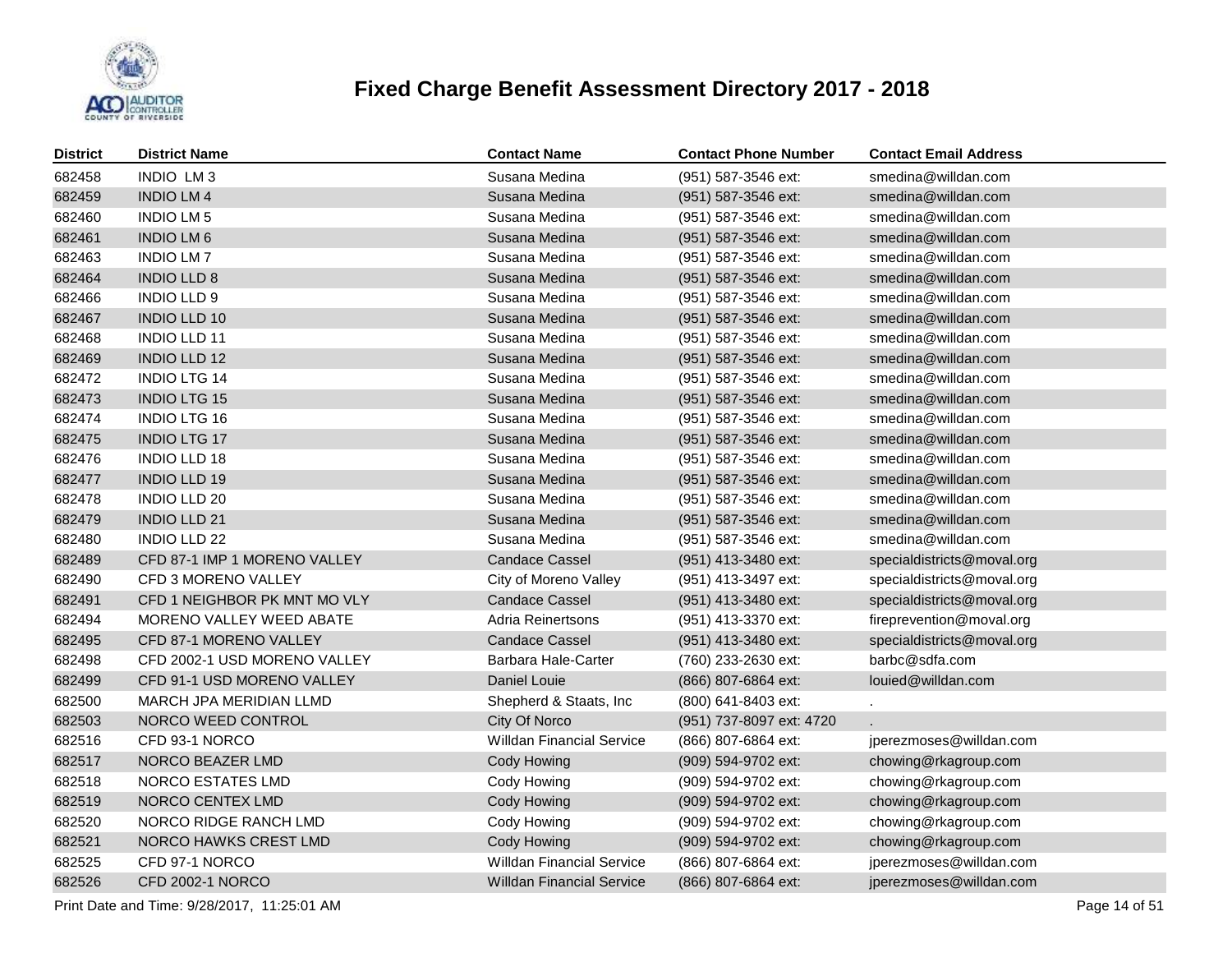# Fixed Charge Benefit Assessment Directory 2017 - 2018

| District | District Name | Contact Name | Contact Phone Number | Contact Email Address |
|---|---|---|---|---|
| 682458 | INDIO LM 3 | Susana Medina | (951) 587-3546 ext: | smedina@willdan.com |
| 682459 | INDIO LM 4 | Susana Medina | (951) 587-3546 ext: | smedina@willdan.com |
| 682460 | INDIO LM 5 | Susana Medina | (951) 587-3546 ext: | smedina@willdan.com |
| 682461 | INDIO LM 6 | Susana Medina | (951) 587-3546 ext: | smedina@willdan.com |
| 682463 | INDIO LM 7 | Susana Medina | (951) 587-3546 ext: | smedina@willdan.com |
| 682464 | INDIO LLD 8 | Susana Medina | (951) 587-3546 ext: | smedina@willdan.com |
| 682466 | INDIO LLD 9 | Susana Medina | (951) 587-3546 ext: | smedina@willdan.com |
| 682467 | INDIO LLD 10 | Susana Medina | (951) 587-3546 ext: | smedina@willdan.com |
| 682468 | INDIO LLD 11 | Susana Medina | (951) 587-3546 ext: | smedina@willdan.com |
| 682469 | INDIO LLD 12 | Susana Medina | (951) 587-3546 ext: | smedina@willdan.com |
| 682472 | INDIO LTG 14 | Susana Medina | (951) 587-3546 ext: | smedina@willdan.com |
| 682473 | INDIO LTG 15 | Susana Medina | (951) 587-3546 ext: | smedina@willdan.com |
| 682474 | INDIO LTG 16 | Susana Medina | (951) 587-3546 ext: | smedina@willdan.com |
| 682475 | INDIO LTG 17 | Susana Medina | (951) 587-3546 ext: | smedina@willdan.com |
| 682476 | INDIO LLD 18 | Susana Medina | (951) 587-3546 ext: | smedina@willdan.com |
| 682477 | INDIO LLD 19 | Susana Medina | (951) 587-3546 ext: | smedina@willdan.com |
| 682478 | INDIO LLD 20 | Susana Medina | (951) 587-3546 ext: | smedina@willdan.com |
| 682479 | INDIO LLD 21 | Susana Medina | (951) 587-3546 ext: | smedina@willdan.com |
| 682480 | INDIO LLD 22 | Susana Medina | (951) 587-3546 ext: | smedina@willdan.com |
| 682489 | CFD 87-1 IMP 1 MORENO VALLEY | Candace Cassel | (951) 413-3480 ext: | specialdistricts@moval.org |
| 682490 | CFD 3 MORENO VALLEY | City of Moreno Valley | (951) 413-3497 ext: | specialdistricts@moval.org |
| 682491 | CFD 1 NEIGHBOR PK MNT MO VLY | Candace Cassel | (951) 413-3480 ext: | specialdistricts@moval.org |
| 682494 | MORENO VALLEY WEED ABATE | Adria Reinertsons | (951) 413-3370 ext: | fireprevention@moval.org |
| 682495 | CFD 87-1 MORENO VALLEY | Candace Cassel | (951) 413-3480 ext: | specialdistricts@moval.org |
| 682498 | CFD 2002-1 USD MORENO VALLEY | Barbara Hale-Carter | (760) 233-2630 ext: | barbc@sdfa.com |
| 682499 | CFD 91-1 USD MORENO VALLEY | Daniel Louie | (866) 807-6864 ext: | louied@willdan.com |
| 682500 | MARCH JPA MERIDIAN LLMD | Shepherd & Staats, Inc | (800) 641-8403 ext: | . |
| 682503 | NORCO WEED CONTROL | City Of Norco | (951) 737-8097 ext: 4720 | . |
| 682516 | CFD 93-1 NORCO | Willdan Financial Service | (866) 807-6864 ext: | jperezmoses@willdan.com |
| 682517 | NORCO BEAZER LMD | Cody Howing | (909) 594-9702 ext: | chowing@rkagroup.com |
| 682518 | NORCO ESTATES LMD | Cody Howing | (909) 594-9702 ext: | chowing@rkagroup.com |
| 682519 | NORCO CENTEX LMD | Cody Howing | (909) 594-9702 ext: | chowing@rkagroup.com |
| 682520 | NORCO RIDGE RANCH LMD | Cody Howing | (909) 594-9702 ext: | chowing@rkagroup.com |
| 682521 | NORCO HAWKS CREST LMD | Cody Howing | (909) 594-9702 ext: | chowing@rkagroup.com |
| 682525 | CFD 97-1 NORCO | Willdan Financial Service | (866) 807-6864 ext: | jperezmoses@willdan.com |
| 682526 | CFD 2002-1 NORCO | Willdan Financial Service | (866) 807-6864 ext: | jperezmoses@willdan.com |

Print Date and Time: 9/28/2017, 11:25:01 AM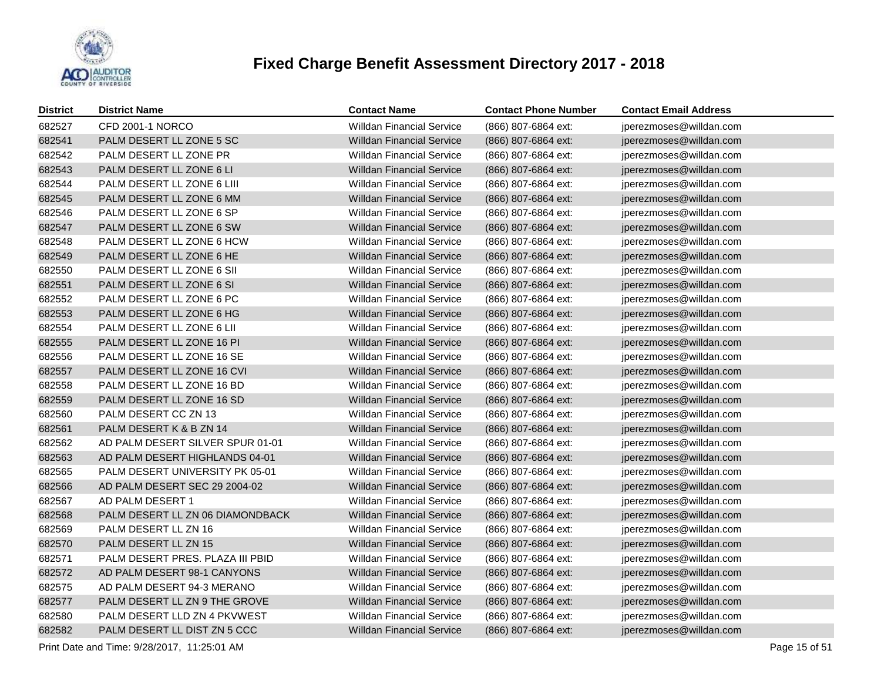# Fixed Charge Benefit Assessment Directory 2017 - 2018

| District | District Name | Contact Name | Contact Phone Number | Contact Email Address |
|---|---|---|---|---|
| 682527 | CFD 2001-1 NORCO | Willdan Financial Service | (866) 807-6864 ext: | jperezmoses@willdan.com |
| 682541 | PALM DESERT LL ZONE 5 SC | Willdan Financial Service | (866) 807-6864 ext: | jperezmoses@willdan.com |
| 682542 | PALM DESERT LL ZONE PR | Willdan Financial Service | (866) 807-6864 ext: | jperezmoses@willdan.com |
| 682543 | PALM DESERT LL ZONE 6 LI | Willdan Financial Service | (866) 807-6864 ext: | jperezmoses@willdan.com |
| 682544 | PALM DESERT LL ZONE 6 LIII | Willdan Financial Service | (866) 807-6864 ext: | jperezmoses@willdan.com |
| 682545 | PALM DESERT LL ZONE 6 MM | Willdan Financial Service | (866) 807-6864 ext: | jperezmoses@willdan.com |
| 682546 | PALM DESERT LL ZONE 6 SP | Willdan Financial Service | (866) 807-6864 ext: | jperezmoses@willdan.com |
| 682547 | PALM DESERT LL ZONE 6 SW | Willdan Financial Service | (866) 807-6864 ext: | jperezmoses@willdan.com |
| 682548 | PALM DESERT LL ZONE 6 HCW | Willdan Financial Service | (866) 807-6864 ext: | jperezmoses@willdan.com |
| 682549 | PALM DESERT LL ZONE 6 HE | Willdan Financial Service | (866) 807-6864 ext: | jperezmoses@willdan.com |
| 682550 | PALM DESERT LL ZONE 6 SII | Willdan Financial Service | (866) 807-6864 ext: | jperezmoses@willdan.com |
| 682551 | PALM DESERT LL ZONE 6 SI | Willdan Financial Service | (866) 807-6864 ext: | jperezmoses@willdan.com |
| 682552 | PALM DESERT LL ZONE 6 PC | Willdan Financial Service | (866) 807-6864 ext: | jperezmoses@willdan.com |
| 682553 | PALM DESERT LL ZONE 6 HG | Willdan Financial Service | (866) 807-6864 ext: | jperezmoses@willdan.com |
| 682554 | PALM DESERT LL ZONE 6 LII | Willdan Financial Service | (866) 807-6864 ext: | jperezmoses@willdan.com |
| 682555 | PALM DESERT LL ZONE 16 PI | Willdan Financial Service | (866) 807-6864 ext: | jperezmoses@willdan.com |
| 682556 | PALM DESERT LL ZONE 16 SE | Willdan Financial Service | (866) 807-6864 ext: | jperezmoses@willdan.com |
| 682557 | PALM DESERT LL ZONE 16 CVI | Willdan Financial Service | (866) 807-6864 ext: | jperezmoses@willdan.com |
| 682558 | PALM DESERT LL ZONE 16 BD | Willdan Financial Service | (866) 807-6864 ext: | jperezmoses@willdan.com |
| 682559 | PALM DESERT LL ZONE 16 SD | Willdan Financial Service | (866) 807-6864 ext: | jperezmoses@willdan.com |
| 682560 | PALM DESERT CC ZN 13 | Willdan Financial Service | (866) 807-6864 ext: | jperezmoses@willdan.com |
| 682561 | PALM DESERT K & B ZN 14 | Willdan Financial Service | (866) 807-6864 ext: | jperezmoses@willdan.com |
| 682562 | AD PALM DESERT SILVER SPUR 01-01 | Willdan Financial Service | (866) 807-6864 ext: | jperezmoses@willdan.com |
| 682563 | AD PALM DESERT HIGHLANDS 04-01 | Willdan Financial Service | (866) 807-6864 ext: | jperezmoses@willdan.com |
| 682565 | PALM DESERT UNIVERSITY PK 05-01 | Willdan Financial Service | (866) 807-6864 ext: | jperezmoses@willdan.com |
| 682566 | AD PALM DESERT SEC 29 2004-02 | Willdan Financial Service | (866) 807-6864 ext: | jperezmoses@willdan.com |
| 682567 | AD PALM DESERT 1 | Willdan Financial Service | (866) 807-6864 ext: | jperezmoses@willdan.com |
| 682568 | PALM DESERT LL ZN 06 DIAMONDBACK | Willdan Financial Service | (866) 807-6864 ext: | jperezmoses@willdan.com |
| 682569 | PALM DESERT LL ZN 16 | Willdan Financial Service | (866) 807-6864 ext: | jperezmoses@willdan.com |
| 682570 | PALM DESERT LL ZN 15 | Willdan Financial Service | (866) 807-6864 ext: | jperezmoses@willdan.com |
| 682571 | PALM DESERT PRES. PLAZA III PBID | Willdan Financial Service | (866) 807-6864 ext: | jperezmoses@willdan.com |
| 682572 | AD PALM DESERT 98-1 CANYONS | Willdan Financial Service | (866) 807-6864 ext: | jperezmoses@willdan.com |
| 682575 | AD PALM DESERT 94-3 MERANO | Willdan Financial Service | (866) 807-6864 ext: | jperezmoses@willdan.com |
| 682577 | PALM DESERT LL ZN 9 THE GROVE | Willdan Financial Service | (866) 807-6864 ext: | jperezmoses@willdan.com |
| 682580 | PALM DESERT LLD ZN 4 PKVWEST | Willdan Financial Service | (866) 807-6864 ext: | jperezmoses@willdan.com |
| 682582 | PALM DESERT LL DIST ZN 5 CCC | Willdan Financial Service | (866) 807-6864 ext: | jperezmoses@willdan.com |

Print Date and Time: 9/28/2017, 11:25:01 AM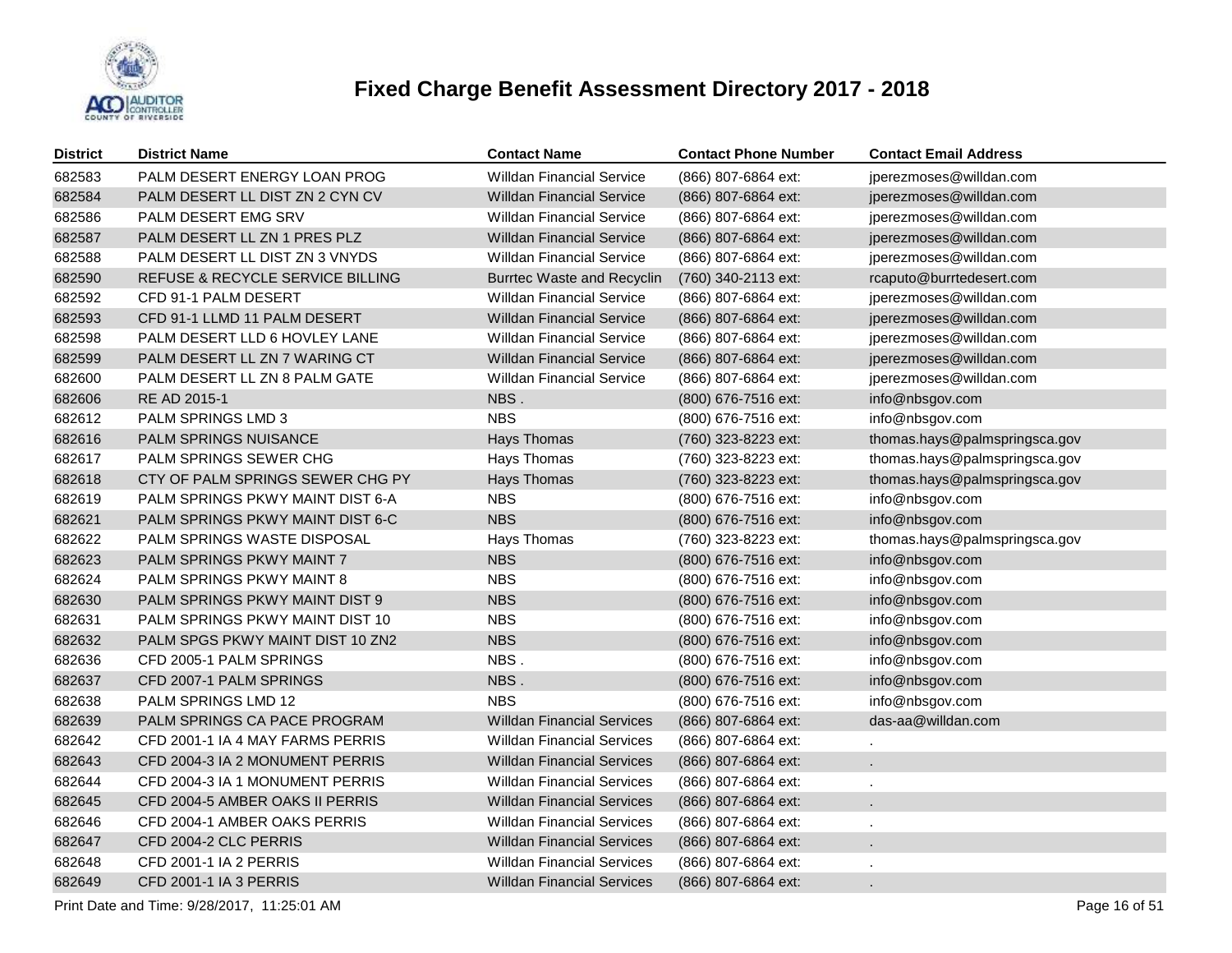# Fixed Charge Benefit Assessment Directory 2017 - 2018

| District | District Name | Contact Name | Contact Phone Number | Contact Email Address |
|---|---|---|---|---|
| 682583 | PALM DESERT ENERGY LOAN PROG | Willdan Financial Service | (866) 807-6864 ext: | jperezmoses@willdan.com |
| 682584 | PALM DESERT LL DIST ZN 2 CYN CV | Willdan Financial Service | (866) 807-6864 ext: | jperezmoses@willdan.com |
| 682586 | PALM DESERT EMG SRV | Willdan Financial Service | (866) 807-6864 ext: | jperezmoses@willdan.com |
| 682587 | PALM DESERT LL ZN 1 PRES PLZ | Willdan Financial Service | (866) 807-6864 ext: | jperezmoses@willdan.com |
| 682588 | PALM DESERT LL DIST ZN 3 VNYDS | Willdan Financial Service | (866) 807-6864 ext: | jperezmoses@willdan.com |
| 682590 | REFUSE & RECYCLE SERVICE BILLING | Burrtec Waste and Recyclin | (760) 340-2113 ext: | rcaputo@burrtedesert.com |
| 682592 | CFD 91-1 PALM DESERT | Willdan Financial Service | (866) 807-6864 ext: | jperezmoses@willdan.com |
| 682593 | CFD 91-1 LLMD 11 PALM DESERT | Willdan Financial Service | (866) 807-6864 ext: | jperezmoses@willdan.com |
| 682598 | PALM DESERT LLD 6 HOVLEY LANE | Willdan Financial Service | (866) 807-6864 ext: | jperezmoses@willdan.com |
| 682599 | PALM DESERT LL ZN 7 WARING CT | Willdan Financial Service | (866) 807-6864 ext: | jperezmoses@willdan.com |
| 682600 | PALM DESERT LL ZN 8 PALM GATE | Willdan Financial Service | (866) 807-6864 ext: | jperezmoses@willdan.com |
| 682606 | RE AD 2015-1 | NBS . | (800) 676-7516 ext: | info@nbsgov.com |
| 682612 | PALM SPRINGS LMD 3 | NBS | (800) 676-7516 ext: | info@nbsgov.com |
| 682616 | PALM SPRINGS NUISANCE | Hays Thomas | (760) 323-8223 ext: | thomas.hays@palmspringsca.gov |
| 682617 | PALM SPRINGS SEWER CHG | Hays Thomas | (760) 323-8223 ext: | thomas.hays@palmspringsca.gov |
| 682618 | CTY OF PALM SPRINGS SEWER CHG PY | Hays Thomas | (760) 323-8223 ext: | thomas.hays@palmspringsca.gov |
| 682619 | PALM SPRINGS PKWY MAINT DIST 6-A | NBS | (800) 676-7516 ext: | info@nbsgov.com |
| 682621 | PALM SPRINGS PKWY MAINT DIST 6-C | NBS | (800) 676-7516 ext: | info@nbsgov.com |
| 682622 | PALM SPRINGS WASTE DISPOSAL | Hays Thomas | (760) 323-8223 ext: | thomas.hays@palmspringsca.gov |
| 682623 | PALM SPRINGS PKWY MAINT 7 | NBS | (800) 676-7516 ext: | info@nbsgov.com |
| 682624 | PALM SPRINGS PKWY MAINT 8 | NBS | (800) 676-7516 ext: | info@nbsgov.com |
| 682630 | PALM SPRINGS PKWY MAINT DIST 9 | NBS | (800) 676-7516 ext: | info@nbsgov.com |
| 682631 | PALM SPRINGS PKWY MAINT DIST 10 | NBS | (800) 676-7516 ext: | info@nbsgov.com |
| 682632 | PALM SPGS PKWY MAINT DIST 10 ZN2 | NBS | (800) 676-7516 ext: | info@nbsgov.com |
| 682636 | CFD 2005-1 PALM SPRINGS | NBS . | (800) 676-7516 ext: | info@nbsgov.com |
| 682637 | CFD 2007-1 PALM SPRINGS | NBS . | (800) 676-7516 ext: | info@nbsgov.com |
| 682638 | PALM SPRINGS LMD 12 | NBS | (800) 676-7516 ext: | info@nbsgov.com |
| 682639 | PALM SPRINGS CA PACE PROGRAM | Willdan Financial Services | (866) 807-6864 ext: | das-aa@willdan.com |
| 682642 | CFD 2001-1 IA 4 MAY FARMS PERRIS | Willdan Financial Services | (866) 807-6864 ext: | . |
| 682643 | CFD 2004-3 IA 2 MONUMENT PERRIS | Willdan Financial Services | (866) 807-6864 ext: | . |
| 682644 | CFD 2004-3 IA 1 MONUMENT PERRIS | Willdan Financial Services | (866) 807-6864 ext: | . |
| 682645 | CFD 2004-5 AMBER OAKS II PERRIS | Willdan Financial Services | (866) 807-6864 ext: | . |
| 682646 | CFD 2004-1 AMBER OAKS PERRIS | Willdan Financial Services | (866) 807-6864 ext: | . |
| 682647 | CFD 2004-2 CLC PERRIS | Willdan Financial Services | (866) 807-6864 ext: | . |
| 682648 | CFD 2001-1 IA 2 PERRIS | Willdan Financial Services | (866) 807-6864 ext: | . |
| 682649 | CFD 2001-1 IA 3 PERRIS | Willdan Financial Services | (866) 807-6864 ext: | . |

Print Date and Time: 9/28/2017, 11:25:01 AM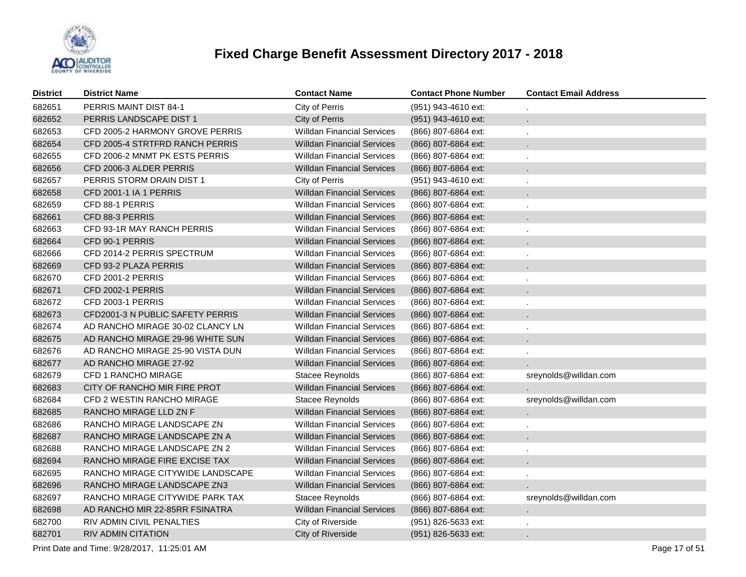# Fixed Charge Benefit Assessment Directory 2017 - 2018

| District | District Name | Contact Name | Contact Phone Number | Contact Email Address |
|---|---|---|---|---|
| 682651 | PERRIS MAINT DIST 84-1 | City of Perris | (951) 943-4610 ext: | . |
| 682652 | PERRIS LANDSCAPE DIST 1 | City of Perris | (951) 943-4610 ext: | . |
| 682653 | CFD 2005-2 HARMONY GROVE PERRIS | Willdan Financial Services | (866) 807-6864 ext: | . |
| 682654 | CFD 2005-4 STRTFRD RANCH PERRIS | Willdan Financial Services | (866) 807-6864 ext: | . |
| 682655 | CFD 2006-2 MNMT PK ESTS PERRIS | Willdan Financial Services | (866) 807-6864 ext: | . |
| 682656 | CFD 2006-3 ALDER PERRIS | Willdan Financial Services | (866) 807-6864 ext: | . |
| 682657 | PERRIS STORM DRAIN DIST 1 | City of Perris | (951) 943-4610 ext: | . |
| 682658 | CFD 2001-1 IA 1 PERRIS | Willdan Financial Services | (866) 807-6864 ext: | . |
| 682659 | CFD 88-1 PERRIS | Willdan Financial Services | (866) 807-6864 ext: | . |
| 682661 | CFD 88-3 PERRIS | Willdan Financial Services | (866) 807-6864 ext: | . |
| 682663 | CFD 93-1R MAY RANCH PERRIS | Willdan Financial Services | (866) 807-6864 ext: | . |
| 682664 | CFD 90-1 PERRIS | Willdan Financial Services | (866) 807-6864 ext: | . |
| 682666 | CFD 2014-2 PERRIS SPECTRUM | Willdan Financial Services | (866) 807-6864 ext: | . |
| 682669 | CFD 93-2 PLAZA PERRIS | Willdan Financial Services | (866) 807-6864 ext: | . |
| 682670 | CFD 2001-2 PERRIS | Willdan Financial Services | (866) 807-6864 ext: | . |
| 682671 | CFD 2002-1 PERRIS | Willdan Financial Services | (866) 807-6864 ext: | . |
| 682672 | CFD 2003-1 PERRIS | Willdan Financial Services | (866) 807-6864 ext: | . |
| 682673 | CFD2001-3 N PUBLIC SAFETY PERRIS | Willdan Financial Services | (866) 807-6864 ext: | . |
| 682674 | AD RANCHO MIRAGE 30-02 CLANCY LN | Willdan Financial Services | (866) 807-6864 ext: | . |
| 682675 | AD RANCHO MIRAGE 29-96 WHITE SUN | Willdan Financial Services | (866) 807-6864 ext: | . |
| 682676 | AD RANCHO MIRAGE 25-90 VISTA DUN | Willdan Financial Services | (866) 807-6864 ext: | . |
| 682677 | AD RANCHO MIRAGE 27-92 | Willdan Financial Services | (866) 807-6864 ext: | . |
| 682679 | CFD 1 RANCHO MIRAGE | Stacee Reynolds | (866) 807-6864 ext: | sreynolds@willdan.com |
| 682683 | CITY OF RANCHO MIR FIRE PROT | Willdan Financial Services | (866) 807-6864 ext: | . |
| 682684 | CFD 2 WESTIN RANCHO MIRAGE | Stacee Reynolds | (866) 807-6864 ext: | sreynolds@willdan.com |
| 682685 | RANCHO MIRAGE LLD ZN F | Willdan Financial Services | (866) 807-6864 ext: | . |
| 682686 | RANCHO MIRAGE LANDSCAPE ZN | Willdan Financial Services | (866) 807-6864 ext: | . |
| 682687 | RANCHO MIRAGE LANDSCAPE ZN A | Willdan Financial Services | (866) 807-6864 ext: | . |
| 682688 | RANCHO MIRAGE LANDSCAPE ZN 2 | Willdan Financial Services | (866) 807-6864 ext: | . |
| 682694 | RANCHO MIRAGE FIRE EXCISE TAX | Willdan Financial Services | (866) 807-6864 ext: | . |
| 682695 | RANCHO MIRAGE CITYWIDE LANDSCAPE | Willdan Financial Services | (866) 807-6864 ext: | . |
| 682696 | RANCHO MIRAGE LANDSCAPE ZN3 | Willdan Financial Services | (866) 807-6864 ext: | . |
| 682697 | RANCHO MIRAGE CITYWIDE PARK TAX | Stacee Reynolds | (866) 807-6864 ext: | sreynolds@willdan.com |
| 682698 | AD RANCHO MIR 22-85RR FSINATRA | Willdan Financial Services | (866) 807-6864 ext: | . |
| 682700 | RIV ADMIN CIVIL PENALTIES | City of Riverside | (951) 826-5633 ext: | . |
| 682701 | RIV ADMIN CITATION | City of Riverside | (951) 826-5633 ext: | . |

Print Date and Time: 9/28/2017, 11:25:01 AM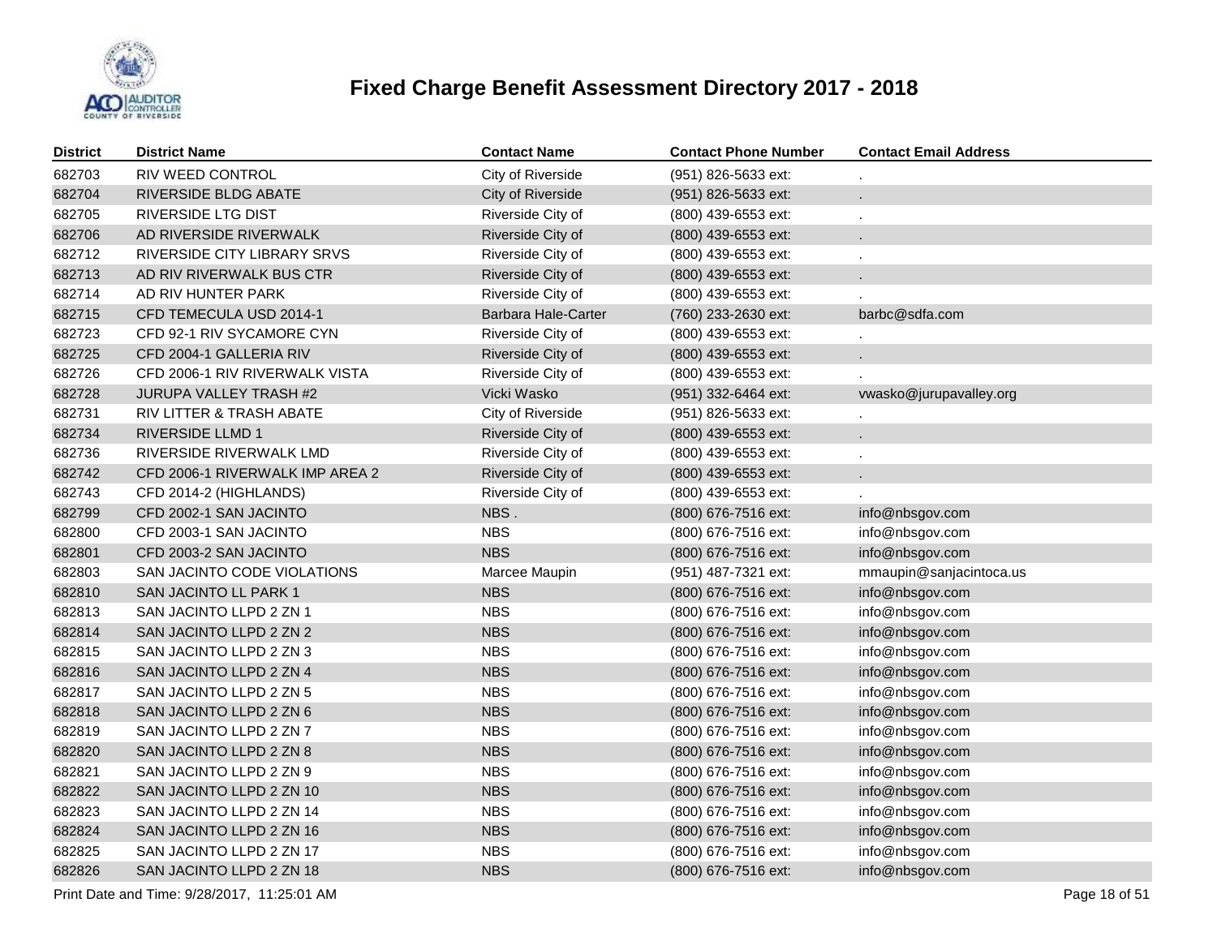# Fixed Charge Benefit Assessment Directory 2017 - 2018

| District | District Name | Contact Name | Contact Phone Number | Contact Email Address |
|---|---|---|---|---|
| 682703 | RIV WEED CONTROL | City of Riverside | (951) 826-5633 ext: | . |
| 682704 | RIVERSIDE BLDG ABATE | City of Riverside | (951) 826-5633 ext: | . |
| 682705 | RIVERSIDE LTG DIST | Riverside City of | (800) 439-6553 ext: | . |
| 682706 | AD RIVERSIDE RIVERWALK | Riverside City of | (800) 439-6553 ext: | . |
| 682712 | RIVERSIDE CITY LIBRARY SRVS | Riverside City of | (800) 439-6553 ext: | . |
| 682713 | AD RIV RIVERWALK BUS CTR | Riverside City of | (800) 439-6553 ext: | . |
| 682714 | AD RIV HUNTER PARK | Riverside City of | (800) 439-6553 ext: | . |
| 682715 | CFD TEMECULA USD 2014-1 | Barbara Hale-Carter | (760) 233-2630 ext: | barbc@sdfa.com |
| 682723 | CFD 92-1 RIV SYCAMORE CYN | Riverside City of | (800) 439-6553 ext: | . |
| 682725 | CFD 2004-1 GALLERIA RIV | Riverside City of | (800) 439-6553 ext: | . |
| 682726 | CFD 2006-1 RIV RIVERWALK VISTA | Riverside City of | (800) 439-6553 ext: | . |
| 682728 | JURUPA VALLEY TRASH #2 | Vicki Wasko | (951) 332-6464 ext: | vwasko@jurupavalley.org |
| 682731 | RIV LITTER & TRASH ABATE | City of Riverside | (951) 826-5633 ext: | . |
| 682734 | RIVERSIDE LLMD 1 | Riverside City of | (800) 439-6553 ext: | . |
| 682736 | RIVERSIDE RIVERWALK LMD | Riverside City of | (800) 439-6553 ext: | . |
| 682742 | CFD 2006-1 RIVERWALK IMP AREA 2 | Riverside City of | (800) 439-6553 ext: | . |
| 682743 | CFD 2014-2 (HIGHLANDS) | Riverside City of | (800) 439-6553 ext: | . |
| 682799 | CFD 2002-1 SAN JACINTO | NBS . | (800) 676-7516 ext: | info@nbsgov.com |
| 682800 | CFD 2003-1 SAN JACINTO | NBS | (800) 676-7516 ext: | info@nbsgov.com |
| 682801 | CFD 2003-2 SAN JACINTO | NBS | (800) 676-7516 ext: | info@nbsgov.com |
| 682803 | SAN JACINTO CODE VIOLATIONS | Marcee Maupin | (951) 487-7321 ext: | mmaupin@sanjacintoca.us |
| 682810 | SAN JACINTO LL PARK 1 | NBS | (800) 676-7516 ext: | info@nbsgov.com |
| 682813 | SAN JACINTO LLPD 2 ZN 1 | NBS | (800) 676-7516 ext: | info@nbsgov.com |
| 682814 | SAN JACINTO LLPD 2 ZN 2 | NBS | (800) 676-7516 ext: | info@nbsgov.com |
| 682815 | SAN JACINTO LLPD 2 ZN 3 | NBS | (800) 676-7516 ext: | info@nbsgov.com |
| 682816 | SAN JACINTO LLPD 2 ZN 4 | NBS | (800) 676-7516 ext: | info@nbsgov.com |
| 682817 | SAN JACINTO LLPD 2 ZN 5 | NBS | (800) 676-7516 ext: | info@nbsgov.com |
| 682818 | SAN JACINTO LLPD 2 ZN 6 | NBS | (800) 676-7516 ext: | info@nbsgov.com |
| 682819 | SAN JACINTO LLPD 2 ZN 7 | NBS | (800) 676-7516 ext: | info@nbsgov.com |
| 682820 | SAN JACINTO LLPD 2 ZN 8 | NBS | (800) 676-7516 ext: | info@nbsgov.com |
| 682821 | SAN JACINTO LLPD 2 ZN 9 | NBS | (800) 676-7516 ext: | info@nbsgov.com |
| 682822 | SAN JACINTO LLPD 2 ZN 10 | NBS | (800) 676-7516 ext: | info@nbsgov.com |
| 682823 | SAN JACINTO LLPD 2 ZN 14 | NBS | (800) 676-7516 ext: | info@nbsgov.com |
| 682824 | SAN JACINTO LLPD 2 ZN 16 | NBS | (800) 676-7516 ext: | info@nbsgov.com |
| 682825 | SAN JACINTO LLPD 2 ZN 17 | NBS | (800) 676-7516 ext: | info@nbsgov.com |
| 682826 | SAN JACINTO LLPD 2 ZN 18 | NBS | (800) 676-7516 ext: | info@nbsgov.com |

Print Date and Time: 9/28/2017, 11:25:01 AM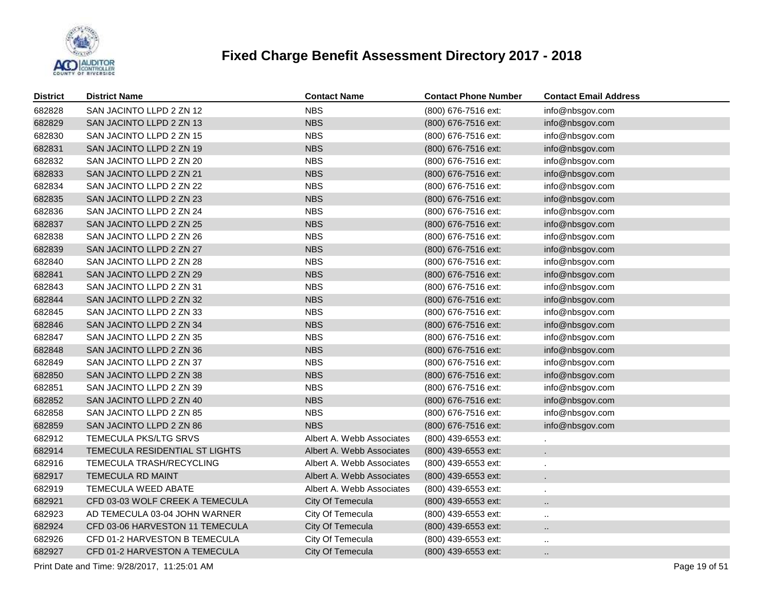# Fixed Charge Benefit Assessment Directory 2017 - 2018

| District | District Name | Contact Name | Contact Phone Number | Contact Email Address |
| --- | --- | --- | --- | --- |
| 682828 | SAN JACINTO LLPD 2 ZN 12 | NBS | (800) 676-7516 ext: | info@nbsgov.com |
| 682829 | SAN JACINTO LLPD 2 ZN 13 | NBS | (800) 676-7516 ext: | info@nbsgov.com |
| 682830 | SAN JACINTO LLPD 2 ZN 15 | NBS | (800) 676-7516 ext: | info@nbsgov.com |
| 682831 | SAN JACINTO LLPD 2 ZN 19 | NBS | (800) 676-7516 ext: | info@nbsgov.com |
| 682832 | SAN JACINTO LLPD 2 ZN 20 | NBS | (800) 676-7516 ext: | info@nbsgov.com |
| 682833 | SAN JACINTO LLPD 2 ZN 21 | NBS | (800) 676-7516 ext: | info@nbsgov.com |
| 682834 | SAN JACINTO LLPD 2 ZN 22 | NBS | (800) 676-7516 ext: | info@nbsgov.com |
| 682835 | SAN JACINTO LLPD 2 ZN 23 | NBS | (800) 676-7516 ext: | info@nbsgov.com |
| 682836 | SAN JACINTO LLPD 2 ZN 24 | NBS | (800) 676-7516 ext: | info@nbsgov.com |
| 682837 | SAN JACINTO LLPD 2 ZN 25 | NBS | (800) 676-7516 ext: | info@nbsgov.com |
| 682838 | SAN JACINTO LLPD 2 ZN 26 | NBS | (800) 676-7516 ext: | info@nbsgov.com |
| 682839 | SAN JACINTO LLPD 2 ZN 27 | NBS | (800) 676-7516 ext: | info@nbsgov.com |
| 682840 | SAN JACINTO LLPD 2 ZN 28 | NBS | (800) 676-7516 ext: | info@nbsgov.com |
| 682841 | SAN JACINTO LLPD 2 ZN 29 | NBS | (800) 676-7516 ext: | info@nbsgov.com |
| 682843 | SAN JACINTO LLPD 2 ZN 31 | NBS | (800) 676-7516 ext: | info@nbsgov.com |
| 682844 | SAN JACINTO LLPD 2 ZN 32 | NBS | (800) 676-7516 ext: | info@nbsgov.com |
| 682845 | SAN JACINTO LLPD 2 ZN 33 | NBS | (800) 676-7516 ext: | info@nbsgov.com |
| 682846 | SAN JACINTO LLPD 2 ZN 34 | NBS | (800) 676-7516 ext: | info@nbsgov.com |
| 682847 | SAN JACINTO LLPD 2 ZN 35 | NBS | (800) 676-7516 ext: | info@nbsgov.com |
| 682848 | SAN JACINTO LLPD 2 ZN 36 | NBS | (800) 676-7516 ext: | info@nbsgov.com |
| 682849 | SAN JACINTO LLPD 2 ZN 37 | NBS | (800) 676-7516 ext: | info@nbsgov.com |
| 682850 | SAN JACINTO LLPD 2 ZN 38 | NBS | (800) 676-7516 ext: | info@nbsgov.com |
| 682851 | SAN JACINTO LLPD 2 ZN 39 | NBS | (800) 676-7516 ext: | info@nbsgov.com |
| 682852 | SAN JACINTO LLPD 2 ZN 40 | NBS | (800) 676-7516 ext: | info@nbsgov.com |
| 682858 | SAN JACINTO LLPD 2 ZN 85 | NBS | (800) 676-7516 ext: | info@nbsgov.com |
| 682859 | SAN JACINTO LLPD 2 ZN 86 | NBS | (800) 676-7516 ext: | info@nbsgov.com |
| 682912 | TEMECULA PKS/LTG SRVS | Albert A. Webb Associates | (800) 439-6553 ext: | . |
| 682914 | TEMECULA RESIDENTIAL ST LIGHTS | Albert A. Webb Associates | (800) 439-6553 ext: | . |
| 682916 | TEMECULA TRASH/RECYCLING | Albert A. Webb Associates | (800) 439-6553 ext: | . |
| 682917 | TEMECULA RD MAINT | Albert A. Webb Associates | (800) 439-6553 ext: | . |
| 682919 | TEMECULA WEED ABATE | Albert A. Webb Associates | (800) 439-6553 ext: | . |
| 682921 | CFD 03-03 WOLF CREEK A TEMECULA | City Of Temecula | (800) 439-6553 ext: | .. |
| 682923 | AD TEMECULA 03-04 JOHN WARNER | City Of Temecula | (800) 439-6553 ext: | .. |
| 682924 | CFD 03-06 HARVESTON 11 TEMECULA | City Of Temecula | (800) 439-6553 ext: | .. |
| 682926 | CFD 01-2 HARVESTON B TEMECULA | City Of Temecula | (800) 439-6553 ext: | .. |
| 682927 | CFD 01-2 HARVESTON A TEMECULA | City Of Temecula | (800) 439-6553 ext: | .. |

Print Date and Time: 9/28/2017, 11:25:01 AM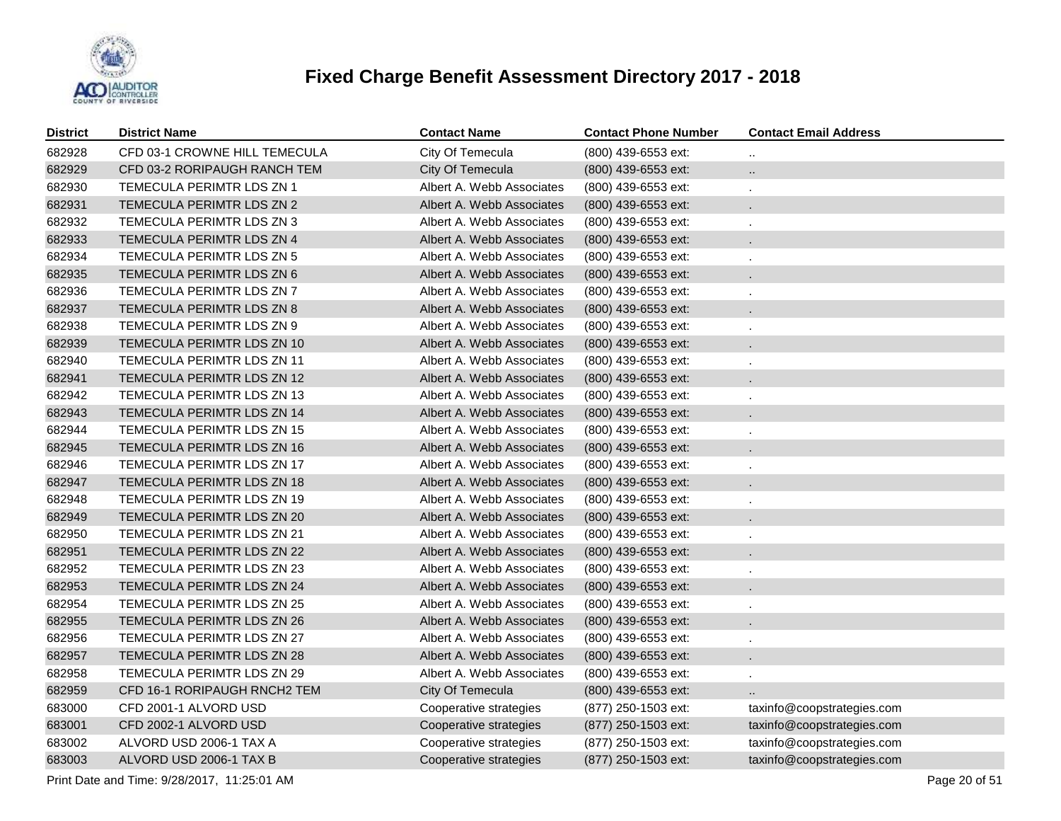# Fixed Charge Benefit Assessment Directory 2017 - 2018

| District | District Name | Contact Name | Contact Phone Number | Contact Email Address |
|---|---|---|---|---|
| 682928 | CFD 03-1 CROWNE HILL TEMECULA | City Of Temecula | (800) 439-6553 ext: | .. |
| 682929 | CFD 03-2 RORIPAUGH RANCH TEM | City Of Temecula | (800) 439-6553 ext: | .. |
| 682930 | TEMECULA PERIMTR LDS ZN 1 | Albert A. Webb Associates | (800) 439-6553 ext: | . |
| 682931 | TEMECULA PERIMTR LDS ZN 2 | Albert A. Webb Associates | (800) 439-6553 ext: | . |
| 682932 | TEMECULA PERIMTR LDS ZN 3 | Albert A. Webb Associates | (800) 439-6553 ext: | . |
| 682933 | TEMECULA PERIMTR LDS ZN 4 | Albert A. Webb Associates | (800) 439-6553 ext: | . |
| 682934 | TEMECULA PERIMTR LDS ZN 5 | Albert A. Webb Associates | (800) 439-6553 ext: | . |
| 682935 | TEMECULA PERIMTR LDS ZN 6 | Albert A. Webb Associates | (800) 439-6553 ext: | . |
| 682936 | TEMECULA PERIMTR LDS ZN 7 | Albert A. Webb Associates | (800) 439-6553 ext: | . |
| 682937 | TEMECULA PERIMTR LDS ZN 8 | Albert A. Webb Associates | (800) 439-6553 ext: | . |
| 682938 | TEMECULA PERIMTR LDS ZN 9 | Albert A. Webb Associates | (800) 439-6553 ext: | . |
| 682939 | TEMECULA PERIMTR LDS ZN 10 | Albert A. Webb Associates | (800) 439-6553 ext: | . |
| 682940 | TEMECULA PERIMTR LDS ZN 11 | Albert A. Webb Associates | (800) 439-6553 ext: | . |
| 682941 | TEMECULA PERIMTR LDS ZN 12 | Albert A. Webb Associates | (800) 439-6553 ext: | . |
| 682942 | TEMECULA PERIMTR LDS ZN 13 | Albert A. Webb Associates | (800) 439-6553 ext: | . |
| 682943 | TEMECULA PERIMTR LDS ZN 14 | Albert A. Webb Associates | (800) 439-6553 ext: | . |
| 682944 | TEMECULA PERIMTR LDS ZN 15 | Albert A. Webb Associates | (800) 439-6553 ext: | . |
| 682945 | TEMECULA PERIMTR LDS ZN 16 | Albert A. Webb Associates | (800) 439-6553 ext: | . |
| 682946 | TEMECULA PERIMTR LDS ZN 17 | Albert A. Webb Associates | (800) 439-6553 ext: | . |
| 682947 | TEMECULA PERIMTR LDS ZN 18 | Albert A. Webb Associates | (800) 439-6553 ext: | . |
| 682948 | TEMECULA PERIMTR LDS ZN 19 | Albert A. Webb Associates | (800) 439-6553 ext: | . |
| 682949 | TEMECULA PERIMTR LDS ZN 20 | Albert A. Webb Associates | (800) 439-6553 ext: | . |
| 682950 | TEMECULA PERIMTR LDS ZN 21 | Albert A. Webb Associates | (800) 439-6553 ext: | . |
| 682951 | TEMECULA PERIMTR LDS ZN 22 | Albert A. Webb Associates | (800) 439-6553 ext: | . |
| 682952 | TEMECULA PERIMTR LDS ZN 23 | Albert A. Webb Associates | (800) 439-6553 ext: | . |
| 682953 | TEMECULA PERIMTR LDS ZN 24 | Albert A. Webb Associates | (800) 439-6553 ext: | . |
| 682954 | TEMECULA PERIMTR LDS ZN 25 | Albert A. Webb Associates | (800) 439-6553 ext: | . |
| 682955 | TEMECULA PERIMTR LDS ZN 26 | Albert A. Webb Associates | (800) 439-6553 ext: | . |
| 682956 | TEMECULA PERIMTR LDS ZN 27 | Albert A. Webb Associates | (800) 439-6553 ext: | . |
| 682957 | TEMECULA PERIMTR LDS ZN 28 | Albert A. Webb Associates | (800) 439-6553 ext: | . |
| 682958 | TEMECULA PERIMTR LDS ZN 29 | Albert A. Webb Associates | (800) 439-6553 ext: | . |
| 682959 | CFD 16-1 RORIPAUGH RNCH2 TEM | City Of Temecula | (800) 439-6553 ext: | .. |
| 683000 | CFD 2001-1 ALVORD USD | Cooperative strategies | (877) 250-1503 ext: | taxinfo@coopstrategies.com |
| 683001 | CFD 2002-1 ALVORD USD | Cooperative strategies | (877) 250-1503 ext: | taxinfo@coopstrategies.com |
| 683002 | ALVORD USD 2006-1 TAX A | Cooperative strategies | (877) 250-1503 ext: | taxinfo@coopstrategies.com |
| 683003 | ALVORD USD 2006-1 TAX B | Cooperative strategies | (877) 250-1503 ext: | taxinfo@coopstrategies.com |

Print Date and Time: 9/28/2017, 11:25:01 AM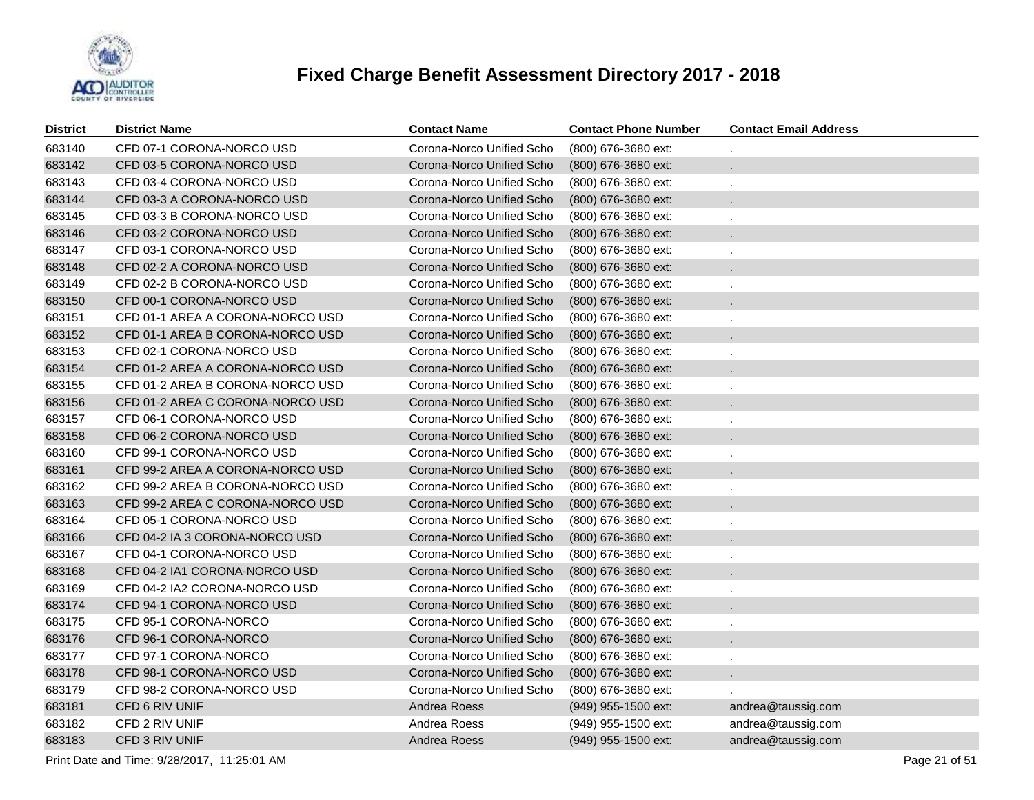# Fixed Charge Benefit Assessment Directory 2017 - 2018

| District | District Name | Contact Name | Contact Phone Number | Contact Email Address |
|---|---|---|---|---|
| 683140 | CFD 07-1 CORONA-NORCO USD | Corona-Norco Unified Scho | (800) 676-3680 ext: | . |
| 683142 | CFD 03-5 CORONA-NORCO USD | Corona-Norco Unified Scho | (800) 676-3680 ext: | . |
| 683143 | CFD 03-4 CORONA-NORCO USD | Corona-Norco Unified Scho | (800) 676-3680 ext: | . |
| 683144 | CFD 03-3 A CORONA-NORCO USD | Corona-Norco Unified Scho | (800) 676-3680 ext: | . |
| 683145 | CFD 03-3 B CORONA-NORCO USD | Corona-Norco Unified Scho | (800) 676-3680 ext: | . |
| 683146 | CFD 03-2 CORONA-NORCO USD | Corona-Norco Unified Scho | (800) 676-3680 ext: | . |
| 683147 | CFD 03-1 CORONA-NORCO USD | Corona-Norco Unified Scho | (800) 676-3680 ext: | . |
| 683148 | CFD 02-2 A CORONA-NORCO USD | Corona-Norco Unified Scho | (800) 676-3680 ext: | . |
| 683149 | CFD 02-2 B CORONA-NORCO USD | Corona-Norco Unified Scho | (800) 676-3680 ext: | . |
| 683150 | CFD 00-1 CORONA-NORCO USD | Corona-Norco Unified Scho | (800) 676-3680 ext: | . |
| 683151 | CFD 01-1 AREA A CORONA-NORCO USD | Corona-Norco Unified Scho | (800) 676-3680 ext: | . |
| 683152 | CFD 01-1 AREA B CORONA-NORCO USD | Corona-Norco Unified Scho | (800) 676-3680 ext: | . |
| 683153 | CFD 02-1 CORONA-NORCO USD | Corona-Norco Unified Scho | (800) 676-3680 ext: | . |
| 683154 | CFD 01-2 AREA A CORONA-NORCO USD | Corona-Norco Unified Scho | (800) 676-3680 ext: | . |
| 683155 | CFD 01-2 AREA B CORONA-NORCO USD | Corona-Norco Unified Scho | (800) 676-3680 ext: | . |
| 683156 | CFD 01-2 AREA C CORONA-NORCO USD | Corona-Norco Unified Scho | (800) 676-3680 ext: | . |
| 683157 | CFD 06-1 CORONA-NORCO USD | Corona-Norco Unified Scho | (800) 676-3680 ext: | . |
| 683158 | CFD 06-2 CORONA-NORCO USD | Corona-Norco Unified Scho | (800) 676-3680 ext: | . |
| 683160 | CFD 99-1 CORONA-NORCO USD | Corona-Norco Unified Scho | (800) 676-3680 ext: | . |
| 683161 | CFD 99-2 AREA A CORONA-NORCO USD | Corona-Norco Unified Scho | (800) 676-3680 ext: | . |
| 683162 | CFD 99-2 AREA B CORONA-NORCO USD | Corona-Norco Unified Scho | (800) 676-3680 ext: | . |
| 683163 | CFD 99-2 AREA C CORONA-NORCO USD | Corona-Norco Unified Scho | (800) 676-3680 ext: | . |
| 683164 | CFD 05-1 CORONA-NORCO USD | Corona-Norco Unified Scho | (800) 676-3680 ext: | . |
| 683166 | CFD 04-2 IA 3 CORONA-NORCO USD | Corona-Norco Unified Scho | (800) 676-3680 ext: | . |
| 683167 | CFD 04-1 CORONA-NORCO USD | Corona-Norco Unified Scho | (800) 676-3680 ext: | . |
| 683168 | CFD 04-2 IA1 CORONA-NORCO USD | Corona-Norco Unified Scho | (800) 676-3680 ext: | . |
| 683169 | CFD 04-2 IA2 CORONA-NORCO USD | Corona-Norco Unified Scho | (800) 676-3680 ext: | . |
| 683174 | CFD 94-1 CORONA-NORCO USD | Corona-Norco Unified Scho | (800) 676-3680 ext: | . |
| 683175 | CFD 95-1 CORONA-NORCO | Corona-Norco Unified Scho | (800) 676-3680 ext: | . |
| 683176 | CFD 96-1 CORONA-NORCO | Corona-Norco Unified Scho | (800) 676-3680 ext: | . |
| 683177 | CFD 97-1 CORONA-NORCO | Corona-Norco Unified Scho | (800) 676-3680 ext: | . |
| 683178 | CFD 98-1 CORONA-NORCO USD | Corona-Norco Unified Scho | (800) 676-3680 ext: | . |
| 683179 | CFD 98-2 CORONA-NORCO USD | Corona-Norco Unified Scho | (800) 676-3680 ext: | . |
| 683181 | CFD 6 RIV UNIF | Andrea Roess | (949) 955-1500 ext: | andrea@taussig.com |
| 683182 | CFD 2 RIV UNIF | Andrea Roess | (949) 955-1500 ext: | andrea@taussig.com |
| 683183 | CFD 3 RIV UNIF | Andrea Roess | (949) 955-1500 ext: | andrea@taussig.com |

Print Date and Time: 9/28/2017, 11:25:01 AM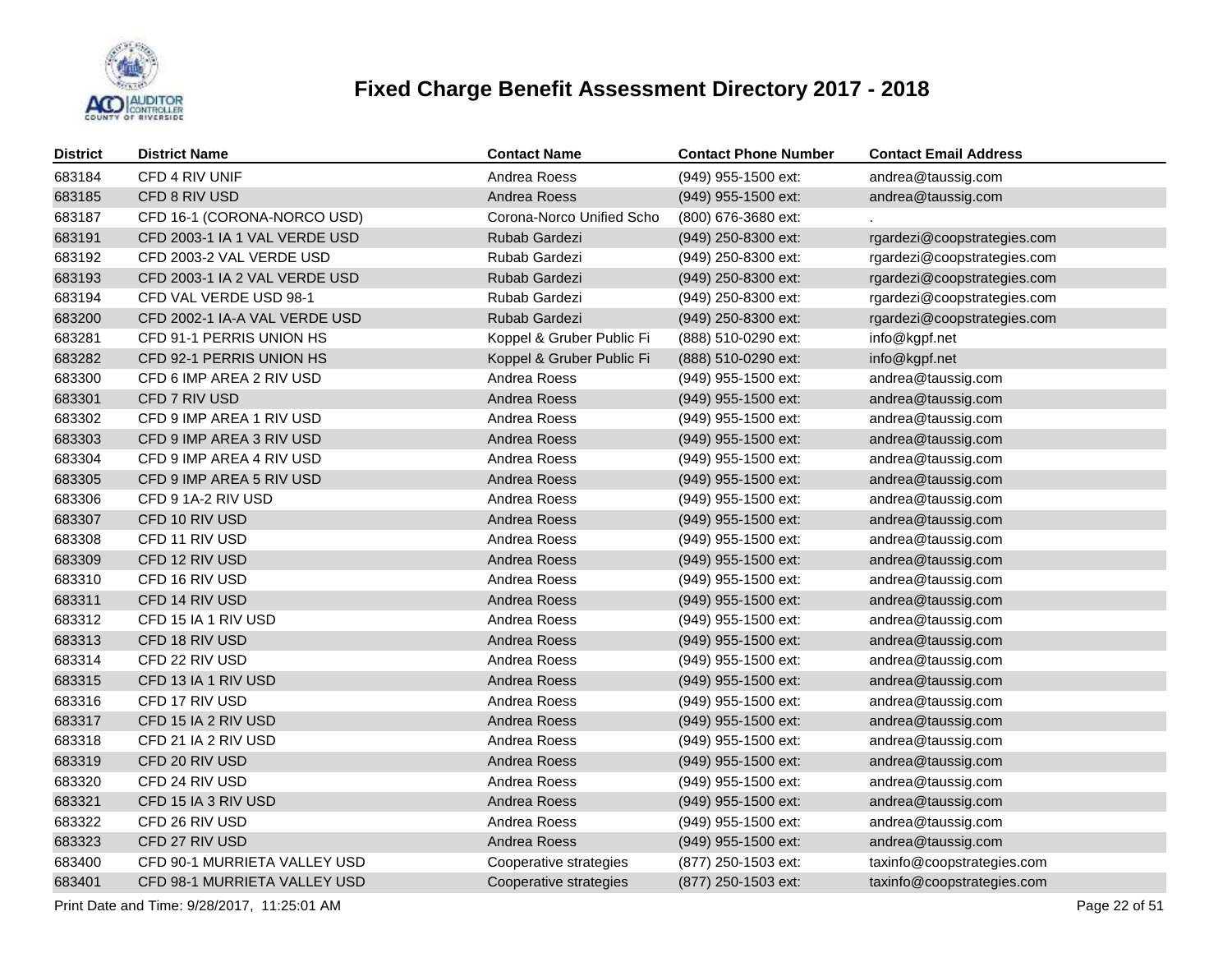# Fixed Charge Benefit Assessment Directory 2017 - 2018

| District | District Name | Contact Name | Contact Phone Number | Contact Email Address |
|---|---|---|---|---|
| 683184 | CFD 4 RIV UNIF | Andrea Roess | (949) 955-1500 ext: | andrea@taussig.com |
| 683185 | CFD 8 RIV USD | Andrea Roess | (949) 955-1500 ext: | andrea@taussig.com |
| 683187 | CFD 16-1 (CORONA-NORCO USD) | Corona-Norco Unified Scho | (800) 676-3680 ext: | . |
| 683191 | CFD 2003-1 IA 1 VAL VERDE USD | Rubab Gardezi | (949) 250-8300 ext: | rgardezi@coopstrategies.com |
| 683192 | CFD 2003-2 VAL VERDE USD | Rubab Gardezi | (949) 250-8300 ext: | rgardezi@coopstrategies.com |
| 683193 | CFD 2003-1 IA 2 VAL VERDE USD | Rubab Gardezi | (949) 250-8300 ext: | rgardezi@coopstrategies.com |
| 683194 | CFD VAL VERDE USD 98-1 | Rubab Gardezi | (949) 250-8300 ext: | rgardezi@coopstrategies.com |
| 683200 | CFD 2002-1 IA-A VAL VERDE USD | Rubab Gardezi | (949) 250-8300 ext: | rgardezi@coopstrategies.com |
| 683281 | CFD 91-1 PERRIS UNION HS | Koppel & Gruber Public Fi | (888) 510-0290 ext: | info@kgpf.net |
| 683282 | CFD 92-1 PERRIS UNION HS | Koppel & Gruber Public Fi | (888) 510-0290 ext: | info@kgpf.net |
| 683300 | CFD 6 IMP AREA 2 RIV USD | Andrea Roess | (949) 955-1500 ext: | andrea@taussig.com |
| 683301 | CFD 7 RIV USD | Andrea Roess | (949) 955-1500 ext: | andrea@taussig.com |
| 683302 | CFD 9 IMP AREA 1 RIV USD | Andrea Roess | (949) 955-1500 ext: | andrea@taussig.com |
| 683303 | CFD 9 IMP AREA 3 RIV USD | Andrea Roess | (949) 955-1500 ext: | andrea@taussig.com |
| 683304 | CFD 9 IMP AREA 4 RIV USD | Andrea Roess | (949) 955-1500 ext: | andrea@taussig.com |
| 683305 | CFD 9 IMP AREA 5 RIV USD | Andrea Roess | (949) 955-1500 ext: | andrea@taussig.com |
| 683306 | CFD 9 1A-2 RIV USD | Andrea Roess | (949) 955-1500 ext: | andrea@taussig.com |
| 683307 | CFD 10 RIV USD | Andrea Roess | (949) 955-1500 ext: | andrea@taussig.com |
| 683308 | CFD 11 RIV USD | Andrea Roess | (949) 955-1500 ext: | andrea@taussig.com |
| 683309 | CFD 12 RIV USD | Andrea Roess | (949) 955-1500 ext: | andrea@taussig.com |
| 683310 | CFD 16 RIV USD | Andrea Roess | (949) 955-1500 ext: | andrea@taussig.com |
| 683311 | CFD 14 RIV USD | Andrea Roess | (949) 955-1500 ext: | andrea@taussig.com |
| 683312 | CFD 15 IA 1 RIV USD | Andrea Roess | (949) 955-1500 ext: | andrea@taussig.com |
| 683313 | CFD 18 RIV USD | Andrea Roess | (949) 955-1500 ext: | andrea@taussig.com |
| 683314 | CFD 22 RIV USD | Andrea Roess | (949) 955-1500 ext: | andrea@taussig.com |
| 683315 | CFD 13 IA 1 RIV USD | Andrea Roess | (949) 955-1500 ext: | andrea@taussig.com |
| 683316 | CFD 17 RIV USD | Andrea Roess | (949) 955-1500 ext: | andrea@taussig.com |
| 683317 | CFD 15 IA 2 RIV USD | Andrea Roess | (949) 955-1500 ext: | andrea@taussig.com |
| 683318 | CFD 21 IA 2 RIV USD | Andrea Roess | (949) 955-1500 ext: | andrea@taussig.com |
| 683319 | CFD 20 RIV USD | Andrea Roess | (949) 955-1500 ext: | andrea@taussig.com |
| 683320 | CFD 24 RIV USD | Andrea Roess | (949) 955-1500 ext: | andrea@taussig.com |
| 683321 | CFD 15 IA 3 RIV USD | Andrea Roess | (949) 955-1500 ext: | andrea@taussig.com |
| 683322 | CFD 26 RIV USD | Andrea Roess | (949) 955-1500 ext: | andrea@taussig.com |
| 683323 | CFD 27 RIV USD | Andrea Roess | (949) 955-1500 ext: | andrea@taussig.com |
| 683400 | CFD 90-1 MURRIETA VALLEY USD | Cooperative strategies | (877) 250-1503 ext: | taxinfo@coopstrategies.com |
| 683401 | CFD 98-1 MURRIETA VALLEY USD | Cooperative strategies | (877) 250-1503 ext: | taxinfo@coopstrategies.com |

Print Date and Time: 9/28/2017, 11:25:01 AM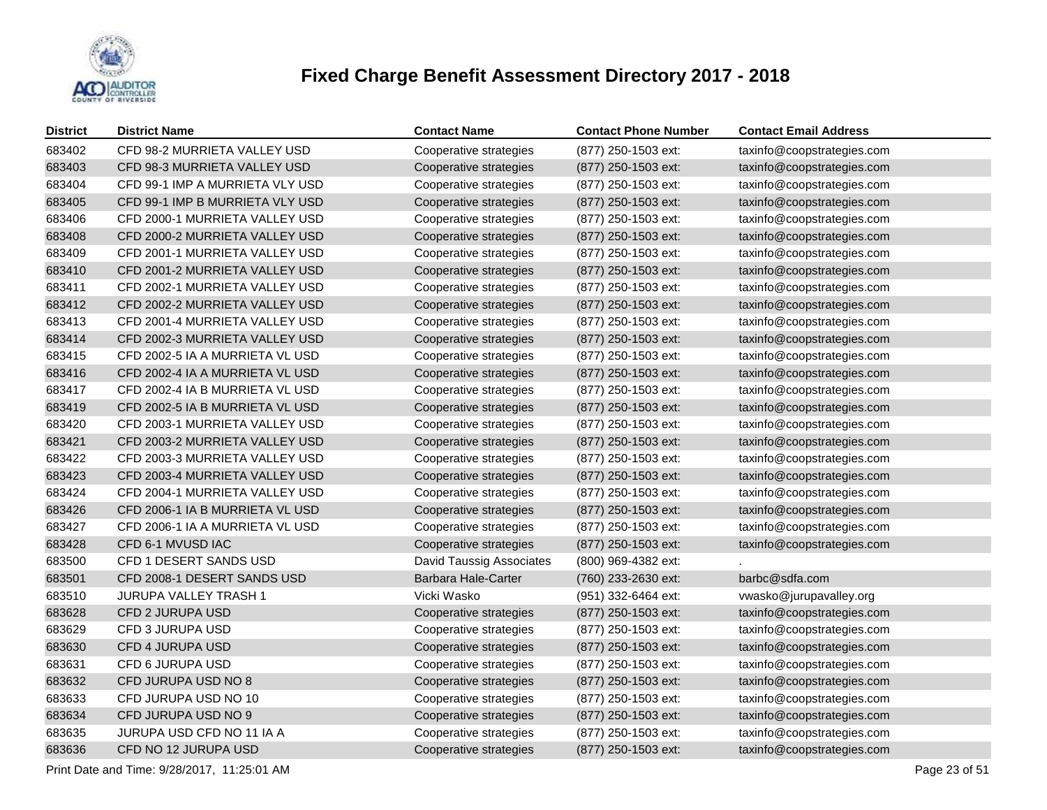# Fixed Charge Benefit Assessment Directory 2017 - 2018

| District | District Name | Contact Name | Contact Phone Number | Contact Email Address |
|---|---|---|---|---|
| 683402 | CFD 98-2 MURRIETA VALLEY USD | Cooperative strategies | (877) 250-1503 ext: | taxinfo@coopstrategies.com |
| 683403 | CFD 98-3 MURRIETA VALLEY USD | Cooperative strategies | (877) 250-1503 ext: | taxinfo@coopstrategies.com |
| 683404 | CFD 99-1 IMP A MURRIETA VLY USD | Cooperative strategies | (877) 250-1503 ext: | taxinfo@coopstrategies.com |
| 683405 | CFD 99-1 IMP B MURRIETA VLY USD | Cooperative strategies | (877) 250-1503 ext: | taxinfo@coopstrategies.com |
| 683406 | CFD 2000-1 MURRIETA VALLEY USD | Cooperative strategies | (877) 250-1503 ext: | taxinfo@coopstrategies.com |
| 683408 | CFD 2000-2 MURRIETA VALLEY USD | Cooperative strategies | (877) 250-1503 ext: | taxinfo@coopstrategies.com |
| 683409 | CFD 2001-1 MURRIETA VALLEY USD | Cooperative strategies | (877) 250-1503 ext: | taxinfo@coopstrategies.com |
| 683410 | CFD 2001-2 MURRIETA VALLEY USD | Cooperative strategies | (877) 250-1503 ext: | taxinfo@coopstrategies.com |
| 683411 | CFD 2002-1 MURRIETA VALLEY USD | Cooperative strategies | (877) 250-1503 ext: | taxinfo@coopstrategies.com |
| 683412 | CFD 2002-2 MURRIETA VALLEY USD | Cooperative strategies | (877) 250-1503 ext: | taxinfo@coopstrategies.com |
| 683413 | CFD 2001-4 MURRIETA VALLEY USD | Cooperative strategies | (877) 250-1503 ext: | taxinfo@coopstrategies.com |
| 683414 | CFD 2002-3 MURRIETA VALLEY USD | Cooperative strategies | (877) 250-1503 ext: | taxinfo@coopstrategies.com |
| 683415 | CFD 2002-5 IA A MURRIETA VL USD | Cooperative strategies | (877) 250-1503 ext: | taxinfo@coopstrategies.com |
| 683416 | CFD 2002-4 IA A MURRIETA VL USD | Cooperative strategies | (877) 250-1503 ext: | taxinfo@coopstrategies.com |
| 683417 | CFD 2002-4 IA B MURRIETA VL USD | Cooperative strategies | (877) 250-1503 ext: | taxinfo@coopstrategies.com |
| 683419 | CFD 2002-5 IA B MURRIETA VL USD | Cooperative strategies | (877) 250-1503 ext: | taxinfo@coopstrategies.com |
| 683420 | CFD 2003-1 MURRIETA VALLEY USD | Cooperative strategies | (877) 250-1503 ext: | taxinfo@coopstrategies.com |
| 683421 | CFD 2003-2 MURRIETA VALLEY USD | Cooperative strategies | (877) 250-1503 ext: | taxinfo@coopstrategies.com |
| 683422 | CFD 2003-3 MURRIETA VALLEY USD | Cooperative strategies | (877) 250-1503 ext: | taxinfo@coopstrategies.com |
| 683423 | CFD 2003-4 MURRIETA VALLEY USD | Cooperative strategies | (877) 250-1503 ext: | taxinfo@coopstrategies.com |
| 683424 | CFD 2004-1 MURRIETA VALLEY USD | Cooperative strategies | (877) 250-1503 ext: | taxinfo@coopstrategies.com |
| 683426 | CFD 2006-1 IA B MURRIETA VL USD | Cooperative strategies | (877) 250-1503 ext: | taxinfo@coopstrategies.com |
| 683427 | CFD 2006-1 IA A MURRIETA VL USD | Cooperative strategies | (877) 250-1503 ext: | taxinfo@coopstrategies.com |
| 683428 | CFD 6-1 MVUSD IAC | Cooperative strategies | (877) 250-1503 ext: | taxinfo@coopstrategies.com |
| 683500 | CFD 1 DESERT SANDS USD | David Taussig Associates | (800) 969-4382 ext: | . |
| 683501 | CFD 2008-1 DESERT SANDS USD | Barbara Hale-Carter | (760) 233-2630 ext: | barbc@sdfa.com |
| 683510 | JURUPA VALLEY TRASH 1 | Vicki Wasko | (951) 332-6464 ext: | vwasko@jurupavalley.org |
| 683628 | CFD 2 JURUPA USD | Cooperative strategies | (877) 250-1503 ext: | taxinfo@coopstrategies.com |
| 683629 | CFD 3 JURUPA USD | Cooperative strategies | (877) 250-1503 ext: | taxinfo@coopstrategies.com |
| 683630 | CFD 4 JURUPA USD | Cooperative strategies | (877) 250-1503 ext: | taxinfo@coopstrategies.com |
| 683631 | CFD 6 JURUPA USD | Cooperative strategies | (877) 250-1503 ext: | taxinfo@coopstrategies.com |
| 683632 | CFD JURUPA USD NO 8 | Cooperative strategies | (877) 250-1503 ext: | taxinfo@coopstrategies.com |
| 683633 | CFD JURUPA USD NO 10 | Cooperative strategies | (877) 250-1503 ext: | taxinfo@coopstrategies.com |
| 683634 | CFD JURUPA USD NO 9 | Cooperative strategies | (877) 250-1503 ext: | taxinfo@coopstrategies.com |
| 683635 | JURUPA USD CFD NO 11 IA A | Cooperative strategies | (877) 250-1503 ext: | taxinfo@coopstrategies.com |
| 683636 | CFD NO 12 JURUPA USD | Cooperative strategies | (877) 250-1503 ext: | taxinfo@coopstrategies.com |

Print Date and Time: 9/28/2017, 11:25:01 AM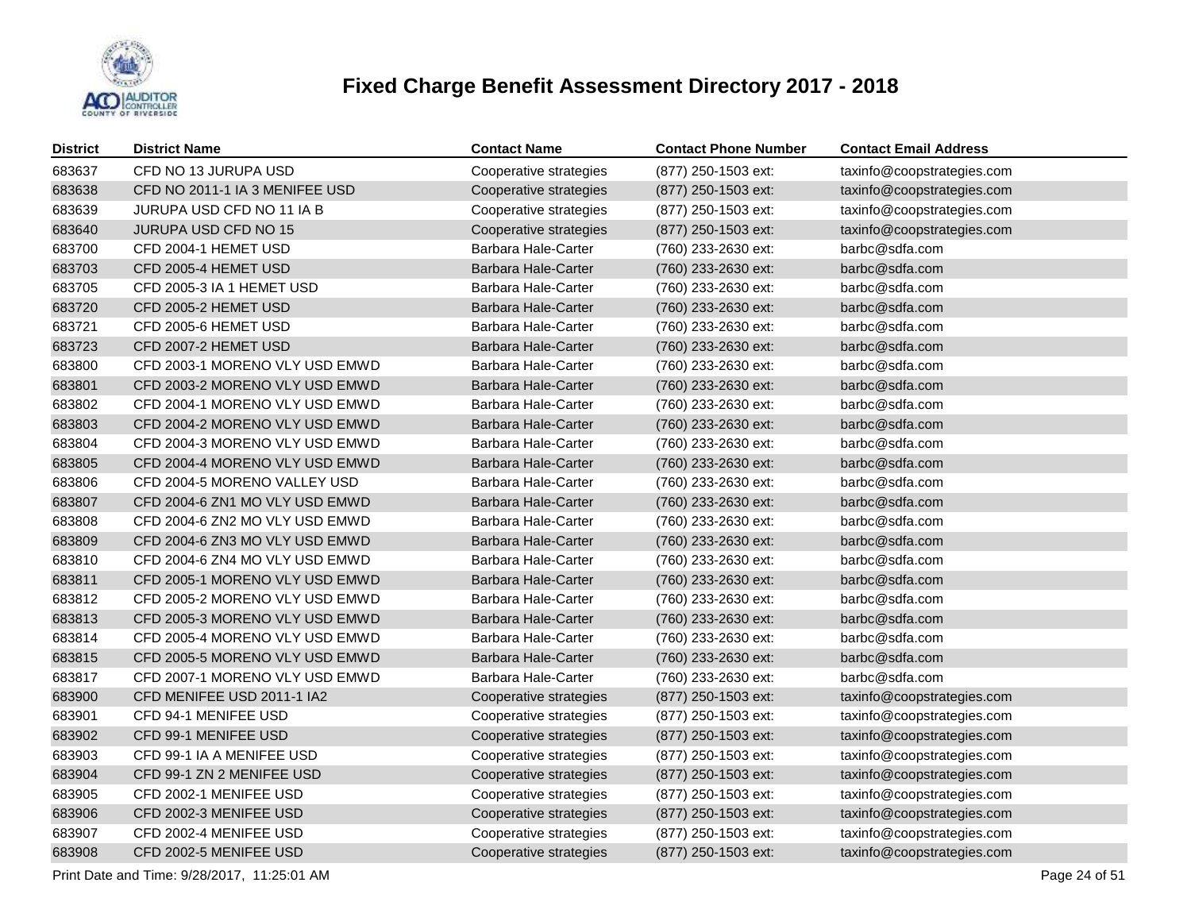# Fixed Charge Benefit Assessment Directory 2017 - 2018

| District | District Name | Contact Name | Contact Phone Number | Contact Email Address |
|---|---|---|---|---|
| 683637 | CFD NO 13 JURUPA USD | Cooperative strategies | (877) 250-1503 ext: | taxinfo@coopstrategies.com |
| 683638 | CFD NO 2011-1 IA 3 MENIFEE USD | Cooperative strategies | (877) 250-1503 ext: | taxinfo@coopstrategies.com |
| 683639 | JURUPA USD CFD NO 11 IA B | Cooperative strategies | (877) 250-1503 ext: | taxinfo@coopstrategies.com |
| 683640 | JURUPA USD CFD NO 15 | Cooperative strategies | (877) 250-1503 ext: | taxinfo@coopstrategies.com |
| 683700 | CFD 2004-1 HEMET USD | Barbara Hale-Carter | (760) 233-2630 ext: | barbc@sdfa.com |
| 683703 | CFD 2005-4 HEMET USD | Barbara Hale-Carter | (760) 233-2630 ext: | barbc@sdfa.com |
| 683705 | CFD 2005-3 IA 1 HEMET USD | Barbara Hale-Carter | (760) 233-2630 ext: | barbc@sdfa.com |
| 683720 | CFD 2005-2 HEMET USD | Barbara Hale-Carter | (760) 233-2630 ext: | barbc@sdfa.com |
| 683721 | CFD 2005-6 HEMET USD | Barbara Hale-Carter | (760) 233-2630 ext: | barbc@sdfa.com |
| 683723 | CFD 2007-2 HEMET USD | Barbara Hale-Carter | (760) 233-2630 ext: | barbc@sdfa.com |
| 683800 | CFD 2003-1 MORENO VLY USD EMWD | Barbara Hale-Carter | (760) 233-2630 ext: | barbc@sdfa.com |
| 683801 | CFD 2003-2 MORENO VLY USD EMWD | Barbara Hale-Carter | (760) 233-2630 ext: | barbc@sdfa.com |
| 683802 | CFD 2004-1 MORENO VLY USD EMWD | Barbara Hale-Carter | (760) 233-2630 ext: | barbc@sdfa.com |
| 683803 | CFD 2004-2 MORENO VLY USD EMWD | Barbara Hale-Carter | (760) 233-2630 ext: | barbc@sdfa.com |
| 683804 | CFD 2004-3 MORENO VLY USD EMWD | Barbara Hale-Carter | (760) 233-2630 ext: | barbc@sdfa.com |
| 683805 | CFD 2004-4 MORENO VLY USD EMWD | Barbara Hale-Carter | (760) 233-2630 ext: | barbc@sdfa.com |
| 683806 | CFD 2004-5 MORENO VALLEY USD | Barbara Hale-Carter | (760) 233-2630 ext: | barbc@sdfa.com |
| 683807 | CFD 2004-6 ZN1 MO VLY USD EMWD | Barbara Hale-Carter | (760) 233-2630 ext: | barbc@sdfa.com |
| 683808 | CFD 2004-6 ZN2 MO VLY USD EMWD | Barbara Hale-Carter | (760) 233-2630 ext: | barbc@sdfa.com |
| 683809 | CFD 2004-6 ZN3 MO VLY USD EMWD | Barbara Hale-Carter | (760) 233-2630 ext: | barbc@sdfa.com |
| 683810 | CFD 2004-6 ZN4 MO VLY USD EMWD | Barbara Hale-Carter | (760) 233-2630 ext: | barbc@sdfa.com |
| 683811 | CFD 2005-1 MORENO VLY USD EMWD | Barbara Hale-Carter | (760) 233-2630 ext: | barbc@sdfa.com |
| 683812 | CFD 2005-2 MORENO VLY USD EMWD | Barbara Hale-Carter | (760) 233-2630 ext: | barbc@sdfa.com |
| 683813 | CFD 2005-3 MORENO VLY USD EMWD | Barbara Hale-Carter | (760) 233-2630 ext: | barbc@sdfa.com |
| 683814 | CFD 2005-4 MORENO VLY USD EMWD | Barbara Hale-Carter | (760) 233-2630 ext: | barbc@sdfa.com |
| 683815 | CFD 2005-5 MORENO VLY USD EMWD | Barbara Hale-Carter | (760) 233-2630 ext: | barbc@sdfa.com |
| 683817 | CFD 2007-1 MORENO VLY USD EMWD | Barbara Hale-Carter | (760) 233-2630 ext: | barbc@sdfa.com |
| 683900 | CFD MENIFEE USD 2011-1 IA2 | Cooperative strategies | (877) 250-1503 ext: | taxinfo@coopstrategies.com |
| 683901 | CFD 94-1 MENIFEE USD | Cooperative strategies | (877) 250-1503 ext: | taxinfo@coopstrategies.com |
| 683902 | CFD 99-1 MENIFEE USD | Cooperative strategies | (877) 250-1503 ext: | taxinfo@coopstrategies.com |
| 683903 | CFD 99-1 IA A MENIFEE USD | Cooperative strategies | (877) 250-1503 ext: | taxinfo@coopstrategies.com |
| 683904 | CFD 99-1 ZN 2 MENIFEE USD | Cooperative strategies | (877) 250-1503 ext: | taxinfo@coopstrategies.com |
| 683905 | CFD 2002-1 MENIFEE USD | Cooperative strategies | (877) 250-1503 ext: | taxinfo@coopstrategies.com |
| 683906 | CFD 2002-3 MENIFEE USD | Cooperative strategies | (877) 250-1503 ext: | taxinfo@coopstrategies.com |
| 683907 | CFD 2002-4 MENIFEE USD | Cooperative strategies | (877) 250-1503 ext: | taxinfo@coopstrategies.com |
| 683908 | CFD 2002-5 MENIFEE USD | Cooperative strategies | (877) 250-1503 ext: | taxinfo@coopstrategies.com |

Print Date and Time: 9/28/2017, 11:25:01 AM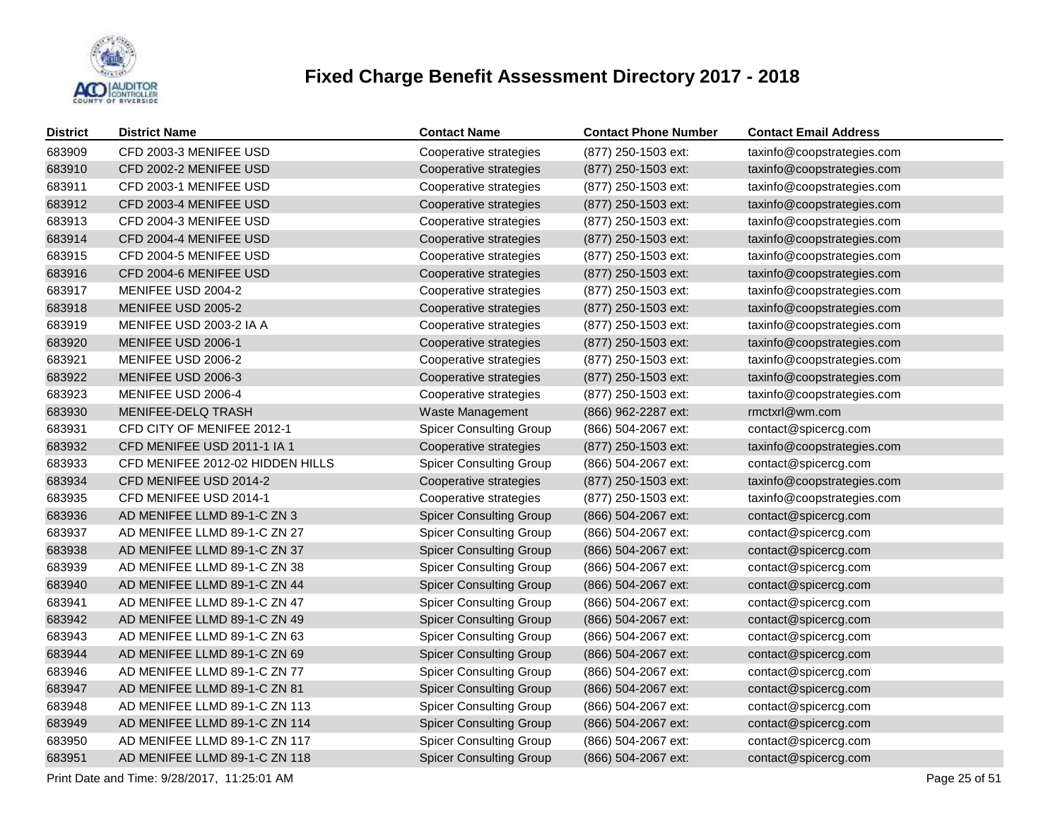# Fixed Charge Benefit Assessment Directory 2017 - 2018

| District | District Name | Contact Name | Contact Phone Number | Contact Email Address |
|---|---|---|---|---|
| 683909 | CFD 2003-3 MENIFEE USD | Cooperative strategies | (877) 250-1503 ext: | taxinfo@coopstrategies.com |
| 683910 | CFD 2002-2 MENIFEE USD | Cooperative strategies | (877) 250-1503 ext: | taxinfo@coopstrategies.com |
| 683911 | CFD 2003-1 MENIFEE USD | Cooperative strategies | (877) 250-1503 ext: | taxinfo@coopstrategies.com |
| 683912 | CFD 2003-4 MENIFEE USD | Cooperative strategies | (877) 250-1503 ext: | taxinfo@coopstrategies.com |
| 683913 | CFD 2004-3 MENIFEE USD | Cooperative strategies | (877) 250-1503 ext: | taxinfo@coopstrategies.com |
| 683914 | CFD 2004-4 MENIFEE USD | Cooperative strategies | (877) 250-1503 ext: | taxinfo@coopstrategies.com |
| 683915 | CFD 2004-5 MENIFEE USD | Cooperative strategies | (877) 250-1503 ext: | taxinfo@coopstrategies.com |
| 683916 | CFD 2004-6 MENIFEE USD | Cooperative strategies | (877) 250-1503 ext: | taxinfo@coopstrategies.com |
| 683917 | MENIFEE USD 2004-2 | Cooperative strategies | (877) 250-1503 ext: | taxinfo@coopstrategies.com |
| 683918 | MENIFEE USD 2005-2 | Cooperative strategies | (877) 250-1503 ext: | taxinfo@coopstrategies.com |
| 683919 | MENIFEE USD 2003-2 IA A | Cooperative strategies | (877) 250-1503 ext: | taxinfo@coopstrategies.com |
| 683920 | MENIFEE USD 2006-1 | Cooperative strategies | (877) 250-1503 ext: | taxinfo@coopstrategies.com |
| 683921 | MENIFEE USD 2006-2 | Cooperative strategies | (877) 250-1503 ext: | taxinfo@coopstrategies.com |
| 683922 | MENIFEE USD 2006-3 | Cooperative strategies | (877) 250-1503 ext: | taxinfo@coopstrategies.com |
| 683923 | MENIFEE USD 2006-4 | Cooperative strategies | (877) 250-1503 ext: | taxinfo@coopstrategies.com |
| 683930 | MENIFEE-DELQ TRASH | Waste Management | (866) 962-2287 ext: | rmctxrl@wm.com |
| 683931 | CFD CITY OF MENIFEE 2012-1 | Spicer Consulting Group | (866) 504-2067 ext: | contact@spicercg.com |
| 683932 | CFD MENIFEE USD 2011-1 IA 1 | Cooperative strategies | (877) 250-1503 ext: | taxinfo@coopstrategies.com |
| 683933 | CFD MENIFEE 2012-02 HIDDEN HILLS | Spicer Consulting Group | (866) 504-2067 ext: | contact@spicercg.com |
| 683934 | CFD MENIFEE USD 2014-2 | Cooperative strategies | (877) 250-1503 ext: | taxinfo@coopstrategies.com |
| 683935 | CFD MENIFEE USD 2014-1 | Cooperative strategies | (877) 250-1503 ext: | taxinfo@coopstrategies.com |
| 683936 | AD MENIFEE LLMD 89-1-C ZN 3 | Spicer Consulting Group | (866) 504-2067 ext: | contact@spicercg.com |
| 683937 | AD MENIFEE LLMD 89-1-C ZN 27 | Spicer Consulting Group | (866) 504-2067 ext: | contact@spicercg.com |
| 683938 | AD MENIFEE LLMD 89-1-C ZN 37 | Spicer Consulting Group | (866) 504-2067 ext: | contact@spicercg.com |
| 683939 | AD MENIFEE LLMD 89-1-C ZN 38 | Spicer Consulting Group | (866) 504-2067 ext: | contact@spicercg.com |
| 683940 | AD MENIFEE LLMD 89-1-C ZN 44 | Spicer Consulting Group | (866) 504-2067 ext: | contact@spicercg.com |
| 683941 | AD MENIFEE LLMD 89-1-C ZN 47 | Spicer Consulting Group | (866) 504-2067 ext: | contact@spicercg.com |
| 683942 | AD MENIFEE LLMD 89-1-C ZN 49 | Spicer Consulting Group | (866) 504-2067 ext: | contact@spicercg.com |
| 683943 | AD MENIFEE LLMD 89-1-C ZN 63 | Spicer Consulting Group | (866) 504-2067 ext: | contact@spicercg.com |
| 683944 | AD MENIFEE LLMD 89-1-C ZN 69 | Spicer Consulting Group | (866) 504-2067 ext: | contact@spicercg.com |
| 683946 | AD MENIFEE LLMD 89-1-C ZN 77 | Spicer Consulting Group | (866) 504-2067 ext: | contact@spicercg.com |
| 683947 | AD MENIFEE LLMD 89-1-C ZN 81 | Spicer Consulting Group | (866) 504-2067 ext: | contact@spicercg.com |
| 683948 | AD MENIFEE LLMD 89-1-C ZN 113 | Spicer Consulting Group | (866) 504-2067 ext: | contact@spicercg.com |
| 683949 | AD MENIFEE LLMD 89-1-C ZN 114 | Spicer Consulting Group | (866) 504-2067 ext: | contact@spicercg.com |
| 683950 | AD MENIFEE LLMD 89-1-C ZN 117 | Spicer Consulting Group | (866) 504-2067 ext: | contact@spicercg.com |
| 683951 | AD MENIFEE LLMD 89-1-C ZN 118 | Spicer Consulting Group | (866) 504-2067 ext: | contact@spicercg.com |

Print Date and Time: 9/28/2017, 11:25:01 AM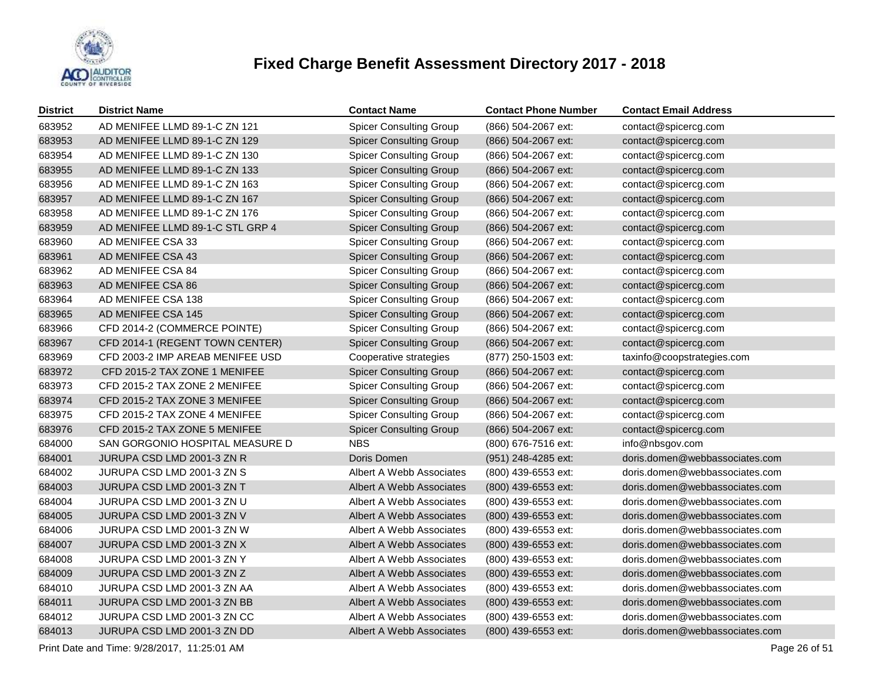# Fixed Charge Benefit Assessment Directory 2017 - 2018

| District | District Name | Contact Name | Contact Phone Number | Contact Email Address |
|---|---|---|---|---|
| 683952 | AD MENIFEE LLMD 89-1-C ZN 121 | Spicer Consulting Group | (866) 504-2067 ext: | contact@spicercg.com |
| 683953 | AD MENIFEE LLMD 89-1-C ZN 129 | Spicer Consulting Group | (866) 504-2067 ext: | contact@spicercg.com |
| 683954 | AD MENIFEE LLMD 89-1-C ZN 130 | Spicer Consulting Group | (866) 504-2067 ext: | contact@spicercg.com |
| 683955 | AD MENIFEE LLMD 89-1-C ZN 133 | Spicer Consulting Group | (866) 504-2067 ext: | contact@spicercg.com |
| 683956 | AD MENIFEE LLMD 89-1-C ZN 163 | Spicer Consulting Group | (866) 504-2067 ext: | contact@spicercg.com |
| 683957 | AD MENIFEE LLMD 89-1-C ZN 167 | Spicer Consulting Group | (866) 504-2067 ext: | contact@spicercg.com |
| 683958 | AD MENIFEE LLMD 89-1-C ZN 176 | Spicer Consulting Group | (866) 504-2067 ext: | contact@spicercg.com |
| 683959 | AD MENIFEE LLMD 89-1-C STL GRP 4 | Spicer Consulting Group | (866) 504-2067 ext: | contact@spicercg.com |
| 683960 | AD MENIFEE CSA 33 | Spicer Consulting Group | (866) 504-2067 ext: | contact@spicercg.com |
| 683961 | AD MENIFEE CSA 43 | Spicer Consulting Group | (866) 504-2067 ext: | contact@spicercg.com |
| 683962 | AD MENIFEE CSA 84 | Spicer Consulting Group | (866) 504-2067 ext: | contact@spicercg.com |
| 683963 | AD MENIFEE CSA 86 | Spicer Consulting Group | (866) 504-2067 ext: | contact@spicercg.com |
| 683964 | AD MENIFEE CSA 138 | Spicer Consulting Group | (866) 504-2067 ext: | contact@spicercg.com |
| 683965 | AD MENIFEE CSA 145 | Spicer Consulting Group | (866) 504-2067 ext: | contact@spicercg.com |
| 683966 | CFD 2014-2 (COMMERCE POINTE) | Spicer Consulting Group | (866) 504-2067 ext: | contact@spicercg.com |
| 683967 | CFD 2014-1 (REGENT TOWN CENTER) | Spicer Consulting Group | (866) 504-2067 ext: | contact@spicercg.com |
| 683969 | CFD 2003-2 IMP AREAB MENIFEE USD | Cooperative strategies | (877) 250-1503 ext: | taxinfo@coopstrategies.com |
| 683972 | CFD 2015-2 TAX ZONE 1 MENIFEE | Spicer Consulting Group | (866) 504-2067 ext: | contact@spicercg.com |
| 683973 | CFD 2015-2 TAX ZONE 2 MENIFEE | Spicer Consulting Group | (866) 504-2067 ext: | contact@spicercg.com |
| 683974 | CFD 2015-2 TAX ZONE 3 MENIFEE | Spicer Consulting Group | (866) 504-2067 ext: | contact@spicercg.com |
| 683975 | CFD 2015-2 TAX ZONE 4 MENIFEE | Spicer Consulting Group | (866) 504-2067 ext: | contact@spicercg.com |
| 683976 | CFD 2015-2 TAX ZONE 5 MENIFEE | Spicer Consulting Group | (866) 504-2067 ext: | contact@spicercg.com |
| 684000 | SAN GORGONIO HOSPITAL MEASURE D | NBS | (800) 676-7516 ext: | info@nbsgov.com |
| 684001 | JURUPA CSD LMD 2001-3 ZN R | Doris Domen | (951) 248-4285 ext: | doris.domen@webbassociates.com |
| 684002 | JURUPA CSD LMD 2001-3 ZN S | Albert A Webb Associates | (800) 439-6553 ext: | doris.domen@webbassociates.com |
| 684003 | JURUPA CSD LMD 2001-3 ZN T | Albert A Webb Associates | (800) 439-6553 ext: | doris.domen@webbassociates.com |
| 684004 | JURUPA CSD LMD 2001-3 ZN U | Albert A Webb Associates | (800) 439-6553 ext: | doris.domen@webbassociates.com |
| 684005 | JURUPA CSD LMD 2001-3 ZN V | Albert A Webb Associates | (800) 439-6553 ext: | doris.domen@webbassociates.com |
| 684006 | JURUPA CSD LMD 2001-3 ZN W | Albert A Webb Associates | (800) 439-6553 ext: | doris.domen@webbassociates.com |
| 684007 | JURUPA CSD LMD 2001-3 ZN X | Albert A Webb Associates | (800) 439-6553 ext: | doris.domen@webbassociates.com |
| 684008 | JURUPA CSD LMD 2001-3 ZN Y | Albert A Webb Associates | (800) 439-6553 ext: | doris.domen@webbassociates.com |
| 684009 | JURUPA CSD LMD 2001-3 ZN Z | Albert A Webb Associates | (800) 439-6553 ext: | doris.domen@webbassociates.com |
| 684010 | JURUPA CSD LMD 2001-3 ZN AA | Albert A Webb Associates | (800) 439-6553 ext: | doris.domen@webbassociates.com |
| 684011 | JURUPA CSD LMD 2001-3 ZN BB | Albert A Webb Associates | (800) 439-6553 ext: | doris.domen@webbassociates.com |
| 684012 | JURUPA CSD LMD 2001-3 ZN CC | Albert A Webb Associates | (800) 439-6553 ext: | doris.domen@webbassociates.com |
| 684013 | JURUPA CSD LMD 2001-3 ZN DD | Albert A Webb Associates | (800) 439-6553 ext: | doris.domen@webbassociates.com |

Print Date and Time: 9/28/2017, 11:25:01 AM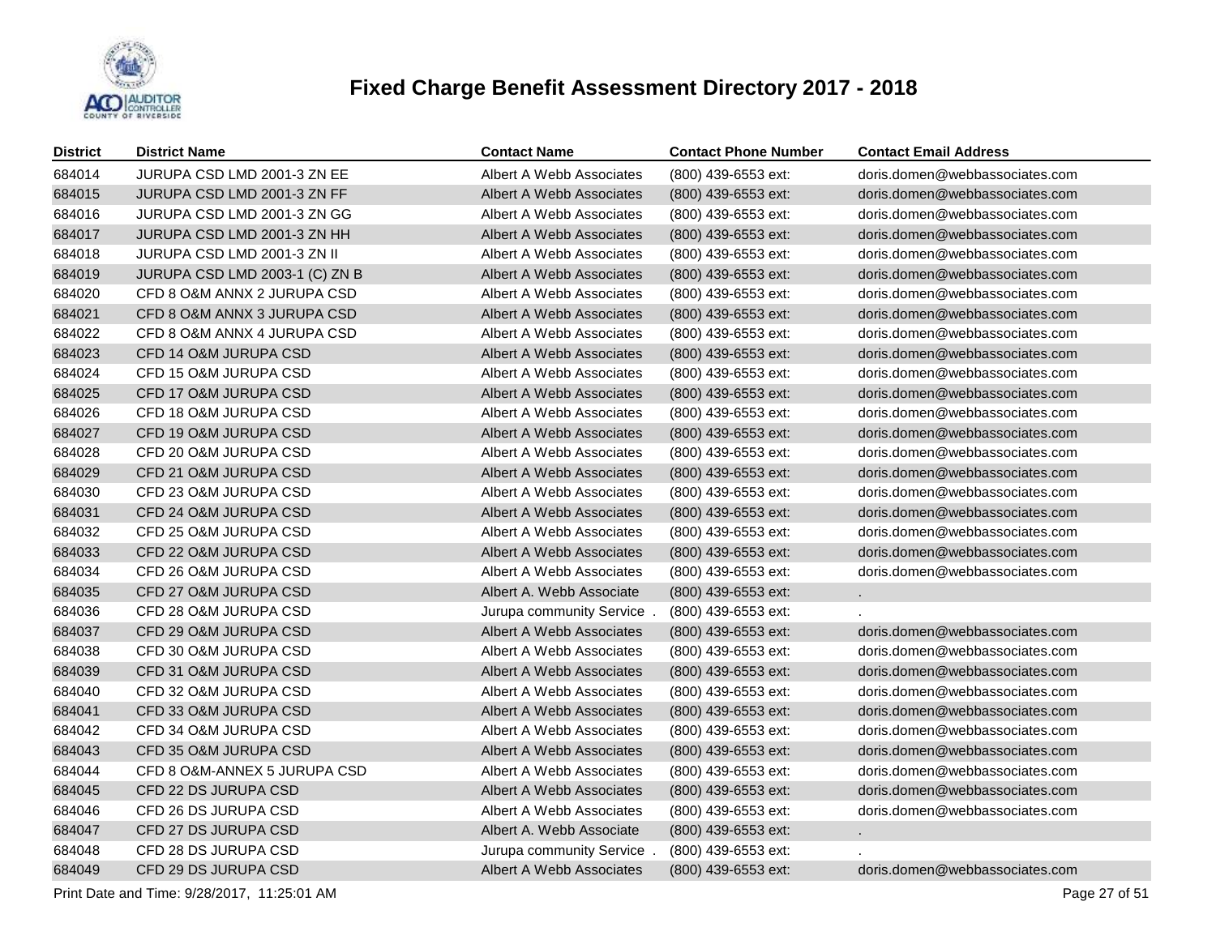# Fixed Charge Benefit Assessment Directory 2017 - 2018

| District | District Name | Contact Name | Contact Phone Number | Contact Email Address |
|---|---|---|---|---|
| 684014 | JURUPA CSD LMD 2001-3 ZN EE | Albert A Webb Associates | (800) 439-6553 ext: | doris.domen@webbassociates.com |
| 684015 | JURUPA CSD LMD 2001-3 ZN FF | Albert A Webb Associates | (800) 439-6553 ext: | doris.domen@webbassociates.com |
| 684016 | JURUPA CSD LMD 2001-3 ZN GG | Albert A Webb Associates | (800) 439-6553 ext: | doris.domen@webbassociates.com |
| 684017 | JURUPA CSD LMD 2001-3 ZN HH | Albert A Webb Associates | (800) 439-6553 ext: | doris.domen@webbassociates.com |
| 684018 | JURUPA CSD LMD 2001-3 ZN II | Albert A Webb Associates | (800) 439-6553 ext: | doris.domen@webbassociates.com |
| 684019 | JURUPA CSD LMD 2003-1 (C) ZN B | Albert A Webb Associates | (800) 439-6553 ext: | doris.domen@webbassociates.com |
| 684020 | CFD 8 O&M ANNX 2 JURUPA CSD | Albert A Webb Associates | (800) 439-6553 ext: | doris.domen@webbassociates.com |
| 684021 | CFD 8 O&M ANNX 3 JURUPA CSD | Albert A Webb Associates | (800) 439-6553 ext: | doris.domen@webbassociates.com |
| 684022 | CFD 8 O&M ANNX 4 JURUPA CSD | Albert A Webb Associates | (800) 439-6553 ext: | doris.domen@webbassociates.com |
| 684023 | CFD 14 O&M JURUPA CSD | Albert A Webb Associates | (800) 439-6553 ext: | doris.domen@webbassociates.com |
| 684024 | CFD 15 O&M JURUPA CSD | Albert A Webb Associates | (800) 439-6553 ext: | doris.domen@webbassociates.com |
| 684025 | CFD 17 O&M JURUPA CSD | Albert A Webb Associates | (800) 439-6553 ext: | doris.domen@webbassociates.com |
| 684026 | CFD 18 O&M JURUPA CSD | Albert A Webb Associates | (800) 439-6553 ext: | doris.domen@webbassociates.com |
| 684027 | CFD 19 O&M JURUPA CSD | Albert A Webb Associates | (800) 439-6553 ext: | doris.domen@webbassociates.com |
| 684028 | CFD 20 O&M JURUPA CSD | Albert A Webb Associates | (800) 439-6553 ext: | doris.domen@webbassociates.com |
| 684029 | CFD 21 O&M JURUPA CSD | Albert A Webb Associates | (800) 439-6553 ext: | doris.domen@webbassociates.com |
| 684030 | CFD 23 O&M JURUPA CSD | Albert A Webb Associates | (800) 439-6553 ext: | doris.domen@webbassociates.com |
| 684031 | CFD 24 O&M JURUPA CSD | Albert A Webb Associates | (800) 439-6553 ext: | doris.domen@webbassociates.com |
| 684032 | CFD 25 O&M JURUPA CSD | Albert A Webb Associates | (800) 439-6553 ext: | doris.domen@webbassociates.com |
| 684033 | CFD 22 O&M JURUPA CSD | Albert A Webb Associates | (800) 439-6553 ext: | doris.domen@webbassociates.com |
| 684034 | CFD 26 O&M JURUPA CSD | Albert A Webb Associates | (800) 439-6553 ext: | doris.domen@webbassociates.com |
| 684035 | CFD 27 O&M JURUPA CSD | Albert A. Webb Associate | (800) 439-6553 ext: | . |
| 684036 | CFD 28 O&M JURUPA CSD | Jurupa community Service . | (800) 439-6553 ext: | . |
| 684037 | CFD 29 O&M JURUPA CSD | Albert A Webb Associates | (800) 439-6553 ext: | doris.domen@webbassociates.com |
| 684038 | CFD 30 O&M JURUPA CSD | Albert A Webb Associates | (800) 439-6553 ext: | doris.domen@webbassociates.com |
| 684039 | CFD 31 O&M JURUPA CSD | Albert A Webb Associates | (800) 439-6553 ext: | doris.domen@webbassociates.com |
| 684040 | CFD 32 O&M JURUPA CSD | Albert A Webb Associates | (800) 439-6553 ext: | doris.domen@webbassociates.com |
| 684041 | CFD 33 O&M JURUPA CSD | Albert A Webb Associates | (800) 439-6553 ext: | doris.domen@webbassociates.com |
| 684042 | CFD 34 O&M JURUPA CSD | Albert A Webb Associates | (800) 439-6553 ext: | doris.domen@webbassociates.com |
| 684043 | CFD 35 O&M JURUPA CSD | Albert A Webb Associates | (800) 439-6553 ext: | doris.domen@webbassociates.com |
| 684044 | CFD 8 O&M-ANNEX 5 JURUPA CSD | Albert A Webb Associates | (800) 439-6553 ext: | doris.domen@webbassociates.com |
| 684045 | CFD 22 DS JURUPA CSD | Albert A Webb Associates | (800) 439-6553 ext: | doris.domen@webbassociates.com |
| 684046 | CFD 26 DS JURUPA CSD | Albert A Webb Associates | (800) 439-6553 ext: | doris.domen@webbassociates.com |
| 684047 | CFD 27 DS JURUPA CSD | Albert A. Webb Associate | (800) 439-6553 ext: | . |
| 684048 | CFD 28 DS JURUPA CSD | Jurupa community Service . | (800) 439-6553 ext: | . |
| 684049 | CFD 29 DS JURUPA CSD | Albert A Webb Associates | (800) 439-6553 ext: | doris.domen@webbassociates.com |

Print Date and Time: 9/28/2017, 11:25:01 AM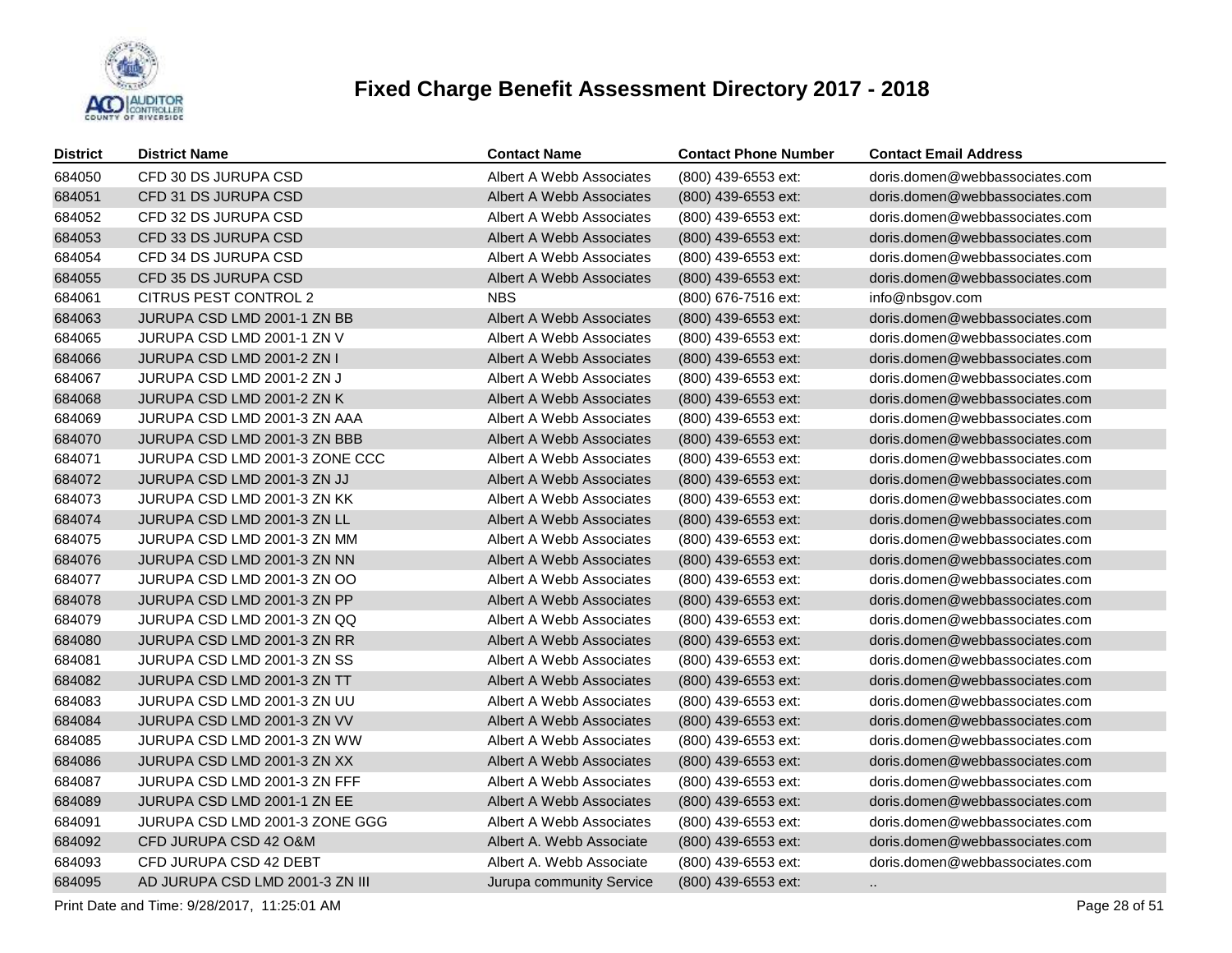# Fixed Charge Benefit Assessment Directory 2017 - 2018

| District | District Name | Contact Name | Contact Phone Number | Contact Email Address |
|---|---|---|---|---|
| 684050 | CFD 30 DS JURUPA CSD | Albert A Webb Associates | (800) 439-6553 ext: | doris.domen@webbassociates.com |
| 684051 | CFD 31 DS JURUPA CSD | Albert A Webb Associates | (800) 439-6553 ext: | doris.domen@webbassociates.com |
| 684052 | CFD 32 DS JURUPA CSD | Albert A Webb Associates | (800) 439-6553 ext: | doris.domen@webbassociates.com |
| 684053 | CFD 33 DS JURUPA CSD | Albert A Webb Associates | (800) 439-6553 ext: | doris.domen@webbassociates.com |
| 684054 | CFD 34 DS JURUPA CSD | Albert A Webb Associates | (800) 439-6553 ext: | doris.domen@webbassociates.com |
| 684055 | CFD 35 DS JURUPA CSD | Albert A Webb Associates | (800) 439-6553 ext: | doris.domen@webbassociates.com |
| 684061 | CITRUS PEST CONTROL 2 | NBS | (800) 676-7516 ext: | info@nbsgov.com |
| 684063 | JURUPA CSD LMD 2001-1 ZN BB | Albert A Webb Associates | (800) 439-6553 ext: | doris.domen@webbassociates.com |
| 684065 | JURUPA CSD LMD 2001-1 ZN V | Albert A Webb Associates | (800) 439-6553 ext: | doris.domen@webbassociates.com |
| 684066 | JURUPA CSD LMD 2001-2 ZN I | Albert A Webb Associates | (800) 439-6553 ext: | doris.domen@webbassociates.com |
| 684067 | JURUPA CSD LMD 2001-2 ZN J | Albert A Webb Associates | (800) 439-6553 ext: | doris.domen@webbassociates.com |
| 684068 | JURUPA CSD LMD 2001-2 ZN K | Albert A Webb Associates | (800) 439-6553 ext: | doris.domen@webbassociates.com |
| 684069 | JURUPA CSD LMD 2001-3 ZN AAA | Albert A Webb Associates | (800) 439-6553 ext: | doris.domen@webbassociates.com |
| 684070 | JURUPA CSD LMD 2001-3 ZN BBB | Albert A Webb Associates | (800) 439-6553 ext: | doris.domen@webbassociates.com |
| 684071 | JURUPA CSD LMD 2001-3 ZONE CCC | Albert A Webb Associates | (800) 439-6553 ext: | doris.domen@webbassociates.com |
| 684072 | JURUPA CSD LMD 2001-3 ZN JJ | Albert A Webb Associates | (800) 439-6553 ext: | doris.domen@webbassociates.com |
| 684073 | JURUPA CSD LMD 2001-3 ZN KK | Albert A Webb Associates | (800) 439-6553 ext: | doris.domen@webbassociates.com |
| 684074 | JURUPA CSD LMD 2001-3 ZN LL | Albert A Webb Associates | (800) 439-6553 ext: | doris.domen@webbassociates.com |
| 684075 | JURUPA CSD LMD 2001-3 ZN MM | Albert A Webb Associates | (800) 439-6553 ext: | doris.domen@webbassociates.com |
| 684076 | JURUPA CSD LMD 2001-3 ZN NN | Albert A Webb Associates | (800) 439-6553 ext: | doris.domen@webbassociates.com |
| 684077 | JURUPA CSD LMD 2001-3 ZN OO | Albert A Webb Associates | (800) 439-6553 ext: | doris.domen@webbassociates.com |
| 684078 | JURUPA CSD LMD 2001-3 ZN PP | Albert A Webb Associates | (800) 439-6553 ext: | doris.domen@webbassociates.com |
| 684079 | JURUPA CSD LMD 2001-3 ZN QQ | Albert A Webb Associates | (800) 439-6553 ext: | doris.domen@webbassociates.com |
| 684080 | JURUPA CSD LMD 2001-3 ZN RR | Albert A Webb Associates | (800) 439-6553 ext: | doris.domen@webbassociates.com |
| 684081 | JURUPA CSD LMD 2001-3 ZN SS | Albert A Webb Associates | (800) 439-6553 ext: | doris.domen@webbassociates.com |
| 684082 | JURUPA CSD LMD 2001-3 ZN TT | Albert A Webb Associates | (800) 439-6553 ext: | doris.domen@webbassociates.com |
| 684083 | JURUPA CSD LMD 2001-3 ZN UU | Albert A Webb Associates | (800) 439-6553 ext: | doris.domen@webbassociates.com |
| 684084 | JURUPA CSD LMD 2001-3 ZN VV | Albert A Webb Associates | (800) 439-6553 ext: | doris.domen@webbassociates.com |
| 684085 | JURUPA CSD LMD 2001-3 ZN WW | Albert A Webb Associates | (800) 439-6553 ext: | doris.domen@webbassociates.com |
| 684086 | JURUPA CSD LMD 2001-3 ZN XX | Albert A Webb Associates | (800) 439-6553 ext: | doris.domen@webbassociates.com |
| 684087 | JURUPA CSD LMD 2001-3 ZN FFF | Albert A Webb Associates | (800) 439-6553 ext: | doris.domen@webbassociates.com |
| 684089 | JURUPA CSD LMD 2001-1 ZN EE | Albert A Webb Associates | (800) 439-6553 ext: | doris.domen@webbassociates.com |
| 684091 | JURUPA CSD LMD 2001-3 ZONE GGG | Albert A Webb Associates | (800) 439-6553 ext: | doris.domen@webbassociates.com |
| 684092 | CFD JURUPA CSD 42 O&M | Albert A. Webb Associate | (800) 439-6553 ext: | doris.domen@webbassociates.com |
| 684093 | CFD JURUPA CSD 42 DEBT | Albert A. Webb Associate | (800) 439-6553 ext: | doris.domen@webbassociates.com |
| 684095 | AD JURUPA CSD LMD 2001-3 ZN III | Jurupa community Service | (800) 439-6553 ext: | .. |

Print Date and Time: 9/28/2017, 11:25:01 AM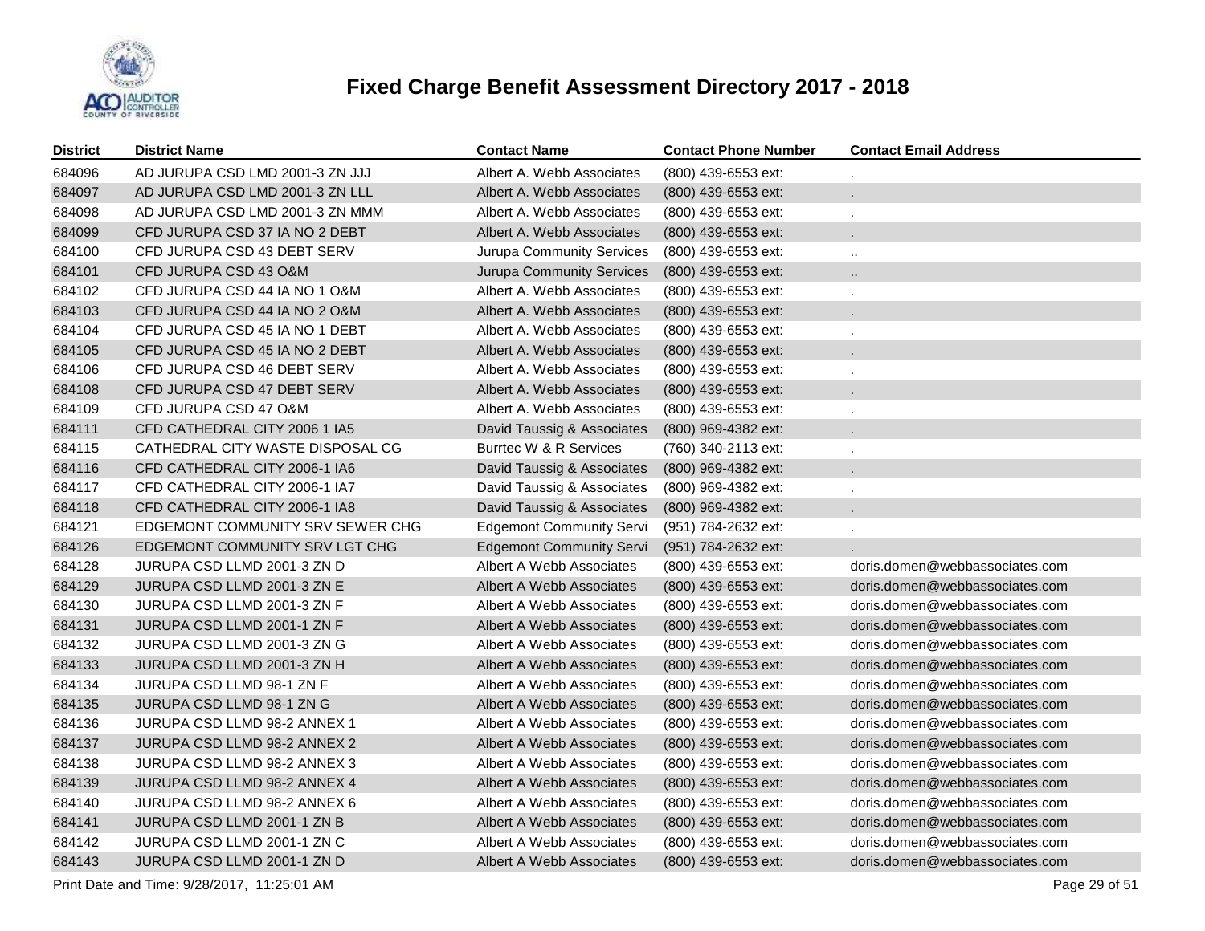# Fixed Charge Benefit Assessment Directory 2017 - 2018

| District | District Name | Contact Name | Contact Phone Number | Contact Email Address |
|---|---|---|---|---|
| 684096 | AD JURUPA CSD LMD 2001-3 ZN JJJ | Albert A. Webb Associates | (800) 439-6553 ext: | . |
| 684097 | AD JURUPA CSD LMD 2001-3 ZN LLL | Albert A. Webb Associates | (800) 439-6553 ext: | . |
| 684098 | AD JURUPA CSD LMD 2001-3 ZN MMM | Albert A. Webb Associates | (800) 439-6553 ext: | . |
| 684099 | CFD JURUPA CSD 37 IA NO 2 DEBT | Albert A. Webb Associates | (800) 439-6553 ext: | . |
| 684100 | CFD JURUPA CSD 43 DEBT SERV | Jurupa Community Services | (800) 439-6553 ext: | .. |
| 684101 | CFD JURUPA CSD 43 O&M | Jurupa Community Services | (800) 439-6553 ext: | .. |
| 684102 | CFD JURUPA CSD 44 IA NO 1 O&M | Albert A. Webb Associates | (800) 439-6553 ext: | . |
| 684103 | CFD JURUPA CSD 44 IA NO 2 O&M | Albert A. Webb Associates | (800) 439-6553 ext: | . |
| 684104 | CFD JURUPA CSD 45 IA NO 1 DEBT | Albert A. Webb Associates | (800) 439-6553 ext: | . |
| 684105 | CFD JURUPA CSD 45 IA NO 2 DEBT | Albert A. Webb Associates | (800) 439-6553 ext: | . |
| 684106 | CFD JURUPA CSD 46 DEBT SERV | Albert A. Webb Associates | (800) 439-6553 ext: | . |
| 684108 | CFD JURUPA CSD 47 DEBT SERV | Albert A. Webb Associates | (800) 439-6553 ext: | . |
| 684109 | CFD JURUPA CSD 47 O&M | Albert A. Webb Associates | (800) 439-6553 ext: | . |
| 684111 | CFD CATHEDRAL CITY 2006 1 IA5 | David Taussig & Associates | (800) 969-4382 ext: | . |
| 684115 | CATHEDRAL CITY WASTE DISPOSAL CG | Burrtec W & R Services | (760) 340-2113 ext: | . |
| 684116 | CFD CATHEDRAL CITY 2006-1 IA6 | David Taussig & Associates | (800) 969-4382 ext: | . |
| 684117 | CFD CATHEDRAL CITY 2006-1 IA7 | David Taussig & Associates | (800) 969-4382 ext: | . |
| 684118 | CFD CATHEDRAL CITY 2006-1 IA8 | David Taussig & Associates | (800) 969-4382 ext: | . |
| 684121 | EDGEMONT COMMUNITY SRV SEWER CHG | Edgemont Community Servi | (951) 784-2632 ext: | . |
| 684126 | EDGEMONT COMMUNITY SRV LGT CHG | Edgemont Community Servi | (951) 784-2632 ext: | . |
| 684128 | JURUPA CSD LLMD 2001-3 ZN D | Albert A Webb Associates | (800) 439-6553 ext: | doris.domen@webbassociates.com |
| 684129 | JURUPA CSD LLMD 2001-3 ZN E | Albert A Webb Associates | (800) 439-6553 ext: | doris.domen@webbassociates.com |
| 684130 | JURUPA CSD LLMD 2001-3 ZN F | Albert A Webb Associates | (800) 439-6553 ext: | doris.domen@webbassociates.com |
| 684131 | JURUPA CSD LLMD 2001-1 ZN F | Albert A Webb Associates | (800) 439-6553 ext: | doris.domen@webbassociates.com |
| 684132 | JURUPA CSD LLMD 2001-3 ZN G | Albert A Webb Associates | (800) 439-6553 ext: | doris.domen@webbassociates.com |
| 684133 | JURUPA CSD LLMD 2001-3 ZN H | Albert A Webb Associates | (800) 439-6553 ext: | doris.domen@webbassociates.com |
| 684134 | JURUPA CSD LLMD 98-1 ZN F | Albert A Webb Associates | (800) 439-6553 ext: | doris.domen@webbassociates.com |
| 684135 | JURUPA CSD LLMD 98-1 ZN G | Albert A Webb Associates | (800) 439-6553 ext: | doris.domen@webbassociates.com |
| 684136 | JURUPA CSD LLMD 98-2 ANNEX 1 | Albert A Webb Associates | (800) 439-6553 ext: | doris.domen@webbassociates.com |
| 684137 | JURUPA CSD LLMD 98-2 ANNEX 2 | Albert A Webb Associates | (800) 439-6553 ext: | doris.domen@webbassociates.com |
| 684138 | JURUPA CSD LLMD 98-2 ANNEX 3 | Albert A Webb Associates | (800) 439-6553 ext: | doris.domen@webbassociates.com |
| 684139 | JURUPA CSD LLMD 98-2 ANNEX 4 | Albert A Webb Associates | (800) 439-6553 ext: | doris.domen@webbassociates.com |
| 684140 | JURUPA CSD LLMD 98-2 ANNEX 6 | Albert A Webb Associates | (800) 439-6553 ext: | doris.domen@webbassociates.com |
| 684141 | JURUPA CSD LLMD 2001-1 ZN B | Albert A Webb Associates | (800) 439-6553 ext: | doris.domen@webbassociates.com |
| 684142 | JURUPA CSD LLMD 2001-1 ZN C | Albert A Webb Associates | (800) 439-6553 ext: | doris.domen@webbassociates.com |
| 684143 | JURUPA CSD LLMD 2001-1 ZN D | Albert A Webb Associates | (800) 439-6553 ext: | doris.domen@webbassociates.com |

Print Date and Time: 9/28/2017, 11:25:01 AM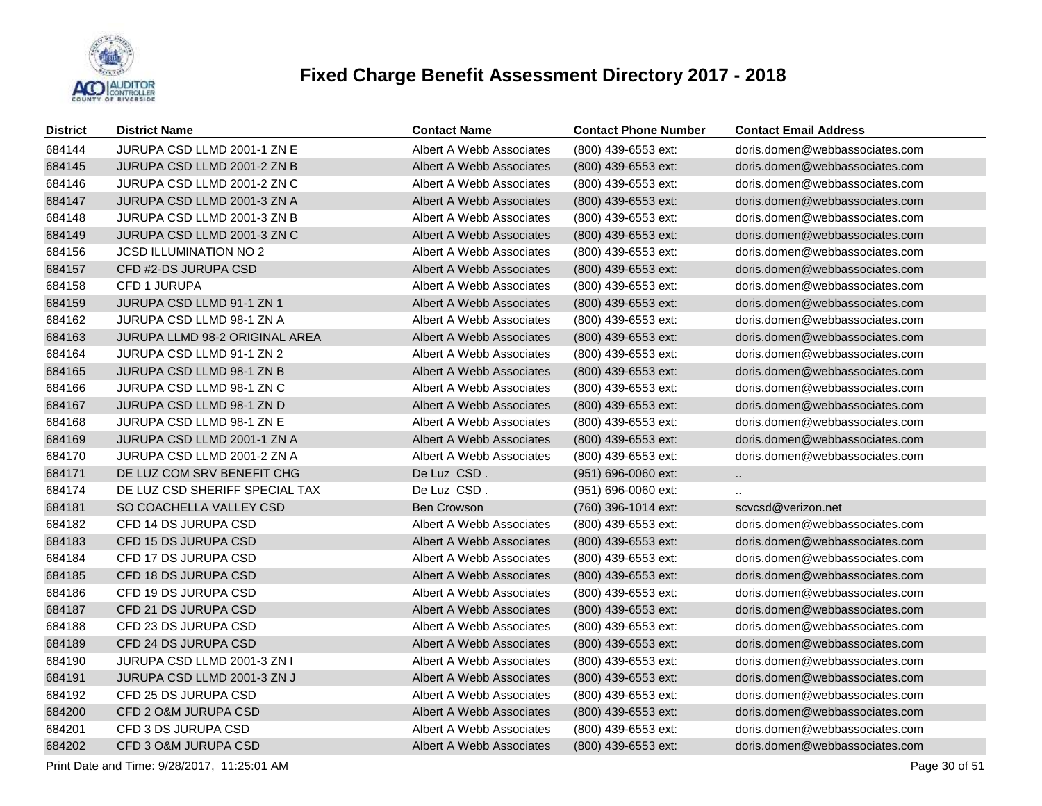# Fixed Charge Benefit Assessment Directory 2017 - 2018

| District | District Name | Contact Name | Contact Phone Number | Contact Email Address |
|---|---|---|---|---|
| 684144 | JURUPA CSD LLMD 2001-1 ZN E | Albert A Webb Associates | (800) 439-6553 ext: | doris.domen@webbassociates.com |
| 684145 | JURUPA CSD LLMD 2001-2 ZN B | Albert A Webb Associates | (800) 439-6553 ext: | doris.domen@webbassociates.com |
| 684146 | JURUPA CSD LLMD 2001-2 ZN C | Albert A Webb Associates | (800) 439-6553 ext: | doris.domen@webbassociates.com |
| 684147 | JURUPA CSD LLMD 2001-3 ZN A | Albert A Webb Associates | (800) 439-6553 ext: | doris.domen@webbassociates.com |
| 684148 | JURUPA CSD LLMD 2001-3 ZN B | Albert A Webb Associates | (800) 439-6553 ext: | doris.domen@webbassociates.com |
| 684149 | JURUPA CSD LLMD 2001-3 ZN C | Albert A Webb Associates | (800) 439-6553 ext: | doris.domen@webbassociates.com |
| 684156 | JCSD ILLUMINATION NO 2 | Albert A Webb Associates | (800) 439-6553 ext: | doris.domen@webbassociates.com |
| 684157 | CFD #2-DS JURUPA CSD | Albert A Webb Associates | (800) 439-6553 ext: | doris.domen@webbassociates.com |
| 684158 | CFD 1 JURUPA | Albert A Webb Associates | (800) 439-6553 ext: | doris.domen@webbassociates.com |
| 684159 | JURUPA CSD LLMD 91-1 ZN 1 | Albert A Webb Associates | (800) 439-6553 ext: | doris.domen@webbassociates.com |
| 684162 | JURUPA CSD LLMD 98-1 ZN A | Albert A Webb Associates | (800) 439-6553 ext: | doris.domen@webbassociates.com |
| 684163 | JURUPA LLMD 98-2 ORIGINAL AREA | Albert A Webb Associates | (800) 439-6553 ext: | doris.domen@webbassociates.com |
| 684164 | JURUPA CSD LLMD 91-1 ZN 2 | Albert A Webb Associates | (800) 439-6553 ext: | doris.domen@webbassociates.com |
| 684165 | JURUPA CSD LLMD 98-1 ZN B | Albert A Webb Associates | (800) 439-6553 ext: | doris.domen@webbassociates.com |
| 684166 | JURUPA CSD LLMD 98-1 ZN C | Albert A Webb Associates | (800) 439-6553 ext: | doris.domen@webbassociates.com |
| 684167 | JURUPA CSD LLMD 98-1 ZN D | Albert A Webb Associates | (800) 439-6553 ext: | doris.domen@webbassociates.com |
| 684168 | JURUPA CSD LLMD 98-1 ZN E | Albert A Webb Associates | (800) 439-6553 ext: | doris.domen@webbassociates.com |
| 684169 | JURUPA CSD LLMD 2001-1 ZN A | Albert A Webb Associates | (800) 439-6553 ext: | doris.domen@webbassociates.com |
| 684170 | JURUPA CSD LLMD 2001-2 ZN A | Albert A Webb Associates | (800) 439-6553 ext: | doris.domen@webbassociates.com |
| 684171 | DE LUZ COM SRV BENEFIT CHG | De Luz CSD . | (951) 696-0060 ext: | .. |
| 684174 | DE LUZ CSD SHERIFF SPECIAL TAX | De Luz CSD . | (951) 696-0060 ext: | .. |
| 684181 | SO COACHELLA VALLEY CSD | Ben Crowson | (760) 396-1014 ext: | scvcsd@verizon.net |
| 684182 | CFD 14 DS JURUPA CSD | Albert A Webb Associates | (800) 439-6553 ext: | doris.domen@webbassociates.com |
| 684183 | CFD 15 DS JURUPA CSD | Albert A Webb Associates | (800) 439-6553 ext: | doris.domen@webbassociates.com |
| 684184 | CFD 17 DS JURUPA CSD | Albert A Webb Associates | (800) 439-6553 ext: | doris.domen@webbassociates.com |
| 684185 | CFD 18 DS JURUPA CSD | Albert A Webb Associates | (800) 439-6553 ext: | doris.domen@webbassociates.com |
| 684186 | CFD 19 DS JURUPA CSD | Albert A Webb Associates | (800) 439-6553 ext: | doris.domen@webbassociates.com |
| 684187 | CFD 21 DS JURUPA CSD | Albert A Webb Associates | (800) 439-6553 ext: | doris.domen@webbassociates.com |
| 684188 | CFD 23 DS JURUPA CSD | Albert A Webb Associates | (800) 439-6553 ext: | doris.domen@webbassociates.com |
| 684189 | CFD 24 DS JURUPA CSD | Albert A Webb Associates | (800) 439-6553 ext: | doris.domen@webbassociates.com |
| 684190 | JURUPA CSD LLMD 2001-3 ZN I | Albert A Webb Associates | (800) 439-6553 ext: | doris.domen@webbassociates.com |
| 684191 | JURUPA CSD LLMD 2001-3 ZN J | Albert A Webb Associates | (800) 439-6553 ext: | doris.domen@webbassociates.com |
| 684192 | CFD 25 DS JURUPA CSD | Albert A Webb Associates | (800) 439-6553 ext: | doris.domen@webbassociates.com |
| 684200 | CFD 2 O&M JURUPA CSD | Albert A Webb Associates | (800) 439-6553 ext: | doris.domen@webbassociates.com |
| 684201 | CFD 3 DS JURUPA CSD | Albert A Webb Associates | (800) 439-6553 ext: | doris.domen@webbassociates.com |
| 684202 | CFD 3 O&M JURUPA CSD | Albert A Webb Associates | (800) 439-6553 ext: | doris.domen@webbassociates.com |

Print Date and Time: 9/28/2017, 11:25:01 AM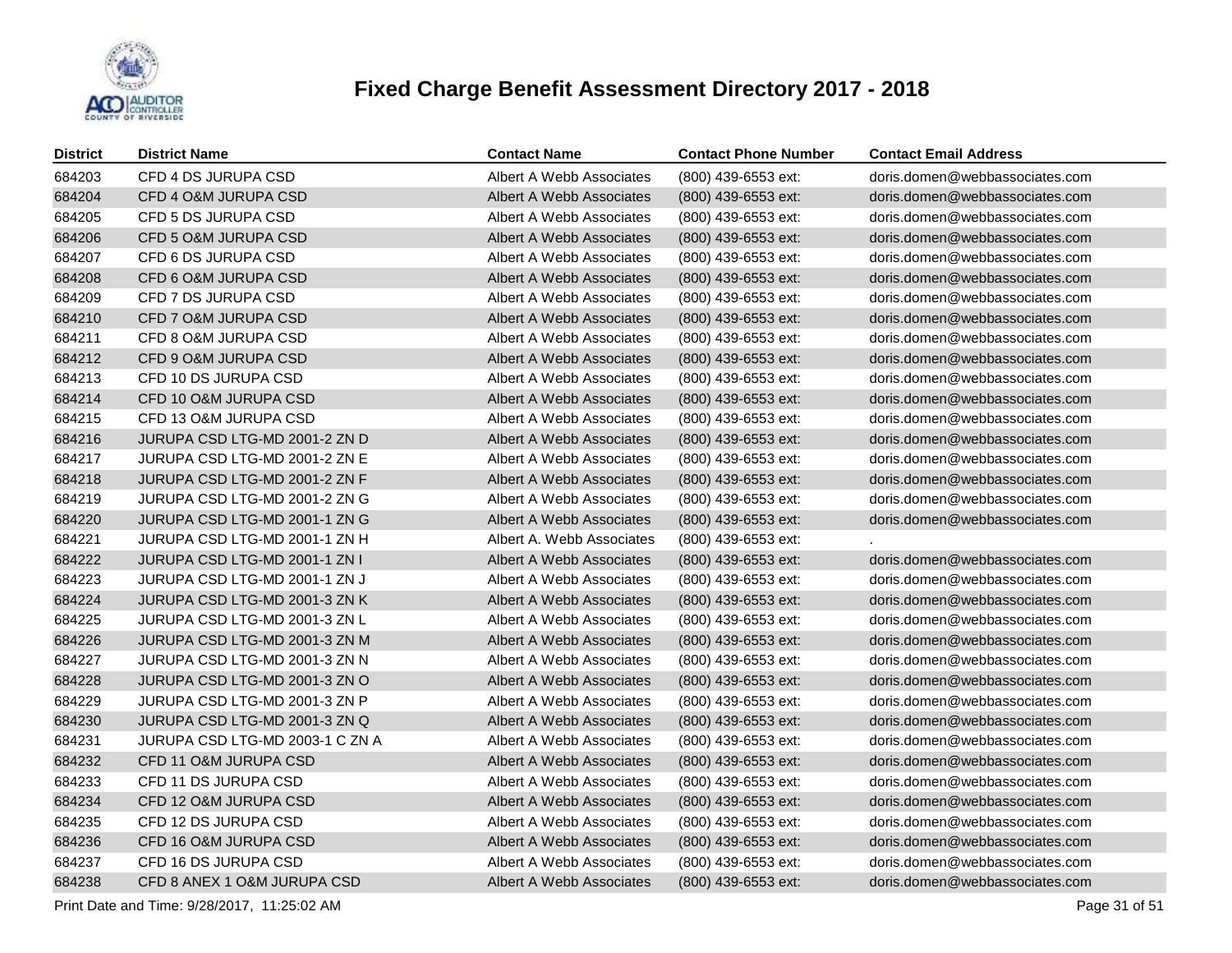# Fixed Charge Benefit Assessment Directory 2017 - 2018

| District | District Name | Contact Name | Contact Phone Number | Contact Email Address |
|---|---|---|---|---|
| 684203 | CFD 4 DS JURUPA CSD | Albert A Webb Associates | (800) 439-6553 ext: | doris.domen@webbassociates.com |
| 684204 | CFD 4 O&M JURUPA CSD | Albert A Webb Associates | (800) 439-6553 ext: | doris.domen@webbassociates.com |
| 684205 | CFD 5 DS JURUPA CSD | Albert A Webb Associates | (800) 439-6553 ext: | doris.domen@webbassociates.com |
| 684206 | CFD 5 O&M JURUPA CSD | Albert A Webb Associates | (800) 439-6553 ext: | doris.domen@webbassociates.com |
| 684207 | CFD 6 DS JURUPA CSD | Albert A Webb Associates | (800) 439-6553 ext: | doris.domen@webbassociates.com |
| 684208 | CFD 6 O&M JURUPA CSD | Albert A Webb Associates | (800) 439-6553 ext: | doris.domen@webbassociates.com |
| 684209 | CFD 7 DS JURUPA CSD | Albert A Webb Associates | (800) 439-6553 ext: | doris.domen@webbassociates.com |
| 684210 | CFD 7 O&M JURUPA CSD | Albert A Webb Associates | (800) 439-6553 ext: | doris.domen@webbassociates.com |
| 684211 | CFD 8 O&M JURUPA CSD | Albert A Webb Associates | (800) 439-6553 ext: | doris.domen@webbassociates.com |
| 684212 | CFD 9 O&M JURUPA CSD | Albert A Webb Associates | (800) 439-6553 ext: | doris.domen@webbassociates.com |
| 684213 | CFD 10 DS JURUPA CSD | Albert A Webb Associates | (800) 439-6553 ext: | doris.domen@webbassociates.com |
| 684214 | CFD 10 O&M JURUPA CSD | Albert A Webb Associates | (800) 439-6553 ext: | doris.domen@webbassociates.com |
| 684215 | CFD 13 O&M JURUPA CSD | Albert A Webb Associates | (800) 439-6553 ext: | doris.domen@webbassociates.com |
| 684216 | JURUPA CSD LTG-MD 2001-2 ZN D | Albert A Webb Associates | (800) 439-6553 ext: | doris.domen@webbassociates.com |
| 684217 | JURUPA CSD LTG-MD 2001-2 ZN E | Albert A Webb Associates | (800) 439-6553 ext: | doris.domen@webbassociates.com |
| 684218 | JURUPA CSD LTG-MD 2001-2 ZN F | Albert A Webb Associates | (800) 439-6553 ext: | doris.domen@webbassociates.com |
| 684219 | JURUPA CSD LTG-MD 2001-2 ZN G | Albert A Webb Associates | (800) 439-6553 ext: | doris.domen@webbassociates.com |
| 684220 | JURUPA CSD LTG-MD 2001-1 ZN G | Albert A Webb Associates | (800) 439-6553 ext: | doris.domen@webbassociates.com |
| 684221 | JURUPA CSD LTG-MD 2001-1 ZN H | Albert A. Webb Associates | (800) 439-6553 ext: | . |
| 684222 | JURUPA CSD LTG-MD 2001-1 ZN I | Albert A Webb Associates | (800) 439-6553 ext: | doris.domen@webbassociates.com |
| 684223 | JURUPA CSD LTG-MD 2001-1 ZN J | Albert A Webb Associates | (800) 439-6553 ext: | doris.domen@webbassociates.com |
| 684224 | JURUPA CSD LTG-MD 2001-3 ZN K | Albert A Webb Associates | (800) 439-6553 ext: | doris.domen@webbassociates.com |
| 684225 | JURUPA CSD LTG-MD 2001-3 ZN L | Albert A Webb Associates | (800) 439-6553 ext: | doris.domen@webbassociates.com |
| 684226 | JURUPA CSD LTG-MD 2001-3 ZN M | Albert A Webb Associates | (800) 439-6553 ext: | doris.domen@webbassociates.com |
| 684227 | JURUPA CSD LTG-MD 2001-3 ZN N | Albert A Webb Associates | (800) 439-6553 ext: | doris.domen@webbassociates.com |
| 684228 | JURUPA CSD LTG-MD 2001-3 ZN O | Albert A Webb Associates | (800) 439-6553 ext: | doris.domen@webbassociates.com |
| 684229 | JURUPA CSD LTG-MD 2001-3 ZN P | Albert A Webb Associates | (800) 439-6553 ext: | doris.domen@webbassociates.com |
| 684230 | JURUPA CSD LTG-MD 2001-3 ZN Q | Albert A Webb Associates | (800) 439-6553 ext: | doris.domen@webbassociates.com |
| 684231 | JURUPA CSD LTG-MD 2003-1 C ZN A | Albert A Webb Associates | (800) 439-6553 ext: | doris.domen@webbassociates.com |
| 684232 | CFD 11 O&M JURUPA CSD | Albert A Webb Associates | (800) 439-6553 ext: | doris.domen@webbassociates.com |
| 684233 | CFD 11 DS JURUPA CSD | Albert A Webb Associates | (800) 439-6553 ext: | doris.domen@webbassociates.com |
| 684234 | CFD 12 O&M JURUPA CSD | Albert A Webb Associates | (800) 439-6553 ext: | doris.domen@webbassociates.com |
| 684235 | CFD 12 DS JURUPA CSD | Albert A Webb Associates | (800) 439-6553 ext: | doris.domen@webbassociates.com |
| 684236 | CFD 16 O&M JURUPA CSD | Albert A Webb Associates | (800) 439-6553 ext: | doris.domen@webbassociates.com |
| 684237 | CFD 16 DS JURUPA CSD | Albert A Webb Associates | (800) 439-6553 ext: | doris.domen@webbassociates.com |
| 684238 | CFD 8 ANEX 1 O&M JURUPA CSD | Albert A Webb Associates | (800) 439-6553 ext: | doris.domen@webbassociates.com |

Print Date and Time: 9/28/2017, 11:25:02 AM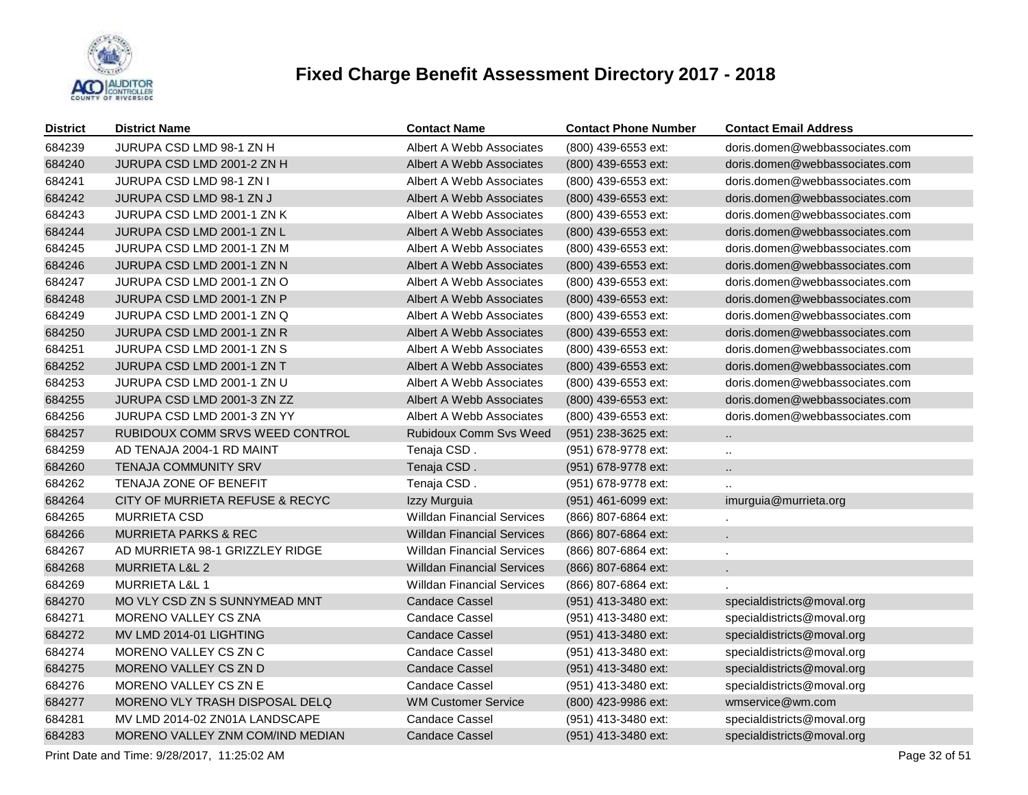# Fixed Charge Benefit Assessment Directory 2017 - 2018

| District | District Name | Contact Name | Contact Phone Number | Contact Email Address |
|---|---|---|---|---|
| 684239 | JURUPA CSD LMD 98-1 ZN H | Albert A Webb Associates | (800) 439-6553 ext: | doris.domen@webbassociates.com |
| 684240 | JURUPA CSD LMD 2001-2 ZN H | Albert A Webb Associates | (800) 439-6553 ext: | doris.domen@webbassociates.com |
| 684241 | JURUPA CSD LMD 98-1 ZN I | Albert A Webb Associates | (800) 439-6553 ext: | doris.domen@webbassociates.com |
| 684242 | JURUPA CSD LMD 98-1 ZN J | Albert A Webb Associates | (800) 439-6553 ext: | doris.domen@webbassociates.com |
| 684243 | JURUPA CSD LMD 2001-1 ZN K | Albert A Webb Associates | (800) 439-6553 ext: | doris.domen@webbassociates.com |
| 684244 | JURUPA CSD LMD 2001-1 ZN L | Albert A Webb Associates | (800) 439-6553 ext: | doris.domen@webbassociates.com |
| 684245 | JURUPA CSD LMD 2001-1 ZN M | Albert A Webb Associates | (800) 439-6553 ext: | doris.domen@webbassociates.com |
| 684246 | JURUPA CSD LMD 2001-1 ZN N | Albert A Webb Associates | (800) 439-6553 ext: | doris.domen@webbassociates.com |
| 684247 | JURUPA CSD LMD 2001-1 ZN O | Albert A Webb Associates | (800) 439-6553 ext: | doris.domen@webbassociates.com |
| 684248 | JURUPA CSD LMD 2001-1 ZN P | Albert A Webb Associates | (800) 439-6553 ext: | doris.domen@webbassociates.com |
| 684249 | JURUPA CSD LMD 2001-1 ZN Q | Albert A Webb Associates | (800) 439-6553 ext: | doris.domen@webbassociates.com |
| 684250 | JURUPA CSD LMD 2001-1 ZN R | Albert A Webb Associates | (800) 439-6553 ext: | doris.domen@webbassociates.com |
| 684251 | JURUPA CSD LMD 2001-1 ZN S | Albert A Webb Associates | (800) 439-6553 ext: | doris.domen@webbassociates.com |
| 684252 | JURUPA CSD LMD 2001-1 ZN T | Albert A Webb Associates | (800) 439-6553 ext: | doris.domen@webbassociates.com |
| 684253 | JURUPA CSD LMD 2001-1 ZN U | Albert A Webb Associates | (800) 439-6553 ext: | doris.domen@webbassociates.com |
| 684255 | JURUPA CSD LMD 2001-3 ZN ZZ | Albert A Webb Associates | (800) 439-6553 ext: | doris.domen@webbassociates.com |
| 684256 | JURUPA CSD LMD 2001-3 ZN YY | Albert A Webb Associates | (800) 439-6553 ext: | doris.domen@webbassociates.com |
| 684257 | RUBIDOUX COMM SRVS WEED CONTROL | Rubidoux Comm Svs Weed | (951) 238-3625 ext: | .. |
| 684259 | AD TENAJA 2004-1 RD MAINT | Tenaja CSD . | (951) 678-9778 ext: | .. |
| 684260 | TENAJA COMMUNITY SRV | Tenaja CSD . | (951) 678-9778 ext: | .. |
| 684262 | TENAJA ZONE OF BENEFIT | Tenaja CSD . | (951) 678-9778 ext: | .. |
| 684264 | CITY OF MURRIETA REFUSE & RECYC | Izzy Murguia | (951) 461-6099 ext: | imurguia@murrieta.org |
| 684265 | MURRIETA CSD | Willdan Financial Services | (866) 807-6864 ext: | . |
| 684266 | MURRIETA PARKS & REC | Willdan Financial Services | (866) 807-6864 ext: | . |
| 684267 | AD MURRIETA 98-1 GRIZZLEY RIDGE | Willdan Financial Services | (866) 807-6864 ext: | . |
| 684268 | MURRIETA L&L 2 | Willdan Financial Services | (866) 807-6864 ext: | . |
| 684269 | MURRIETA L&L 1 | Willdan Financial Services | (866) 807-6864 ext: | . |
| 684270 | MO VLY CSD ZN S SUNNYMEAD MNT | Candace Cassel | (951) 413-3480 ext: | specialdistricts@moval.org |
| 684271 | MORENO VALLEY CS ZNA | Candace Cassel | (951) 413-3480 ext: | specialdistricts@moval.org |
| 684272 | MV LMD 2014-01 LIGHTING | Candace Cassel | (951) 413-3480 ext: | specialdistricts@moval.org |
| 684274 | MORENO VALLEY CS ZN C | Candace Cassel | (951) 413-3480 ext: | specialdistricts@moval.org |
| 684275 | MORENO VALLEY CS ZN D | Candace Cassel | (951) 413-3480 ext: | specialdistricts@moval.org |
| 684276 | MORENO VALLEY CS ZN E | Candace Cassel | (951) 413-3480 ext: | specialdistricts@moval.org |
| 684277 | MORENO VLY TRASH DISPOSAL DELQ | WM Customer Service | (800) 423-9986 ext: | wmservice@wm.com |
| 684281 | MV LMD 2014-02 ZN01A LANDSCAPE | Candace Cassel | (951) 413-3480 ext: | specialdistricts@moval.org |
| 684283 | MORENO VALLEY ZNM COM/IND MEDIAN | Candace Cassel | (951) 413-3480 ext: | specialdistricts@moval.org |

Print Date and Time: 9/28/2017, 11:25:02 AM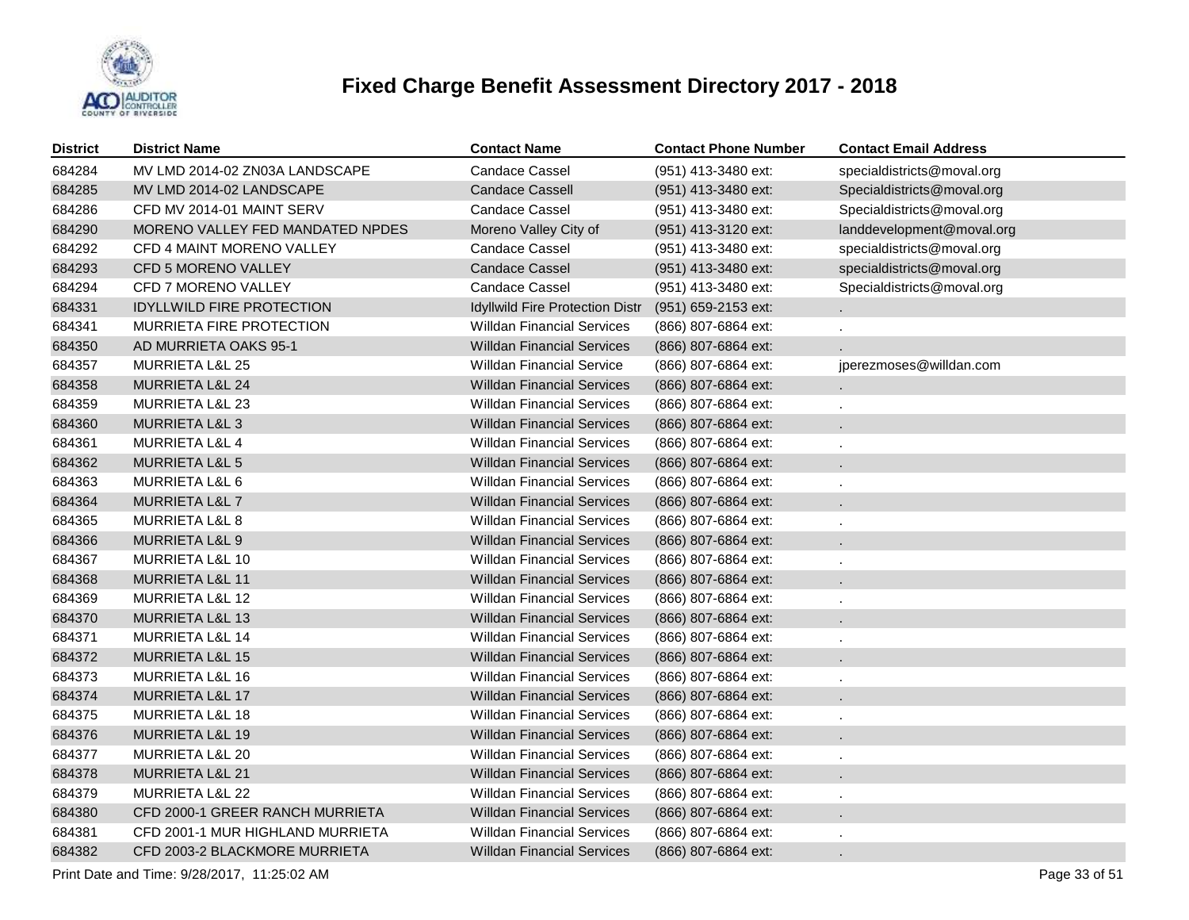# Fixed Charge Benefit Assessment Directory 2017 - 2018

| District | District Name | Contact Name | Contact Phone Number | Contact Email Address |
|---|---|---|---|---|
| 684284 | MV LMD 2014-02 ZN03A LANDSCAPE | Candace Cassel | (951) 413-3480 ext: | specialdistricts@moval.org |
| 684285 | MV LMD 2014-02 LANDSCAPE | Candace Cassell | (951) 413-3480 ext: | Specialdistricts@moval.org |
| 684286 | CFD MV 2014-01 MAINT SERV | Candace Cassel | (951) 413-3480 ext: | Specialdistricts@moval.org |
| 684290 | MORENO VALLEY FED MANDATED NPDES | Moreno Valley City of | (951) 413-3120 ext: | landdevelopment@moval.org |
| 684292 | CFD 4 MAINT MORENO VALLEY | Candace Cassel | (951) 413-3480 ext: | specialdistricts@moval.org |
| 684293 | CFD 5 MORENO VALLEY | Candace Cassel | (951) 413-3480 ext: | specialdistricts@moval.org |
| 684294 | CFD 7 MORENO VALLEY | Candace Cassel | (951) 413-3480 ext: | Specialdistricts@moval.org |
| 684331 | IDYLLWILD FIRE PROTECTION | Idyllwild Fire Protection Distr | (951) 659-2153 ext: | . |
| 684341 | MURRIETA FIRE PROTECTION | Willdan Financial Services | (866) 807-6864 ext: | . |
| 684350 | AD MURRIETA OAKS 95-1 | Willdan Financial Services | (866) 807-6864 ext: | . |
| 684357 | MURRIETA L&L 25 | Willdan Financial Service | (866) 807-6864 ext: | jperezmoses@willdan.com |
| 684358 | MURRIETA L&L 24 | Willdan Financial Services | (866) 807-6864 ext: | . |
| 684359 | MURRIETA L&L 23 | Willdan Financial Services | (866) 807-6864 ext: | . |
| 684360 | MURRIETA L&L 3 | Willdan Financial Services | (866) 807-6864 ext: | . |
| 684361 | MURRIETA L&L 4 | Willdan Financial Services | (866) 807-6864 ext: | . |
| 684362 | MURRIETA L&L 5 | Willdan Financial Services | (866) 807-6864 ext: | . |
| 684363 | MURRIETA L&L 6 | Willdan Financial Services | (866) 807-6864 ext: | . |
| 684364 | MURRIETA L&L 7 | Willdan Financial Services | (866) 807-6864 ext: | . |
| 684365 | MURRIETA L&L 8 | Willdan Financial Services | (866) 807-6864 ext: | . |
| 684366 | MURRIETA L&L 9 | Willdan Financial Services | (866) 807-6864 ext: | . |
| 684367 | MURRIETA L&L 10 | Willdan Financial Services | (866) 807-6864 ext: | . |
| 684368 | MURRIETA L&L 11 | Willdan Financial Services | (866) 807-6864 ext: | . |
| 684369 | MURRIETA L&L 12 | Willdan Financial Services | (866) 807-6864 ext: | . |
| 684370 | MURRIETA L&L 13 | Willdan Financial Services | (866) 807-6864 ext: | . |
| 684371 | MURRIETA L&L 14 | Willdan Financial Services | (866) 807-6864 ext: | . |
| 684372 | MURRIETA L&L 15 | Willdan Financial Services | (866) 807-6864 ext: | . |
| 684373 | MURRIETA L&L 16 | Willdan Financial Services | (866) 807-6864 ext: | . |
| 684374 | MURRIETA L&L 17 | Willdan Financial Services | (866) 807-6864 ext: | . |
| 684375 | MURRIETA L&L 18 | Willdan Financial Services | (866) 807-6864 ext: | . |
| 684376 | MURRIETA L&L 19 | Willdan Financial Services | (866) 807-6864 ext: | . |
| 684377 | MURRIETA L&L 20 | Willdan Financial Services | (866) 807-6864 ext: | . |
| 684378 | MURRIETA L&L 21 | Willdan Financial Services | (866) 807-6864 ext: | . |
| 684379 | MURRIETA L&L 22 | Willdan Financial Services | (866) 807-6864 ext: | . |
| 684380 | CFD 2000-1 GREER RANCH MURRIETA | Willdan Financial Services | (866) 807-6864 ext: | . |
| 684381 | CFD 2001-1 MUR HIGHLAND MURRIETA | Willdan Financial Services | (866) 807-6864 ext: | . |
| 684382 | CFD 2003-2 BLACKMORE MURRIETA | Willdan Financial Services | (866) 807-6864 ext: | . |

Print Date and Time: 9/28/2017, 11:25:02 AM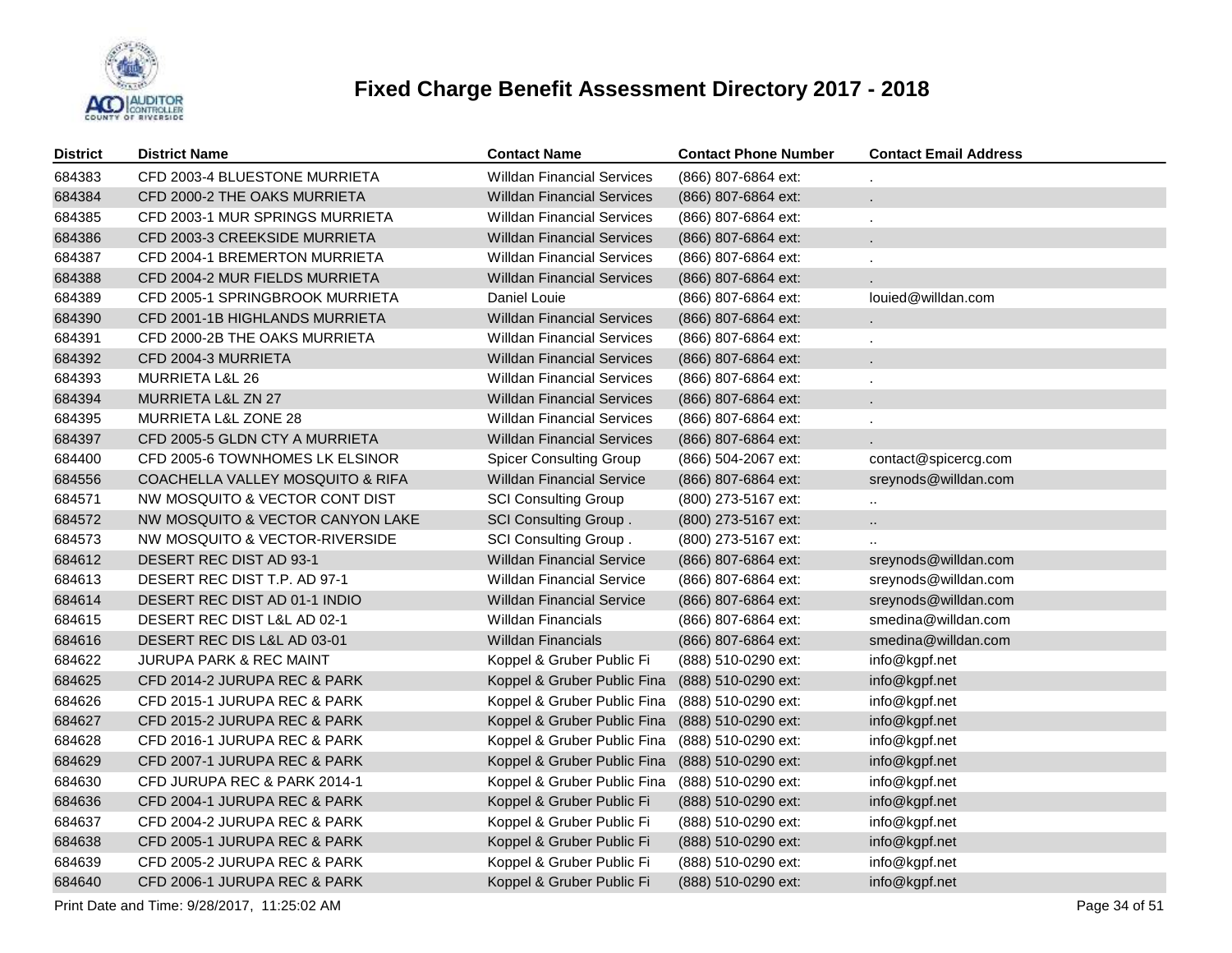# Fixed Charge Benefit Assessment Directory 2017 - 2018

| District | District Name | Contact Name | Contact Phone Number | Contact Email Address |
|---|---|---|---|---|
| 684383 | CFD 2003-4 BLUESTONE MURRIETA | Willdan Financial Services | (866) 807-6864 ext: | . |
| 684384 | CFD 2000-2 THE OAKS MURRIETA | Willdan Financial Services | (866) 807-6864 ext: | . |
| 684385 | CFD 2003-1 MUR SPRINGS MURRIETA | Willdan Financial Services | (866) 807-6864 ext: | . |
| 684386 | CFD 2003-3 CREEKSIDE MURRIETA | Willdan Financial Services | (866) 807-6864 ext: | . |
| 684387 | CFD 2004-1 BREMERTON MURRIETA | Willdan Financial Services | (866) 807-6864 ext: | . |
| 684388 | CFD 2004-2 MUR FIELDS MURRIETA | Willdan Financial Services | (866) 807-6864 ext: | . |
| 684389 | CFD 2005-1 SPRINGBROOK MURRIETA | Daniel Louie | (866) 807-6864 ext: | louied@willdan.com |
| 684390 | CFD 2001-1B HIGHLANDS MURRIETA | Willdan Financial Services | (866) 807-6864 ext: | . |
| 684391 | CFD 2000-2B THE OAKS MURRIETA | Willdan Financial Services | (866) 807-6864 ext: | . |
| 684392 | CFD 2004-3 MURRIETA | Willdan Financial Services | (866) 807-6864 ext: | . |
| 684393 | MURRIETA L&L 26 | Willdan Financial Services | (866) 807-6864 ext: | . |
| 684394 | MURRIETA L&L ZN 27 | Willdan Financial Services | (866) 807-6864 ext: | . |
| 684395 | MURRIETA L&L ZONE 28 | Willdan Financial Services | (866) 807-6864 ext: | . |
| 684397 | CFD 2005-5 GLDN CTY A MURRIETA | Willdan Financial Services | (866) 807-6864 ext: | . |
| 684400 | CFD 2005-6 TOWNHOMES LK ELSINOR | Spicer Consulting Group | (866) 504-2067 ext: | contact@spicercg.com |
| 684556 | COACHELLA VALLEY MOSQUITO & RIFA | Willdan Financial Service | (866) 807-6864 ext: | sreynods@willdan.com |
| 684571 | NW MOSQUITO & VECTOR CONT DIST | SCI Consulting Group | (800) 273-5167 ext: | .. |
| 684572 | NW MOSQUITO & VECTOR CANYON LAKE | SCI Consulting Group . | (800) 273-5167 ext: | .. |
| 684573 | NW MOSQUITO & VECTOR-RIVERSIDE | SCI Consulting Group . | (800) 273-5167 ext: | .. |
| 684612 | DESERT REC DIST AD 93-1 | Willdan Financial Service | (866) 807-6864 ext: | sreynods@willdan.com |
| 684613 | DESERT REC DIST T.P. AD 97-1 | Willdan Financial Service | (866) 807-6864 ext: | sreynods@willdan.com |
| 684614 | DESERT REC DIST AD 01-1 INDIO | Willdan Financial Service | (866) 807-6864 ext: | sreynods@willdan.com |
| 684615 | DESERT REC DIST L&L AD 02-1 | Willdan Financials | (866) 807-6864 ext: | smedina@willdan.com |
| 684616 | DESERT REC DIS L&L AD 03-01 | Willdan Financials | (866) 807-6864 ext: | smedina@willdan.com |
| 684622 | JURUPA PARK & REC MAINT | Koppel & Gruber Public Fi | (888) 510-0290 ext: | info@kgpf.net |
| 684625 | CFD 2014-2 JURUPA REC & PARK | Koppel & Gruber Public Fina | (888) 510-0290 ext: | info@kgpf.net |
| 684626 | CFD 2015-1 JURUPA REC & PARK | Koppel & Gruber Public Fina | (888) 510-0290 ext: | info@kgpf.net |
| 684627 | CFD 2015-2 JURUPA REC & PARK | Koppel & Gruber Public Fina | (888) 510-0290 ext: | info@kgpf.net |
| 684628 | CFD 2016-1 JURUPA REC & PARK | Koppel & Gruber Public Fina | (888) 510-0290 ext: | info@kgpf.net |
| 684629 | CFD 2007-1 JURUPA REC & PARK | Koppel & Gruber Public Fina | (888) 510-0290 ext: | info@kgpf.net |
| 684630 | CFD JURUPA REC & PARK 2014-1 | Koppel & Gruber Public Fina | (888) 510-0290 ext: | info@kgpf.net |
| 684636 | CFD 2004-1 JURUPA REC & PARK | Koppel & Gruber Public Fi | (888) 510-0290 ext: | info@kgpf.net |
| 684637 | CFD 2004-2 JURUPA REC & PARK | Koppel & Gruber Public Fi | (888) 510-0290 ext: | info@kgpf.net |
| 684638 | CFD 2005-1 JURUPA REC & PARK | Koppel & Gruber Public Fi | (888) 510-0290 ext: | info@kgpf.net |
| 684639 | CFD 2005-2 JURUPA REC & PARK | Koppel & Gruber Public Fi | (888) 510-0290 ext: | info@kgpf.net |
| 684640 | CFD 2006-1 JURUPA REC & PARK | Koppel & Gruber Public Fi | (888) 510-0290 ext: | info@kgpf.net |

Print Date and Time: 9/28/2017, 11:25:02 AM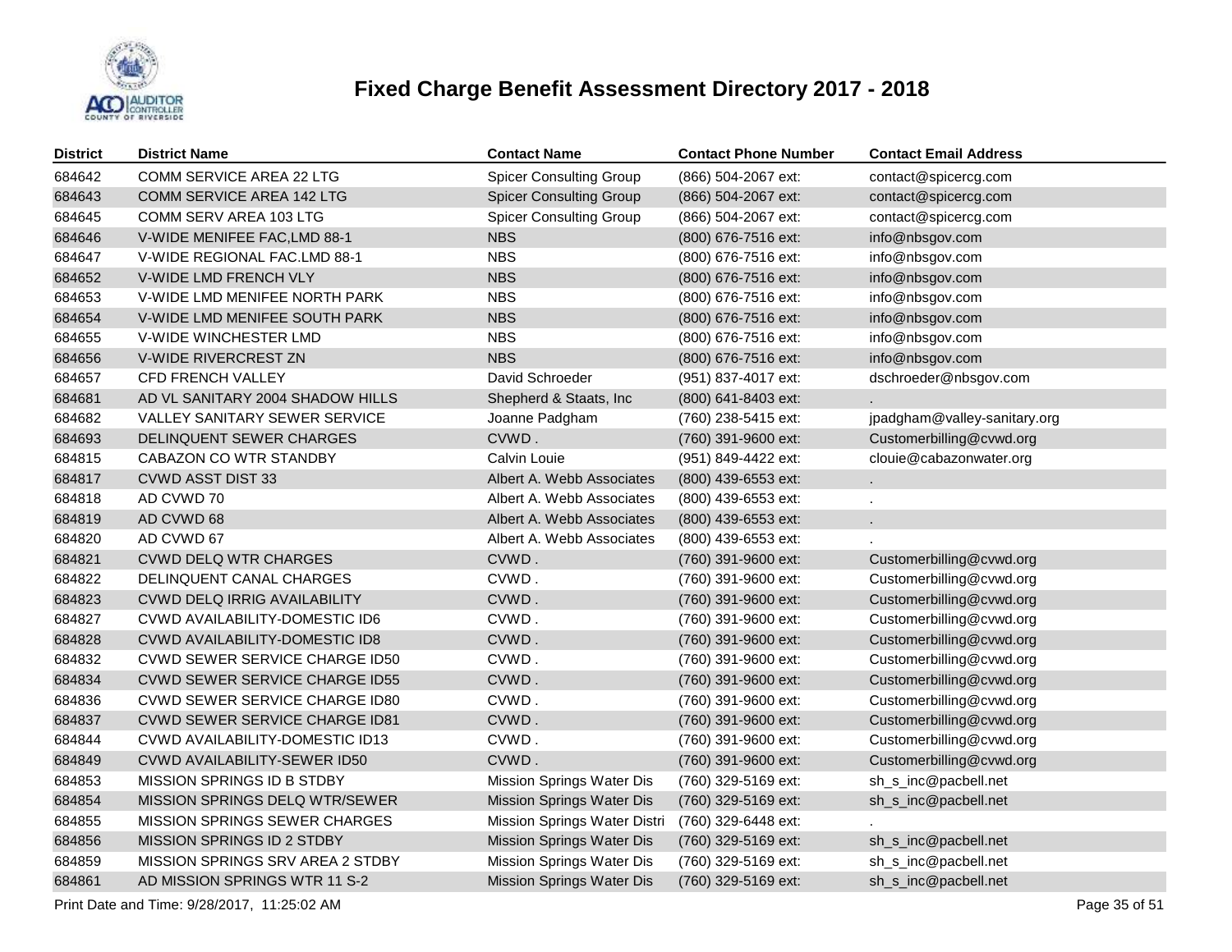# Fixed Charge Benefit Assessment Directory 2017 - 2018

| District | District Name | Contact Name | Contact Phone Number | Contact Email Address |
|---|---|---|---|---|
| 684642 | COMM SERVICE AREA 22 LTG | Spicer Consulting Group | (866) 504-2067 ext: | contact@spicercg.com |
| 684643 | COMM SERVICE AREA 142 LTG | Spicer Consulting Group | (866) 504-2067 ext: | contact@spicercg.com |
| 684645 | COMM SERV AREA 103 LTG | Spicer Consulting Group | (866) 504-2067 ext: | contact@spicercg.com |
| 684646 | V-WIDE MENIFEE FAC,LMD 88-1 | NBS | (800) 676-7516 ext: | info@nbsgov.com |
| 684647 | V-WIDE REGIONAL FAC.LMD 88-1 | NBS | (800) 676-7516 ext: | info@nbsgov.com |
| 684652 | V-WIDE LMD FRENCH VLY | NBS | (800) 676-7516 ext: | info@nbsgov.com |
| 684653 | V-WIDE LMD MENIFEE NORTH PARK | NBS | (800) 676-7516 ext: | info@nbsgov.com |
| 684654 | V-WIDE LMD MENIFEE SOUTH PARK | NBS | (800) 676-7516 ext: | info@nbsgov.com |
| 684655 | V-WIDE WINCHESTER LMD | NBS | (800) 676-7516 ext: | info@nbsgov.com |
| 684656 | V-WIDE RIVERCREST ZN | NBS | (800) 676-7516 ext: | info@nbsgov.com |
| 684657 | CFD FRENCH VALLEY | David Schroeder | (951) 837-4017 ext: | dschroeder@nbsgov.com |
| 684681 | AD VL SANITARY 2004 SHADOW HILLS | Shepherd & Staats, Inc | (800) 641-8403 ext: | . |
| 684682 | VALLEY SANITARY SEWER SERVICE | Joanne Padgham | (760) 238-5415 ext: | jpadgham@valley-sanitary.org |
| 684693 | DELINQUENT SEWER CHARGES | CVWD . | (760) 391-9600 ext: | Customerbilling@cvwd.org |
| 684815 | CABAZON CO WTR STANDBY | Calvin Louie | (951) 849-4422 ext: | clouie@cabazonwater.org |
| 684817 | CVWD ASST DIST 33 | Albert A. Webb Associates | (800) 439-6553 ext: | . |
| 684818 | AD CVWD 70 | Albert A. Webb Associates | (800) 439-6553 ext: | . |
| 684819 | AD CVWD 68 | Albert A. Webb Associates | (800) 439-6553 ext: | . |
| 684820 | AD CVWD 67 | Albert A. Webb Associates | (800) 439-6553 ext: | . |
| 684821 | CVWD DELQ WTR CHARGES | CVWD . | (760) 391-9600 ext: | Customerbilling@cvwd.org |
| 684822 | DELINQUENT CANAL CHARGES | CVWD . | (760) 391-9600 ext: | Customerbilling@cvwd.org |
| 684823 | CVWD DELQ IRRIG AVAILABILITY | CVWD . | (760) 391-9600 ext: | Customerbilling@cvwd.org |
| 684827 | CVWD AVAILABILITY-DOMESTIC ID6 | CVWD . | (760) 391-9600 ext: | Customerbilling@cvwd.org |
| 684828 | CVWD AVAILABILITY-DOMESTIC ID8 | CVWD . | (760) 391-9600 ext: | Customerbilling@cvwd.org |
| 684832 | CVWD SEWER SERVICE CHARGE ID50 | CVWD . | (760) 391-9600 ext: | Customerbilling@cvwd.org |
| 684834 | CVWD SEWER SERVICE CHARGE ID55 | CVWD . | (760) 391-9600 ext: | Customerbilling@cvwd.org |
| 684836 | CVWD SEWER SERVICE CHARGE ID80 | CVWD . | (760) 391-9600 ext: | Customerbilling@cvwd.org |
| 684837 | CVWD SEWER SERVICE CHARGE ID81 | CVWD . | (760) 391-9600 ext: | Customerbilling@cvwd.org |
| 684844 | CVWD AVAILABILITY-DOMESTIC ID13 | CVWD . | (760) 391-9600 ext: | Customerbilling@cvwd.org |
| 684849 | CVWD AVAILABILITY-SEWER ID50 | CVWD . | (760) 391-9600 ext: | Customerbilling@cvwd.org |
| 684853 | MISSION SPRINGS ID B STDBY | Mission Springs Water Dis | (760) 329-5169 ext: | sh_s_inc@pacbell.net |
| 684854 | MISSION SPRINGS DELQ WTR/SEWER | Mission Springs Water Dis | (760) 329-5169 ext: | sh_s_inc@pacbell.net |
| 684855 | MISSION SPRINGS SEWER CHARGES | Mission Springs Water Distri | (760) 329-6448 ext: | . |
| 684856 | MISSION SPRINGS ID 2 STDBY | Mission Springs Water Dis | (760) 329-5169 ext: | sh_s_inc@pacbell.net |
| 684859 | MISSION SPRINGS SRV AREA 2 STDBY | Mission Springs Water Dis | (760) 329-5169 ext: | sh_s_inc@pacbell.net |
| 684861 | AD MISSION SPRINGS WTR 11 S-2 | Mission Springs Water Dis | (760) 329-5169 ext: | sh_s_inc@pacbell.net |

Print Date and Time: 9/28/2017, 11:25:02 AM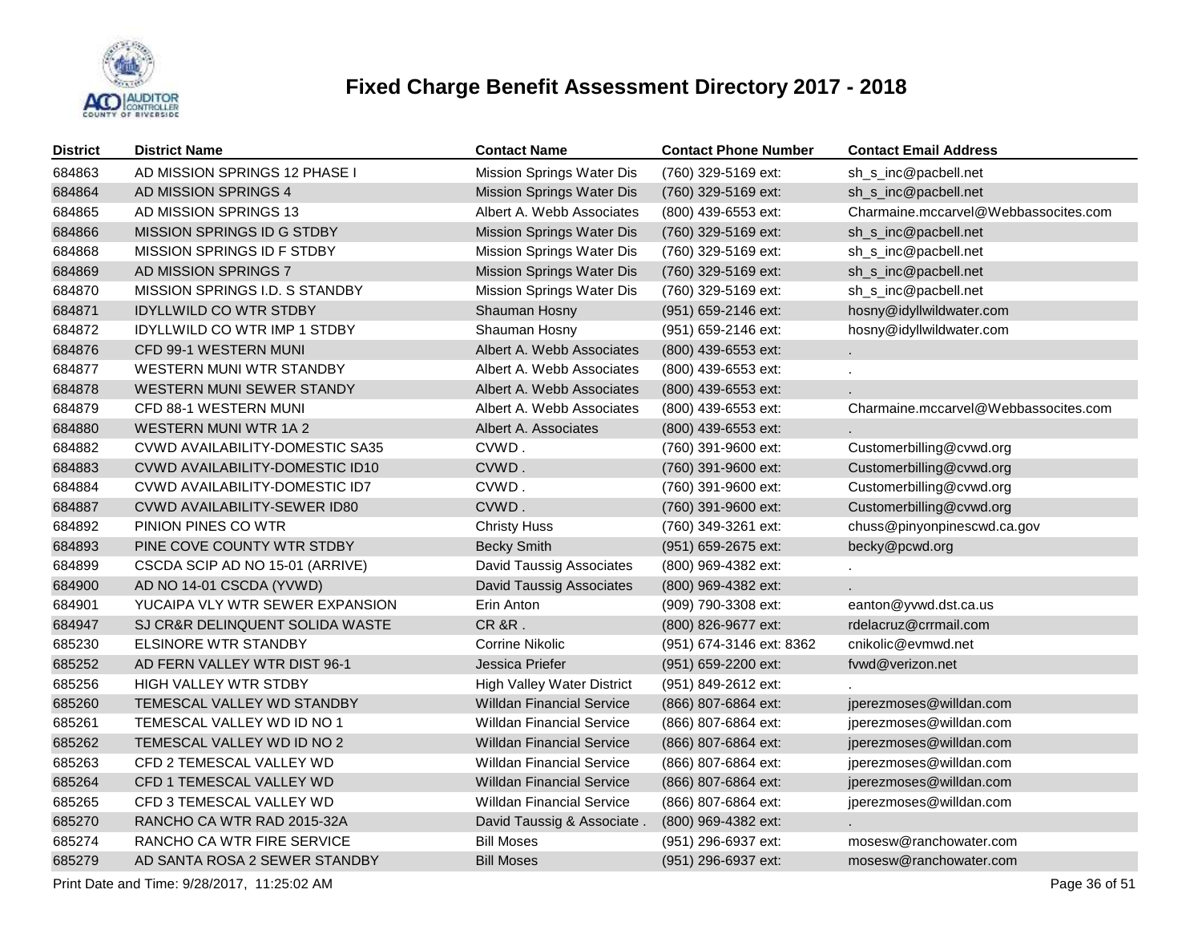# Fixed Charge Benefit Assessment Directory 2017 - 2018

| District | District Name | Contact Name | Contact Phone Number | Contact Email Address |
|---|---|---|---|---|
| 684863 | AD MISSION SPRINGS 12 PHASE I | Mission Springs Water Dis | (760) 329-5169 ext: | sh_s_inc@pacbell.net |
| 684864 | AD MISSION SPRINGS 4 | Mission Springs Water Dis | (760) 329-5169 ext: | sh_s_inc@pacbell.net |
| 684865 | AD MISSION SPRINGS 13 | Albert A. Webb Associates | (800) 439-6553 ext: | Charmaine.mccarvel@Webbassocites.com |
| 684866 | MISSION SPRINGS ID G STDBY | Mission Springs Water Dis | (760) 329-5169 ext: | sh_s_inc@pacbell.net |
| 684868 | MISSION SPRINGS ID F STDBY | Mission Springs Water Dis | (760) 329-5169 ext: | sh_s_inc@pacbell.net |
| 684869 | AD MISSION SPRINGS 7 | Mission Springs Water Dis | (760) 329-5169 ext: | sh_s_inc@pacbell.net |
| 684870 | MISSION SPRINGS I.D. S STANDBY | Mission Springs Water Dis | (760) 329-5169 ext: | sh_s_inc@pacbell.net |
| 684871 | IDYLLWILD CO WTR STDBY | Shauman Hosny | (951) 659-2146 ext: | hosny@idyllwildwater.com |
| 684872 | IDYLLWILD CO WTR IMP 1 STDBY | Shauman Hosny | (951) 659-2146 ext: | hosny@idyllwildwater.com |
| 684876 | CFD 99-1 WESTERN MUNI | Albert A. Webb Associates | (800) 439-6553 ext: | . |
| 684877 | WESTERN MUNI WTR STANDBY | Albert A. Webb Associates | (800) 439-6553 ext: | . |
| 684878 | WESTERN MUNI SEWER STANDY | Albert A. Webb Associates | (800) 439-6553 ext: | . |
| 684879 | CFD 88-1 WESTERN MUNI | Albert A. Webb Associates | (800) 439-6553 ext: | Charmaine.mccarvel@Webbassocites.com |
| 684880 | WESTERN MUNI WTR 1A 2 | Albert A. Associates | (800) 439-6553 ext: | . |
| 684882 | CVWD AVAILABILITY-DOMESTIC SA35 | CVWD . | (760) 391-9600 ext: | Customerbilling@cvwd.org |
| 684883 | CVWD AVAILABILITY-DOMESTIC ID10 | CVWD . | (760) 391-9600 ext: | Customerbilling@cvwd.org |
| 684884 | CVWD AVAILABILITY-DOMESTIC ID7 | CVWD . | (760) 391-9600 ext: | Customerbilling@cvwd.org |
| 684887 | CVWD AVAILABILITY-SEWER ID80 | CVWD . | (760) 391-9600 ext: | Customerbilling@cvwd.org |
| 684892 | PINION PINES CO WTR | Christy Huss | (760) 349-3261 ext: | chuss@pinyonpinescwd.ca.gov |
| 684893 | PINE COVE COUNTY WTR STDBY | Becky Smith | (951) 659-2675 ext: | becky@pcwd.org |
| 684899 | CSCDA SCIP AD NO 15-01 (ARRIVE) | David Taussig Associates | (800) 969-4382 ext: | . |
| 684900 | AD NO 14-01 CSCDA (YVWD) | David Taussig Associates | (800) 969-4382 ext: | . |
| 684901 | YUCAIPA VLY WTR SEWER EXPANSION | Erin Anton | (909) 790-3308 ext: | eanton@yvwd.dst.ca.us |
| 684947 | SJ CR&R DELINQUENT SOLIDA WASTE | CR &R . | (800) 826-9677 ext: | rdelacruz@crrmail.com |
| 685230 | ELSINORE WTR STANDBY | Corrine Nikolic | (951) 674-3146 ext: 8362 | cnikolic@evmwd.net |
| 685252 | AD FERN VALLEY WTR DIST 96-1 | Jessica Priefer | (951) 659-2200 ext: | fvwd@verizon.net |
| 685256 | HIGH VALLEY WTR STDBY | High Valley Water District | (951) 849-2612 ext: | . |
| 685260 | TEMESCAL VALLEY WD STANDBY | Willdan Financial Service | (866) 807-6864 ext: | jperezmoses@willdan.com |
| 685261 | TEMESCAL VALLEY WD ID NO 1 | Willdan Financial Service | (866) 807-6864 ext: | jperezmoses@willdan.com |
| 685262 | TEMESCAL VALLEY WD ID NO 2 | Willdan Financial Service | (866) 807-6864 ext: | jperezmoses@willdan.com |
| 685263 | CFD 2 TEMESCAL VALLEY WD | Willdan Financial Service | (866) 807-6864 ext: | jperezmoses@willdan.com |
| 685264 | CFD 1 TEMESCAL VALLEY WD | Willdan Financial Service | (866) 807-6864 ext: | jperezmoses@willdan.com |
| 685265 | CFD 3 TEMESCAL VALLEY WD | Willdan Financial Service | (866) 807-6864 ext: | jperezmoses@willdan.com |
| 685270 | RANCHO CA WTR RAD 2015-32A | David Taussig & Associate . | (800) 969-4382 ext: | . |
| 685274 | RANCHO CA WTR FIRE SERVICE | Bill Moses | (951) 296-6937 ext: | mosesw@ranchowater.com |
| 685279 | AD SANTA ROSA 2 SEWER STANDBY | Bill Moses | (951) 296-6937 ext: | mosesw@ranchowater.com |

Print Date and Time: 9/28/2017, 11:25:02 AM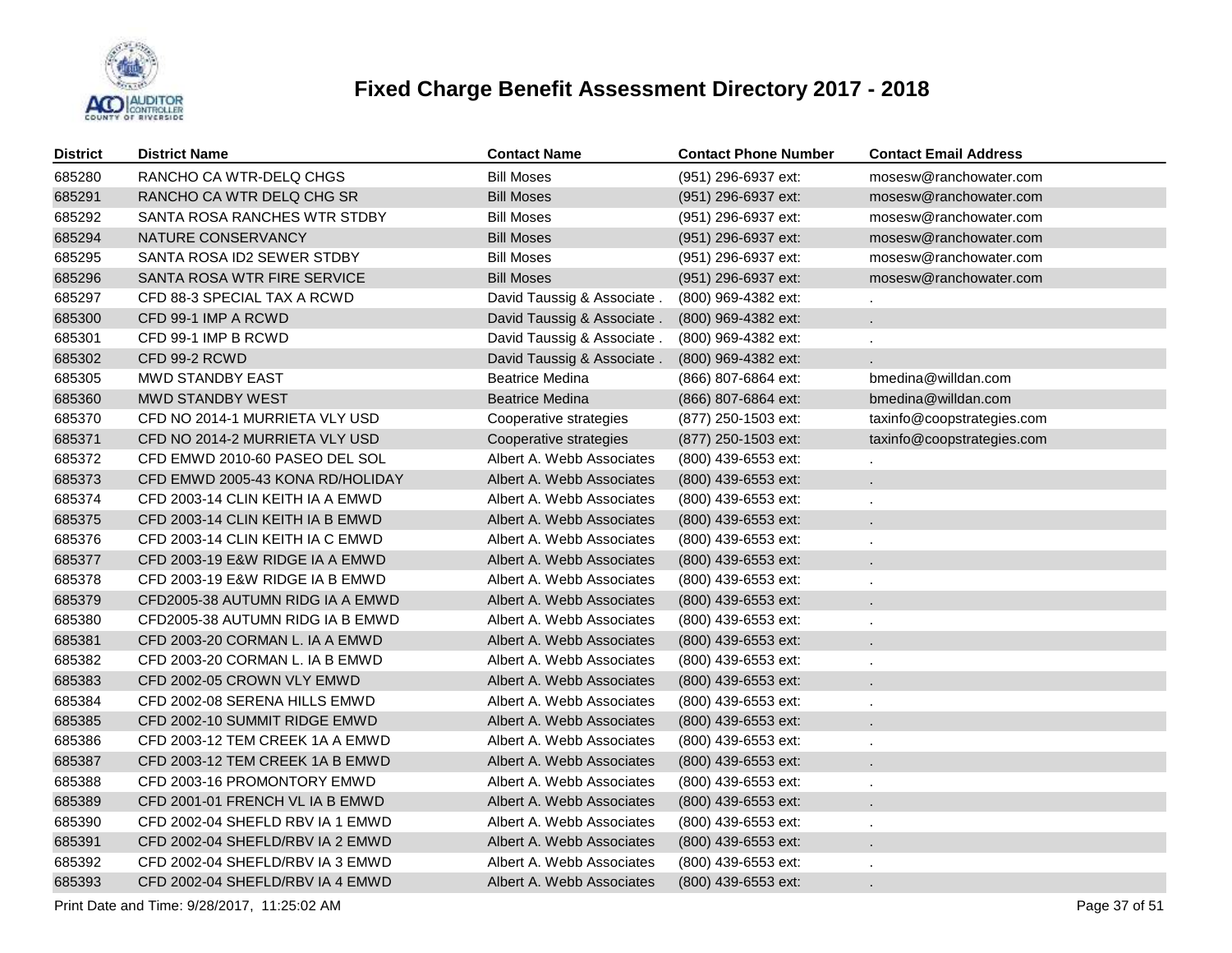# Fixed Charge Benefit Assessment Directory 2017 - 2018

| District | District Name | Contact Name | Contact Phone Number | Contact Email Address |
|---|---|---|---|---|
| 685280 | RANCHO CA WTR-DELQ CHGS | Bill Moses | (951) 296-6937 ext: | mosesw@ranchowater.com |
| 685291 | RANCHO CA WTR DELQ CHG SR | Bill Moses | (951) 296-6937 ext: | mosesw@ranchowater.com |
| 685292 | SANTA ROSA RANCHES WTR STDBY | Bill Moses | (951) 296-6937 ext: | mosesw@ranchowater.com |
| 685294 | NATURE CONSERVANCY | Bill Moses | (951) 296-6937 ext: | mosesw@ranchowater.com |
| 685295 | SANTA ROSA ID2 SEWER STDBY | Bill Moses | (951) 296-6937 ext: | mosesw@ranchowater.com |
| 685296 | SANTA ROSA WTR FIRE SERVICE | Bill Moses | (951) 296-6937 ext: | mosesw@ranchowater.com |
| 685297 | CFD 88-3 SPECIAL TAX A RCWD | David Taussig & Associate . | (800) 969-4382 ext: | . |
| 685300 | CFD 99-1 IMP A RCWD | David Taussig & Associate . | (800) 969-4382 ext: | . |
| 685301 | CFD 99-1 IMP B RCWD | David Taussig & Associate . | (800) 969-4382 ext: | . |
| 685302 | CFD 99-2 RCWD | David Taussig & Associate . | (800) 969-4382 ext: | . |
| 685305 | MWD STANDBY EAST | Beatrice Medina | (866) 807-6864 ext: | bmedina@willdan.com |
| 685360 | MWD STANDBY WEST | Beatrice Medina | (866) 807-6864 ext: | bmedina@willdan.com |
| 685370 | CFD NO 2014-1 MURRIETA VLY USD | Cooperative strategies | (877) 250-1503 ext: | taxinfo@coopstrategies.com |
| 685371 | CFD NO 2014-2 MURRIETA VLY USD | Cooperative strategies | (877) 250-1503 ext: | taxinfo@coopstrategies.com |
| 685372 | CFD EMWD 2010-60 PASEO DEL SOL | Albert A. Webb Associates | (800) 439-6553 ext: | . |
| 685373 | CFD EMWD 2005-43 KONA RD/HOLIDAY | Albert A. Webb Associates | (800) 439-6553 ext: | . |
| 685374 | CFD 2003-14 CLIN KEITH IA A EMWD | Albert A. Webb Associates | (800) 439-6553 ext: | . |
| 685375 | CFD 2003-14 CLIN KEITH IA B EMWD | Albert A. Webb Associates | (800) 439-6553 ext: | . |
| 685376 | CFD 2003-14 CLIN KEITH IA C EMWD | Albert A. Webb Associates | (800) 439-6553 ext: | . |
| 685377 | CFD 2003-19 E&W RIDGE IA A EMWD | Albert A. Webb Associates | (800) 439-6553 ext: | . |
| 685378 | CFD 2003-19 E&W RIDGE IA B EMWD | Albert A. Webb Associates | (800) 439-6553 ext: | . |
| 685379 | CFD2005-38 AUTUMN RIDG IA A EMWD | Albert A. Webb Associates | (800) 439-6553 ext: | . |
| 685380 | CFD2005-38 AUTUMN RIDG IA B EMWD | Albert A. Webb Associates | (800) 439-6553 ext: | . |
| 685381 | CFD 2003-20 CORMAN L. IA A EMWD | Albert A. Webb Associates | (800) 439-6553 ext: | . |
| 685382 | CFD 2003-20 CORMAN L. IA B EMWD | Albert A. Webb Associates | (800) 439-6553 ext: | . |
| 685383 | CFD 2002-05 CROWN VLY EMWD | Albert A. Webb Associates | (800) 439-6553 ext: | . |
| 685384 | CFD 2002-08 SERENA HILLS EMWD | Albert A. Webb Associates | (800) 439-6553 ext: | . |
| 685385 | CFD 2002-10 SUMMIT RIDGE EMWD | Albert A. Webb Associates | (800) 439-6553 ext: | . |
| 685386 | CFD 2003-12 TEM CREEK 1A A EMWD | Albert A. Webb Associates | (800) 439-6553 ext: | . |
| 685387 | CFD 2003-12 TEM CREEK 1A B EMWD | Albert A. Webb Associates | (800) 439-6553 ext: | . |
| 685388 | CFD 2003-16 PROMONTORY EMWD | Albert A. Webb Associates | (800) 439-6553 ext: | . |
| 685389 | CFD 2001-01 FRENCH VL IA B EMWD | Albert A. Webb Associates | (800) 439-6553 ext: | . |
| 685390 | CFD 2002-04 SHEFLD RBV IA 1 EMWD | Albert A. Webb Associates | (800) 439-6553 ext: | . |
| 685391 | CFD 2002-04 SHEFLD/RBV IA 2 EMWD | Albert A. Webb Associates | (800) 439-6553 ext: | . |
| 685392 | CFD 2002-04 SHEFLD/RBV IA 3 EMWD | Albert A. Webb Associates | (800) 439-6553 ext: | . |
| 685393 | CFD 2002-04 SHEFLD/RBV IA 4 EMWD | Albert A. Webb Associates | (800) 439-6553 ext: | . |

Print Date and Time: 9/28/2017, 11:25:02 AM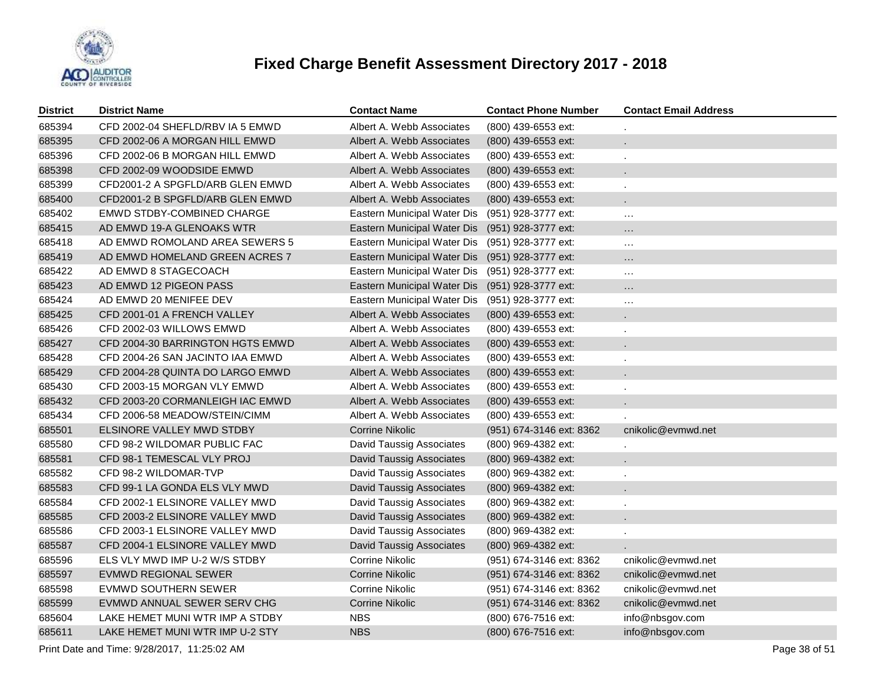# Fixed Charge Benefit Assessment Directory 2017 - 2018

| District | District Name | Contact Name | Contact Phone Number | Contact Email Address |
|---|---|---|---|---|
| 685394 | CFD 2002-04 SHEFLD/RBV IA 5 EMWD | Albert A. Webb Associates | (800) 439-6553 ext: | . |
| 685395 | CFD 2002-06 A MORGAN HILL EMWD | Albert A. Webb Associates | (800) 439-6553 ext: | . |
| 685396 | CFD 2002-06 B MORGAN HILL EMWD | Albert A. Webb Associates | (800) 439-6553 ext: | . |
| 685398 | CFD 2002-09 WOODSIDE EMWD | Albert A. Webb Associates | (800) 439-6553 ext: | . |
| 685399 | CFD2001-2 A SPGFLD/ARB GLEN EMWD | Albert A. Webb Associates | (800) 439-6553 ext: | . |
| 685400 | CFD2001-2 B SPGFLD/ARB GLEN EMWD | Albert A. Webb Associates | (800) 439-6553 ext: | . |
| 685402 | EMWD STDBY-COMBINED CHARGE | Eastern Municipal Water Dis | (951) 928-3777 ext: | ... |
| 685415 | AD EMWD 19-A GLENOAKS WTR | Eastern Municipal Water Dis | (951) 928-3777 ext: | ... |
| 685418 | AD EMWD ROMOLAND AREA SEWERS 5 | Eastern Municipal Water Dis | (951) 928-3777 ext: | ... |
| 685419 | AD EMWD HOMELAND GREEN ACRES 7 | Eastern Municipal Water Dis | (951) 928-3777 ext: | ... |
| 685422 | AD EMWD 8 STAGECOACH | Eastern Municipal Water Dis | (951) 928-3777 ext: | ... |
| 685423 | AD EMWD 12 PIGEON PASS | Eastern Municipal Water Dis | (951) 928-3777 ext: | ... |
| 685424 | AD EMWD 20 MENIFEE DEV | Eastern Municipal Water Dis | (951) 928-3777 ext: | ... |
| 685425 | CFD 2001-01 A FRENCH VALLEY | Albert A. Webb Associates | (800) 439-6553 ext: | . |
| 685426 | CFD 2002-03 WILLOWS EMWD | Albert A. Webb Associates | (800) 439-6553 ext: | . |
| 685427 | CFD 2004-30 BARRINGTON HGTS EMWD | Albert A. Webb Associates | (800) 439-6553 ext: | . |
| 685428 | CFD 2004-26 SAN JACINTO IAA EMWD | Albert A. Webb Associates | (800) 439-6553 ext: | . |
| 685429 | CFD 2004-28 QUINTA DO LARGO EMWD | Albert A. Webb Associates | (800) 439-6553 ext: | . |
| 685430 | CFD 2003-15 MORGAN VLY EMWD | Albert A. Webb Associates | (800) 439-6553 ext: | . |
| 685432 | CFD 2003-20 CORMANLEIGH IAC EMWD | Albert A. Webb Associates | (800) 439-6553 ext: | . |
| 685434 | CFD 2006-58 MEADOW/STEIN/CIMM | Albert A. Webb Associates | (800) 439-6553 ext: | . |
| 685501 | ELSINORE VALLEY MWD STDBY | Corrine Nikolic | (951) 674-3146 ext: 8362 | cnikolic@evmwd.net |
| 685580 | CFD 98-2 WILDOMAR PUBLIC FAC | David Taussig Associates | (800) 969-4382 ext: | . |
| 685581 | CFD 98-1 TEMESCAL VLY PROJ | David Taussig Associates | (800) 969-4382 ext: | . |
| 685582 | CFD 98-2 WILDOMAR-TVP | David Taussig Associates | (800) 969-4382 ext: | . |
| 685583 | CFD 99-1 LA GONDA ELS VLY MWD | David Taussig Associates | (800) 969-4382 ext: | . |
| 685584 | CFD 2002-1 ELSINORE VALLEY MWD | David Taussig Associates | (800) 969-4382 ext: | . |
| 685585 | CFD 2003-2 ELSINORE VALLEY MWD | David Taussig Associates | (800) 969-4382 ext: | . |
| 685586 | CFD 2003-1 ELSINORE VALLEY MWD | David Taussig Associates | (800) 969-4382 ext: | . |
| 685587 | CFD 2004-1 ELSINORE VALLEY MWD | David Taussig Associates | (800) 969-4382 ext: | . |
| 685596 | ELS VLY MWD IMP U-2 W/S STDBY | Corrine Nikolic | (951) 674-3146 ext: 8362 | cnikolic@evmwd.net |
| 685597 | EVMWD REGIONAL SEWER | Corrine Nikolic | (951) 674-3146 ext: 8362 | cnikolic@evmwd.net |
| 685598 | EVMWD SOUTHERN SEWER | Corrine Nikolic | (951) 674-3146 ext: 8362 | cnikolic@evmwd.net |
| 685599 | EVMWD ANNUAL SEWER SERV CHG | Corrine Nikolic | (951) 674-3146 ext: 8362 | cnikolic@evmwd.net |
| 685604 | LAKE HEMET MUNI WTR IMP A STDBY | NBS | (800) 676-7516 ext: | info@nbsgov.com |
| 685611 | LAKE HEMET MUNI WTR IMP U-2 STY | NBS | (800) 676-7516 ext: | info@nbsgov.com |

Print Date and Time: 9/28/2017, 11:25:02 AM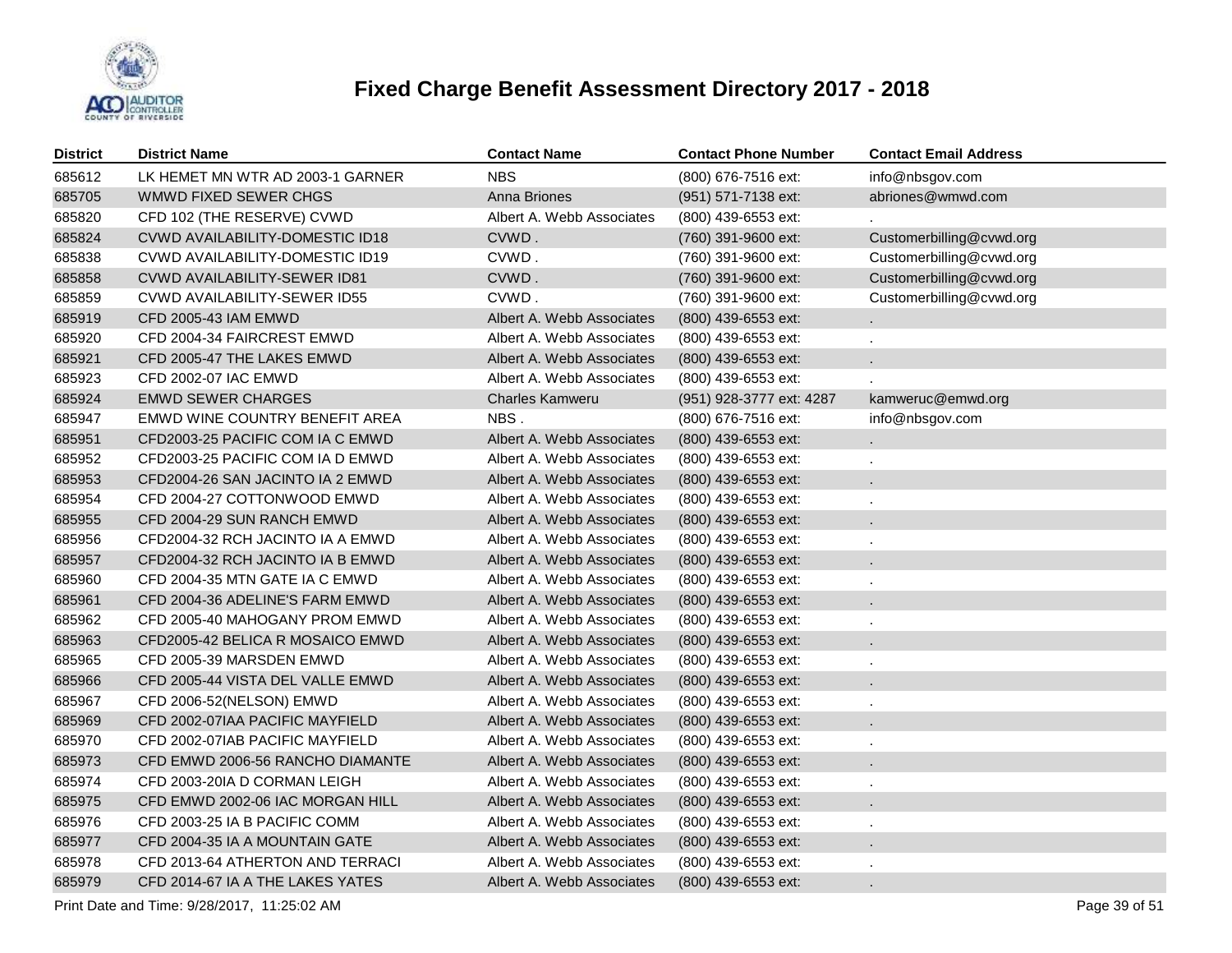# Fixed Charge Benefit Assessment Directory 2017 - 2018

| District | District Name | Contact Name | Contact Phone Number | Contact Email Address |
|---|---|---|---|---|
| 685612 | LK HEMET MN WTR AD 2003-1 GARNER | NBS | (800) 676-7516 ext: | info@nbsgov.com |
| 685705 | WMWD FIXED SEWER CHGS | Anna Briones | (951) 571-7138 ext: | abriones@wmwd.com |
| 685820 | CFD 102 (THE RESERVE) CVWD | Albert A. Webb Associates | (800) 439-6553 ext: | . |
| 685824 | CVWD AVAILABILITY-DOMESTIC ID18 | CVWD . | (760) 391-9600 ext: | Customerbilling@cvwd.org |
| 685838 | CVWD AVAILABILITY-DOMESTIC ID19 | CVWD . | (760) 391-9600 ext: | Customerbilling@cvwd.org |
| 685858 | CVWD AVAILABILITY-SEWER ID81 | CVWD . | (760) 391-9600 ext: | Customerbilling@cvwd.org |
| 685859 | CVWD AVAILABILITY-SEWER ID55 | CVWD . | (760) 391-9600 ext: | Customerbilling@cvwd.org |
| 685919 | CFD 2005-43 IAM EMWD | Albert A. Webb Associates | (800) 439-6553 ext: | . |
| 685920 | CFD 2004-34 FAIRCREST EMWD | Albert A. Webb Associates | (800) 439-6553 ext: | . |
| 685921 | CFD 2005-47 THE LAKES EMWD | Albert A. Webb Associates | (800) 439-6553 ext: | . |
| 685923 | CFD 2002-07 IAC EMWD | Albert A. Webb Associates | (800) 439-6553 ext: | . |
| 685924 | EMWD SEWER CHARGES | Charles Kamweru | (951) 928-3777 ext: 4287 | kamweruc@emwd.org |
| 685947 | EMWD WINE COUNTRY BENEFIT AREA | NBS . | (800) 676-7516 ext: | info@nbsgov.com |
| 685951 | CFD2003-25 PACIFIC COM IA C EMWD | Albert A. Webb Associates | (800) 439-6553 ext: | . |
| 685952 | CFD2003-25 PACIFIC COM IA D EMWD | Albert A. Webb Associates | (800) 439-6553 ext: | . |
| 685953 | CFD2004-26 SAN JACINTO IA 2 EMWD | Albert A. Webb Associates | (800) 439-6553 ext: | . |
| 685954 | CFD 2004-27 COTTONWOOD EMWD | Albert A. Webb Associates | (800) 439-6553 ext: | . |
| 685955 | CFD 2004-29 SUN RANCH EMWD | Albert A. Webb Associates | (800) 439-6553 ext: | . |
| 685956 | CFD2004-32 RCH JACINTO IA A EMWD | Albert A. Webb Associates | (800) 439-6553 ext: | . |
| 685957 | CFD2004-32 RCH JACINTO IA B EMWD | Albert A. Webb Associates | (800) 439-6553 ext: | . |
| 685960 | CFD 2004-35 MTN GATE IA C EMWD | Albert A. Webb Associates | (800) 439-6553 ext: | . |
| 685961 | CFD 2004-36 ADELINE'S FARM EMWD | Albert A. Webb Associates | (800) 439-6553 ext: | . |
| 685962 | CFD 2005-40 MAHOGANY PROM EMWD | Albert A. Webb Associates | (800) 439-6553 ext: | . |
| 685963 | CFD2005-42 BELICA R MOSAICO EMWD | Albert A. Webb Associates | (800) 439-6553 ext: | . |
| 685965 | CFD 2005-39 MARSDEN EMWD | Albert A. Webb Associates | (800) 439-6553 ext: | . |
| 685966 | CFD 2005-44 VISTA DEL VALLE EMWD | Albert A. Webb Associates | (800) 439-6553 ext: | . |
| 685967 | CFD 2006-52(NELSON) EMWD | Albert A. Webb Associates | (800) 439-6553 ext: | . |
| 685969 | CFD 2002-07IAA PACIFIC MAYFIELD | Albert A. Webb Associates | (800) 439-6553 ext: | . |
| 685970 | CFD 2002-07IAB PACIFIC MAYFIELD | Albert A. Webb Associates | (800) 439-6553 ext: | . |
| 685973 | CFD EMWD 2006-56 RANCHO DIAMANTE | Albert A. Webb Associates | (800) 439-6553 ext: | . |
| 685974 | CFD 2003-20IA D CORMAN LEIGH | Albert A. Webb Associates | (800) 439-6553 ext: | . |
| 685975 | CFD EMWD 2002-06 IAC MORGAN HILL | Albert A. Webb Associates | (800) 439-6553 ext: | . |
| 685976 | CFD 2003-25 IA B PACIFIC COMM | Albert A. Webb Associates | (800) 439-6553 ext: | . |
| 685977 | CFD 2004-35 IA A MOUNTAIN GATE | Albert A. Webb Associates | (800) 439-6553 ext: | . |
| 685978 | CFD 2013-64 ATHERTON AND TERRACI | Albert A. Webb Associates | (800) 439-6553 ext: | . |
| 685979 | CFD 2014-67 IA A THE LAKES YATES | Albert A. Webb Associates | (800) 439-6553 ext: | . |

Print Date and Time: 9/28/2017, 11:25:02 AM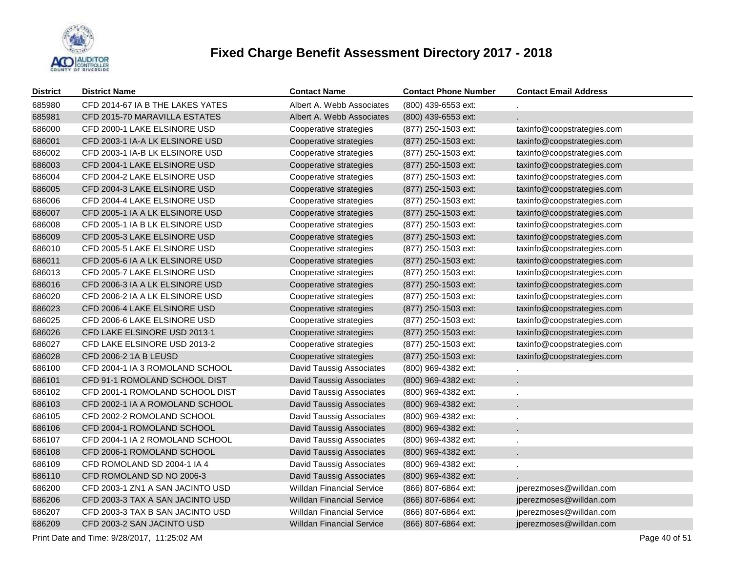# Fixed Charge Benefit Assessment Directory 2017 - 2018

| District | District Name | Contact Name | Contact Phone Number | Contact Email Address |
|---|---|---|---|---|
| 685980 | CFD 2014-67 IA B THE LAKES YATES | Albert A. Webb Associates | (800) 439-6553 ext: | . |
| 685981 | CFD 2015-70 MARAVILLA ESTATES | Albert A. Webb Associates | (800) 439-6553 ext: | . |
| 686000 | CFD 2000-1 LAKE ELSINORE USD | Cooperative strategies | (877) 250-1503 ext: | taxinfo@coopstrategies.com |
| 686001 | CFD 2003-1 IA-A LK ELSINORE USD | Cooperative strategies | (877) 250-1503 ext: | taxinfo@coopstrategies.com |
| 686002 | CFD 2003-1 IA-B LK ELSINORE USD | Cooperative strategies | (877) 250-1503 ext: | taxinfo@coopstrategies.com |
| 686003 | CFD 2004-1 LAKE ELSINORE USD | Cooperative strategies | (877) 250-1503 ext: | taxinfo@coopstrategies.com |
| 686004 | CFD 2004-2 LAKE ELSINORE USD | Cooperative strategies | (877) 250-1503 ext: | taxinfo@coopstrategies.com |
| 686005 | CFD 2004-3 LAKE ELSINORE USD | Cooperative strategies | (877) 250-1503 ext: | taxinfo@coopstrategies.com |
| 686006 | CFD 2004-4 LAKE ELSINORE USD | Cooperative strategies | (877) 250-1503 ext: | taxinfo@coopstrategies.com |
| 686007 | CFD 2005-1 IA A LK ELSINORE USD | Cooperative strategies | (877) 250-1503 ext: | taxinfo@coopstrategies.com |
| 686008 | CFD 2005-1 IA B LK ELSINORE USD | Cooperative strategies | (877) 250-1503 ext: | taxinfo@coopstrategies.com |
| 686009 | CFD 2005-3 LAKE ELSINORE USD | Cooperative strategies | (877) 250-1503 ext: | taxinfo@coopstrategies.com |
| 686010 | CFD 2005-5 LAKE ELSINORE USD | Cooperative strategies | (877) 250-1503 ext: | taxinfo@coopstrategies.com |
| 686011 | CFD 2005-6 IA A LK ELSINORE USD | Cooperative strategies | (877) 250-1503 ext: | taxinfo@coopstrategies.com |
| 686013 | CFD 2005-7 LAKE ELSINORE USD | Cooperative strategies | (877) 250-1503 ext: | taxinfo@coopstrategies.com |
| 686016 | CFD 2006-3 IA A LK ELSINORE USD | Cooperative strategies | (877) 250-1503 ext: | taxinfo@coopstrategies.com |
| 686020 | CFD 2006-2 IA A LK ELSINORE USD | Cooperative strategies | (877) 250-1503 ext: | taxinfo@coopstrategies.com |
| 686023 | CFD 2006-4 LAKE ELSINORE USD | Cooperative strategies | (877) 250-1503 ext: | taxinfo@coopstrategies.com |
| 686025 | CFD 2006-6 LAKE ELSINORE USD | Cooperative strategies | (877) 250-1503 ext: | taxinfo@coopstrategies.com |
| 686026 | CFD LAKE ELSINORE USD 2013-1 | Cooperative strategies | (877) 250-1503 ext: | taxinfo@coopstrategies.com |
| 686027 | CFD LAKE ELSINORE USD 2013-2 | Cooperative strategies | (877) 250-1503 ext: | taxinfo@coopstrategies.com |
| 686028 | CFD 2006-2 1A B LEUSD | Cooperative strategies | (877) 250-1503 ext: | taxinfo@coopstrategies.com |
| 686100 | CFD 2004-1 IA 3 ROMOLAND SCHOOL | David Taussig Associates | (800) 969-4382 ext: | . |
| 686101 | CFD 91-1 ROMOLAND SCHOOL DIST | David Taussig Associates | (800) 969-4382 ext: | . |
| 686102 | CFD 2001-1 ROMOLAND SCHOOL DIST | David Taussig Associates | (800) 969-4382 ext: | . |
| 686103 | CFD 2002-1 IA A ROMOLAND SCHOOL | David Taussig Associates | (800) 969-4382 ext: | . |
| 686105 | CFD 2002-2 ROMOLAND SCHOOL | David Taussig Associates | (800) 969-4382 ext: | . |
| 686106 | CFD 2004-1 ROMOLAND SCHOOL | David Taussig Associates | (800) 969-4382 ext: | . |
| 686107 | CFD 2004-1 IA 2 ROMOLAND SCHOOL | David Taussig Associates | (800) 969-4382 ext: | . |
| 686108 | CFD 2006-1 ROMOLAND SCHOOL | David Taussig Associates | (800) 969-4382 ext: | . |
| 686109 | CFD ROMOLAND SD 2004-1 IA 4 | David Taussig Associates | (800) 969-4382 ext: | . |
| 686110 | CFD ROMOLAND SD NO 2006-3 | David Taussig Associates | (800) 969-4382 ext: | . |
| 686200 | CFD 2003-1 ZN1 A SAN JACINTO USD | Willdan Financial Service | (866) 807-6864 ext: | jperezmoses@willdan.com |
| 686206 | CFD 2003-3 TAX A SAN JACINTO USD | Willdan Financial Service | (866) 807-6864 ext: | jperezmoses@willdan.com |
| 686207 | CFD 2003-3 TAX B SAN JACINTO USD | Willdan Financial Service | (866) 807-6864 ext: | jperezmoses@willdan.com |
| 686209 | CFD 2003-2 SAN JACINTO USD | Willdan Financial Service | (866) 807-6864 ext: | jperezmoses@willdan.com |

Print Date and Time: 9/28/2017, 11:25:02 AM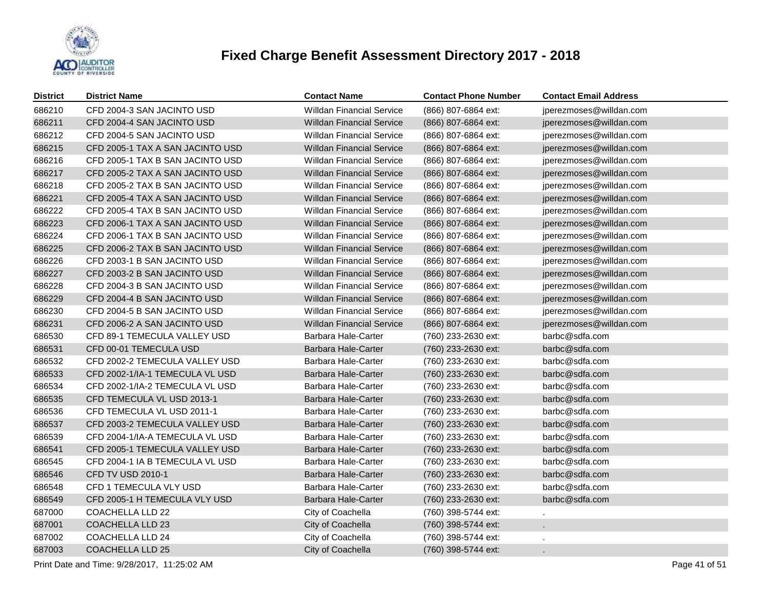# Fixed Charge Benefit Assessment Directory 2017 - 2018

| District | District Name | Contact Name | Contact Phone Number | Contact Email Address |
|---|---|---|---|---|
| 686210 | CFD 2004-3 SAN JACINTO USD | Willdan Financial Service | (866) 807-6864 ext: | jperezmoses@willdan.com |
| 686211 | CFD 2004-4 SAN JACINTO USD | Willdan Financial Service | (866) 807-6864 ext: | jperezmoses@willdan.com |
| 686212 | CFD 2004-5 SAN JACINTO USD | Willdan Financial Service | (866) 807-6864 ext: | jperezmoses@willdan.com |
| 686215 | CFD 2005-1 TAX A SAN JACINTO USD | Willdan Financial Service | (866) 807-6864 ext: | jperezmoses@willdan.com |
| 686216 | CFD 2005-1 TAX B SAN JACINTO USD | Willdan Financial Service | (866) 807-6864 ext: | jperezmoses@willdan.com |
| 686217 | CFD 2005-2 TAX A SAN JACINTO USD | Willdan Financial Service | (866) 807-6864 ext: | jperezmoses@willdan.com |
| 686218 | CFD 2005-2 TAX B SAN JACINTO USD | Willdan Financial Service | (866) 807-6864 ext: | jperezmoses@willdan.com |
| 686221 | CFD 2005-4 TAX A SAN JACINTO USD | Willdan Financial Service | (866) 807-6864 ext: | jperezmoses@willdan.com |
| 686222 | CFD 2005-4 TAX B SAN JACINTO USD | Willdan Financial Service | (866) 807-6864 ext: | jperezmoses@willdan.com |
| 686223 | CFD 2006-1 TAX A SAN JACINTO USD | Willdan Financial Service | (866) 807-6864 ext: | jperezmoses@willdan.com |
| 686224 | CFD 2006-1 TAX B SAN JACINTO USD | Willdan Financial Service | (866) 807-6864 ext: | jperezmoses@willdan.com |
| 686225 | CFD 2006-2 TAX B SAN JACINTO USD | Willdan Financial Service | (866) 807-6864 ext: | jperezmoses@willdan.com |
| 686226 | CFD 2003-1 B SAN JACINTO USD | Willdan Financial Service | (866) 807-6864 ext: | jperezmoses@willdan.com |
| 686227 | CFD 2003-2 B SAN JACINTO USD | Willdan Financial Service | (866) 807-6864 ext: | jperezmoses@willdan.com |
| 686228 | CFD 2004-3 B SAN JACINTO USD | Willdan Financial Service | (866) 807-6864 ext: | jperezmoses@willdan.com |
| 686229 | CFD 2004-4 B SAN JACINTO USD | Willdan Financial Service | (866) 807-6864 ext: | jperezmoses@willdan.com |
| 686230 | CFD 2004-5 B SAN JACINTO USD | Willdan Financial Service | (866) 807-6864 ext: | jperezmoses@willdan.com |
| 686231 | CFD 2006-2 A SAN JACINTO USD | Willdan Financial Service | (866) 807-6864 ext: | jperezmoses@willdan.com |
| 686530 | CFD 89-1 TEMECULA VALLEY USD | Barbara Hale-Carter | (760) 233-2630 ext: | barbc@sdfa.com |
| 686531 | CFD 00-01 TEMECULA USD | Barbara Hale-Carter | (760) 233-2630 ext: | barbc@sdfa.com |
| 686532 | CFD 2002-2 TEMECULA VALLEY USD | Barbara Hale-Carter | (760) 233-2630 ext: | barbc@sdfa.com |
| 686533 | CFD 2002-1/IA-1 TEMECULA VL USD | Barbara Hale-Carter | (760) 233-2630 ext: | barbc@sdfa.com |
| 686534 | CFD 2002-1/IA-2 TEMECULA VL USD | Barbara Hale-Carter | (760) 233-2630 ext: | barbc@sdfa.com |
| 686535 | CFD TEMECULA VL USD 2013-1 | Barbara Hale-Carter | (760) 233-2630 ext: | barbc@sdfa.com |
| 686536 | CFD TEMECULA VL USD 2011-1 | Barbara Hale-Carter | (760) 233-2630 ext: | barbc@sdfa.com |
| 686537 | CFD 2003-2 TEMECULA VALLEY USD | Barbara Hale-Carter | (760) 233-2630 ext: | barbc@sdfa.com |
| 686539 | CFD 2004-1/IA-A TEMECULA VL USD | Barbara Hale-Carter | (760) 233-2630 ext: | barbc@sdfa.com |
| 686541 | CFD 2005-1 TEMECULA VALLEY USD | Barbara Hale-Carter | (760) 233-2630 ext: | barbc@sdfa.com |
| 686545 | CFD 2004-1 IA B TEMECULA VL USD | Barbara Hale-Carter | (760) 233-2630 ext: | barbc@sdfa.com |
| 686546 | CFD TV USD 2010-1 | Barbara Hale-Carter | (760) 233-2630 ext: | barbc@sdfa.com |
| 686548 | CFD 1 TEMECULA VLY USD | Barbara Hale-Carter | (760) 233-2630 ext: | barbc@sdfa.com |
| 686549 | CFD 2005-1 H TEMECULA VLY USD | Barbara Hale-Carter | (760) 233-2630 ext: | barbc@sdfa.com |
| 687000 | COACHELLA LLD 22 | City of Coachella | (760) 398-5744 ext: | . |
| 687001 | COACHELLA LLD 23 | City of Coachella | (760) 398-5744 ext: | . |
| 687002 | COACHELLA LLD 24 | City of Coachella | (760) 398-5744 ext: | . |
| 687003 | COACHELLA LLD 25 | City of Coachella | (760) 398-5744 ext: | . |

Print Date and Time: 9/28/2017, 11:25:02 AM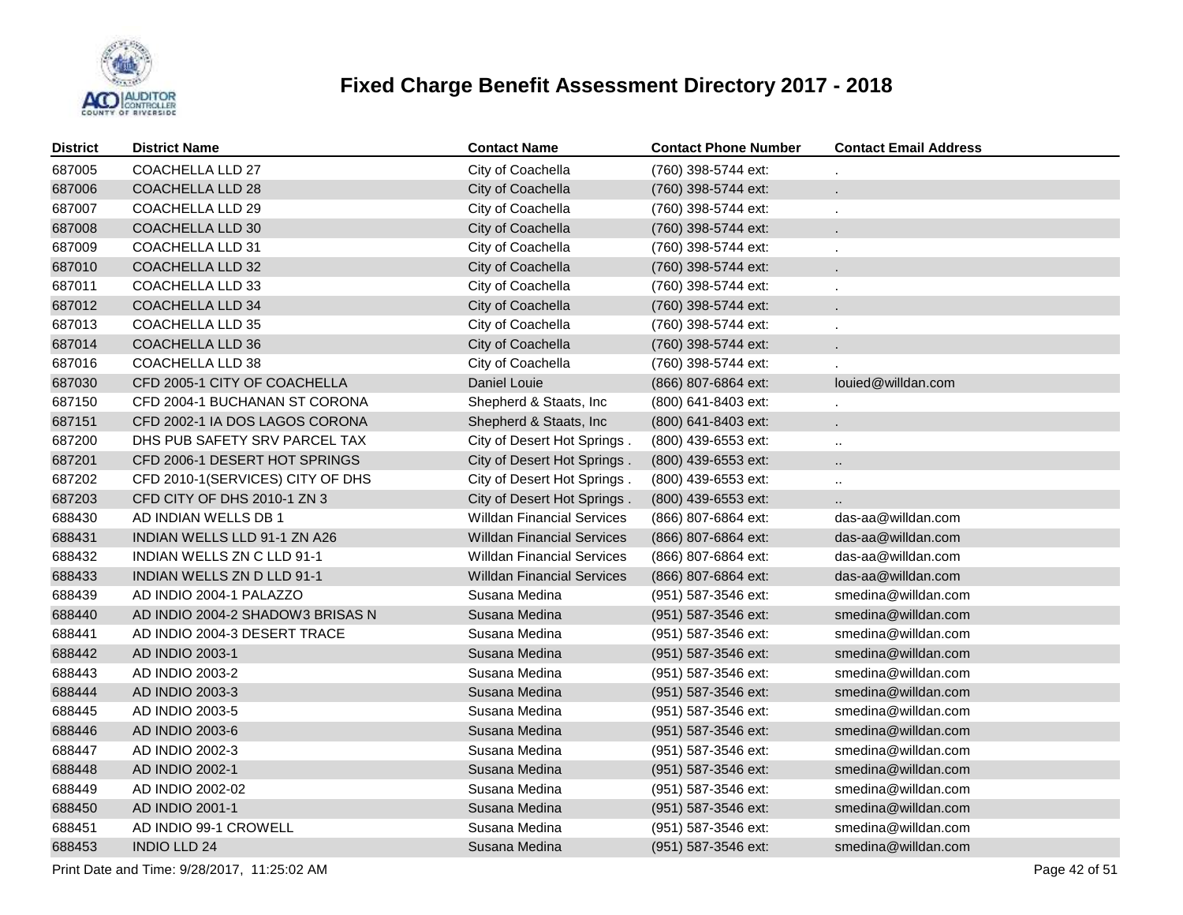# Fixed Charge Benefit Assessment Directory 2017 - 2018

| District | District Name | Contact Name | Contact Phone Number | Contact Email Address |
|---|---|---|---|---|
| 687005 | COACHELLA LLD 27 | City of Coachella | (760) 398-5744 ext: | . |
| 687006 | COACHELLA LLD 28 | City of Coachella | (760) 398-5744 ext: | . |
| 687007 | COACHELLA LLD 29 | City of Coachella | (760) 398-5744 ext: | . |
| 687008 | COACHELLA LLD 30 | City of Coachella | (760) 398-5744 ext: | . |
| 687009 | COACHELLA LLD 31 | City of Coachella | (760) 398-5744 ext: | . |
| 687010 | COACHELLA LLD 32 | City of Coachella | (760) 398-5744 ext: | . |
| 687011 | COACHELLA LLD 33 | City of Coachella | (760) 398-5744 ext: | . |
| 687012 | COACHELLA LLD 34 | City of Coachella | (760) 398-5744 ext: | . |
| 687013 | COACHELLA LLD 35 | City of Coachella | (760) 398-5744 ext: | . |
| 687014 | COACHELLA LLD 36 | City of Coachella | (760) 398-5744 ext: | . |
| 687016 | COACHELLA LLD 38 | City of Coachella | (760) 398-5744 ext: | . |
| 687030 | CFD 2005-1 CITY OF COACHELLA | Daniel Louie | (866) 807-6864 ext: | louied@willdan.com |
| 687150 | CFD 2004-1 BUCHANAN ST CORONA | Shepherd & Staats, Inc | (800) 641-8403 ext: | . |
| 687151 | CFD 2002-1 IA DOS LAGOS CORONA | Shepherd & Staats, Inc | (800) 641-8403 ext: | . |
| 687200 | DHS PUB SAFETY SRV PARCEL TAX | City of Desert Hot Springs . | (800) 439-6553 ext: | .. |
| 687201 | CFD 2006-1 DESERT HOT SPRINGS | City of Desert Hot Springs . | (800) 439-6553 ext: | .. |
| 687202 | CFD 2010-1(SERVICES) CITY OF DHS | City of Desert Hot Springs . | (800) 439-6553 ext: | .. |
| 687203 | CFD CITY OF DHS 2010-1 ZN 3 | City of Desert Hot Springs . | (800) 439-6553 ext: | .. |
| 688430 | AD INDIAN WELLS DB 1 | Willdan Financial Services | (866) 807-6864 ext: | das-aa@willdan.com |
| 688431 | INDIAN WELLS LLD 91-1 ZN A26 | Willdan Financial Services | (866) 807-6864 ext: | das-aa@willdan.com |
| 688432 | INDIAN WELLS ZN C LLD 91-1 | Willdan Financial Services | (866) 807-6864 ext: | das-aa@willdan.com |
| 688433 | INDIAN WELLS ZN D LLD 91-1 | Willdan Financial Services | (866) 807-6864 ext: | das-aa@willdan.com |
| 688439 | AD INDIO 2004-1 PALAZZO | Susana Medina | (951) 587-3546 ext: | smedina@willdan.com |
| 688440 | AD INDIO 2004-2 SHADOW3 BRISAS N | Susana Medina | (951) 587-3546 ext: | smedina@willdan.com |
| 688441 | AD INDIO 2004-3 DESERT TRACE | Susana Medina | (951) 587-3546 ext: | smedina@willdan.com |
| 688442 | AD INDIO 2003-1 | Susana Medina | (951) 587-3546 ext: | smedina@willdan.com |
| 688443 | AD INDIO 2003-2 | Susana Medina | (951) 587-3546 ext: | smedina@willdan.com |
| 688444 | AD INDIO 2003-3 | Susana Medina | (951) 587-3546 ext: | smedina@willdan.com |
| 688445 | AD INDIO 2003-5 | Susana Medina | (951) 587-3546 ext: | smedina@willdan.com |
| 688446 | AD INDIO 2003-6 | Susana Medina | (951) 587-3546 ext: | smedina@willdan.com |
| 688447 | AD INDIO 2002-3 | Susana Medina | (951) 587-3546 ext: | smedina@willdan.com |
| 688448 | AD INDIO 2002-1 | Susana Medina | (951) 587-3546 ext: | smedina@willdan.com |
| 688449 | AD INDIO 2002-02 | Susana Medina | (951) 587-3546 ext: | smedina@willdan.com |
| 688450 | AD INDIO 2001-1 | Susana Medina | (951) 587-3546 ext: | smedina@willdan.com |
| 688451 | AD INDIO 99-1 CROWELL | Susana Medina | (951) 587-3546 ext: | smedina@willdan.com |
| 688453 | INDIO LLD 24 | Susana Medina | (951) 587-3546 ext: | smedina@willdan.com |

Print Date and Time: 9/28/2017, 11:25:02 AM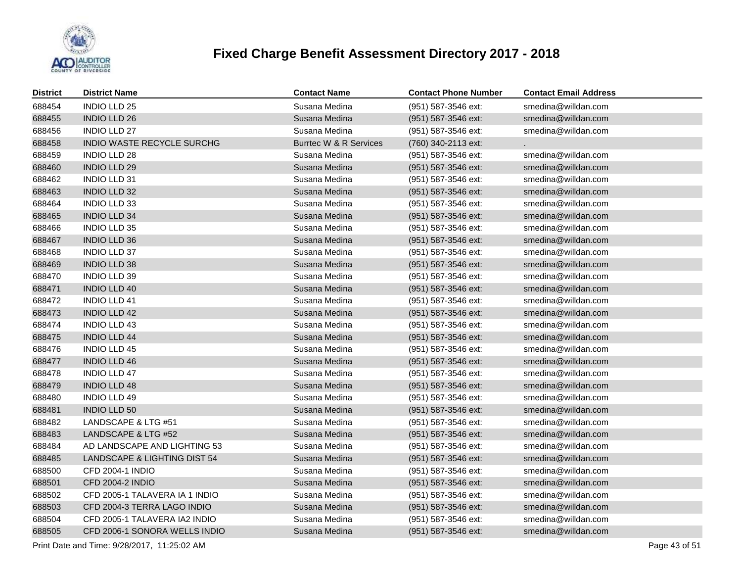# Fixed Charge Benefit Assessment Directory 2017 - 2018

| District | District Name | Contact Name | Contact Phone Number | Contact Email Address |
|---|---|---|---|---|
| 688454 | INDIO LLD 25 | Susana Medina | (951) 587-3546 ext: | smedina@willdan.com |
| 688455 | INDIO LLD 26 | Susana Medina | (951) 587-3546 ext: | smedina@willdan.com |
| 688456 | INDIO LLD 27 | Susana Medina | (951) 587-3546 ext: | smedina@willdan.com |
| 688458 | INDIO WASTE RECYCLE SURCHG | Burrtec W & R Services | (760) 340-2113 ext: | . |
| 688459 | INDIO LLD 28 | Susana Medina | (951) 587-3546 ext: | smedina@willdan.com |
| 688460 | INDIO LLD 29 | Susana Medina | (951) 587-3546 ext: | smedina@willdan.com |
| 688462 | INDIO LLD 31 | Susana Medina | (951) 587-3546 ext: | smedina@willdan.com |
| 688463 | INDIO LLD 32 | Susana Medina | (951) 587-3546 ext: | smedina@willdan.com |
| 688464 | INDIO LLD 33 | Susana Medina | (951) 587-3546 ext: | smedina@willdan.com |
| 688465 | INDIO LLD 34 | Susana Medina | (951) 587-3546 ext: | smedina@willdan.com |
| 688466 | INDIO LLD 35 | Susana Medina | (951) 587-3546 ext: | smedina@willdan.com |
| 688467 | INDIO LLD 36 | Susana Medina | (951) 587-3546 ext: | smedina@willdan.com |
| 688468 | INDIO LLD 37 | Susana Medina | (951) 587-3546 ext: | smedina@willdan.com |
| 688469 | INDIO LLD 38 | Susana Medina | (951) 587-3546 ext: | smedina@willdan.com |
| 688470 | INDIO LLD 39 | Susana Medina | (951) 587-3546 ext: | smedina@willdan.com |
| 688471 | INDIO LLD 40 | Susana Medina | (951) 587-3546 ext: | smedina@willdan.com |
| 688472 | INDIO LLD 41 | Susana Medina | (951) 587-3546 ext: | smedina@willdan.com |
| 688473 | INDIO LLD 42 | Susana Medina | (951) 587-3546 ext: | smedina@willdan.com |
| 688474 | INDIO LLD 43 | Susana Medina | (951) 587-3546 ext: | smedina@willdan.com |
| 688475 | INDIO LLD 44 | Susana Medina | (951) 587-3546 ext: | smedina@willdan.com |
| 688476 | INDIO LLD 45 | Susana Medina | (951) 587-3546 ext: | smedina@willdan.com |
| 688477 | INDIO LLD 46 | Susana Medina | (951) 587-3546 ext: | smedina@willdan.com |
| 688478 | INDIO LLD 47 | Susana Medina | (951) 587-3546 ext: | smedina@willdan.com |
| 688479 | INDIO LLD 48 | Susana Medina | (951) 587-3546 ext: | smedina@willdan.com |
| 688480 | INDIO LLD 49 | Susana Medina | (951) 587-3546 ext: | smedina@willdan.com |
| 688481 | INDIO LLD 50 | Susana Medina | (951) 587-3546 ext: | smedina@willdan.com |
| 688482 | LANDSCAPE & LTG #51 | Susana Medina | (951) 587-3546 ext: | smedina@willdan.com |
| 688483 | LANDSCAPE & LTG #52 | Susana Medina | (951) 587-3546 ext: | smedina@willdan.com |
| 688484 | AD LANDSCAPE AND LIGHTING 53 | Susana Medina | (951) 587-3546 ext: | smedina@willdan.com |
| 688485 | LANDSCAPE & LIGHTING DIST 54 | Susana Medina | (951) 587-3546 ext: | smedina@willdan.com |
| 688500 | CFD 2004-1 INDIO | Susana Medina | (951) 587-3546 ext: | smedina@willdan.com |
| 688501 | CFD 2004-2 INDIO | Susana Medina | (951) 587-3546 ext: | smedina@willdan.com |
| 688502 | CFD 2005-1 TALAVERA IA 1 INDIO | Susana Medina | (951) 587-3546 ext: | smedina@willdan.com |
| 688503 | CFD 2004-3 TERRA LAGO INDIO | Susana Medina | (951) 587-3546 ext: | smedina@willdan.com |
| 688504 | CFD 2005-1 TALAVERA IA2 INDIO | Susana Medina | (951) 587-3546 ext: | smedina@willdan.com |
| 688505 | CFD 2006-1 SONORA WELLS INDIO | Susana Medina | (951) 587-3546 ext: | smedina@willdan.com |

Print Date and Time: 9/28/2017, 11:25:02 AM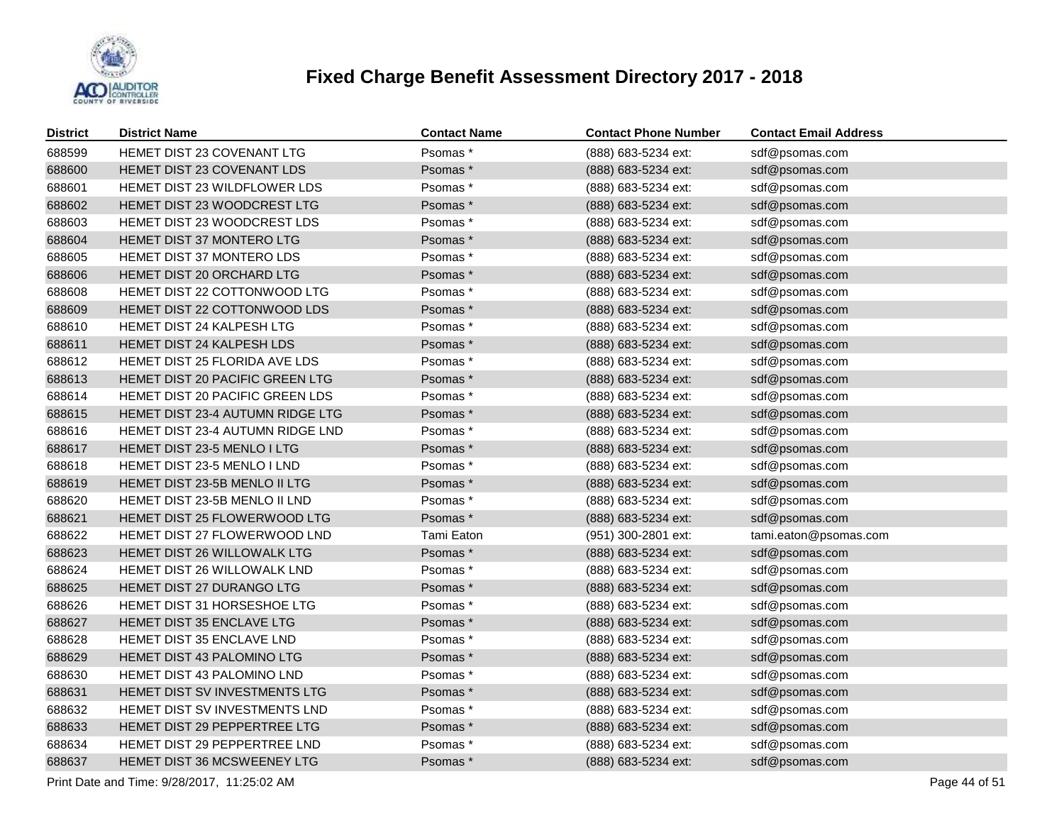# Fixed Charge Benefit Assessment Directory 2017 - 2018

| District | District Name | Contact Name | Contact Phone Number | Contact Email Address |
|---|---|---|---|---|
| 688599 | HEMET DIST 23 COVENANT LTG | Psomas * | (888) 683-5234 ext: | sdf@psomas.com |
| 688600 | HEMET DIST 23 COVENANT LDS | Psomas * | (888) 683-5234 ext: | sdf@psomas.com |
| 688601 | HEMET DIST 23 WILDFLOWER LDS | Psomas * | (888) 683-5234 ext: | sdf@psomas.com |
| 688602 | HEMET DIST 23 WOODCREST LTG | Psomas * | (888) 683-5234 ext: | sdf@psomas.com |
| 688603 | HEMET DIST 23 WOODCREST LDS | Psomas * | (888) 683-5234 ext: | sdf@psomas.com |
| 688604 | HEMET DIST 37 MONTERO LTG | Psomas * | (888) 683-5234 ext: | sdf@psomas.com |
| 688605 | HEMET DIST 37 MONTERO LDS | Psomas * | (888) 683-5234 ext: | sdf@psomas.com |
| 688606 | HEMET DIST 20 ORCHARD LTG | Psomas * | (888) 683-5234 ext: | sdf@psomas.com |
| 688608 | HEMET DIST 22 COTTONWOOD LTG | Psomas * | (888) 683-5234 ext: | sdf@psomas.com |
| 688609 | HEMET DIST 22 COTTONWOOD LDS | Psomas * | (888) 683-5234 ext: | sdf@psomas.com |
| 688610 | HEMET DIST 24 KALPESH LTG | Psomas * | (888) 683-5234 ext: | sdf@psomas.com |
| 688611 | HEMET DIST 24 KALPESH LDS | Psomas * | (888) 683-5234 ext: | sdf@psomas.com |
| 688612 | HEMET DIST 25 FLORIDA AVE LDS | Psomas * | (888) 683-5234 ext: | sdf@psomas.com |
| 688613 | HEMET DIST 20 PACIFIC GREEN LTG | Psomas * | (888) 683-5234 ext: | sdf@psomas.com |
| 688614 | HEMET DIST 20 PACIFIC GREEN LDS | Psomas * | (888) 683-5234 ext: | sdf@psomas.com |
| 688615 | HEMET DIST 23-4 AUTUMN RIDGE LTG | Psomas * | (888) 683-5234 ext: | sdf@psomas.com |
| 688616 | HEMET DIST 23-4 AUTUMN RIDGE LND | Psomas * | (888) 683-5234 ext: | sdf@psomas.com |
| 688617 | HEMET DIST 23-5 MENLO I LTG | Psomas * | (888) 683-5234 ext: | sdf@psomas.com |
| 688618 | HEMET DIST 23-5 MENLO I LND | Psomas * | (888) 683-5234 ext: | sdf@psomas.com |
| 688619 | HEMET DIST 23-5B MENLO II LTG | Psomas * | (888) 683-5234 ext: | sdf@psomas.com |
| 688620 | HEMET DIST 23-5B MENLO II LND | Psomas * | (888) 683-5234 ext: | sdf@psomas.com |
| 688621 | HEMET DIST 25 FLOWERWOOD LTG | Psomas * | (888) 683-5234 ext: | sdf@psomas.com |
| 688622 | HEMET DIST 27 FLOWERWOOD LND | Tami Eaton | (951) 300-2801 ext: | tami.eaton@psomas.com |
| 688623 | HEMET DIST 26 WILLOWALK LTG | Psomas * | (888) 683-5234 ext: | sdf@psomas.com |
| 688624 | HEMET DIST 26 WILLOWALK LND | Psomas * | (888) 683-5234 ext: | sdf@psomas.com |
| 688625 | HEMET DIST 27 DURANGO LTG | Psomas * | (888) 683-5234 ext: | sdf@psomas.com |
| 688626 | HEMET DIST 31 HORSESHOE LTG | Psomas * | (888) 683-5234 ext: | sdf@psomas.com |
| 688627 | HEMET DIST 35 ENCLAVE LTG | Psomas * | (888) 683-5234 ext: | sdf@psomas.com |
| 688628 | HEMET DIST 35 ENCLAVE LND | Psomas * | (888) 683-5234 ext: | sdf@psomas.com |
| 688629 | HEMET DIST 43 PALOMINO LTG | Psomas * | (888) 683-5234 ext: | sdf@psomas.com |
| 688630 | HEMET DIST 43 PALOMINO LND | Psomas * | (888) 683-5234 ext: | sdf@psomas.com |
| 688631 | HEMET DIST SV INVESTMENTS LTG | Psomas * | (888) 683-5234 ext: | sdf@psomas.com |
| 688632 | HEMET DIST SV INVESTMENTS LND | Psomas * | (888) 683-5234 ext: | sdf@psomas.com |
| 688633 | HEMET DIST 29 PEPPERTREE LTG | Psomas * | (888) 683-5234 ext: | sdf@psomas.com |
| 688634 | HEMET DIST 29 PEPPERTREE LND | Psomas * | (888) 683-5234 ext: | sdf@psomas.com |
| 688637 | HEMET DIST 36 MCSWEENEY LTG | Psomas * | (888) 683-5234 ext: | sdf@psomas.com |

Print Date and Time: 9/28/2017, 11:25:02 AM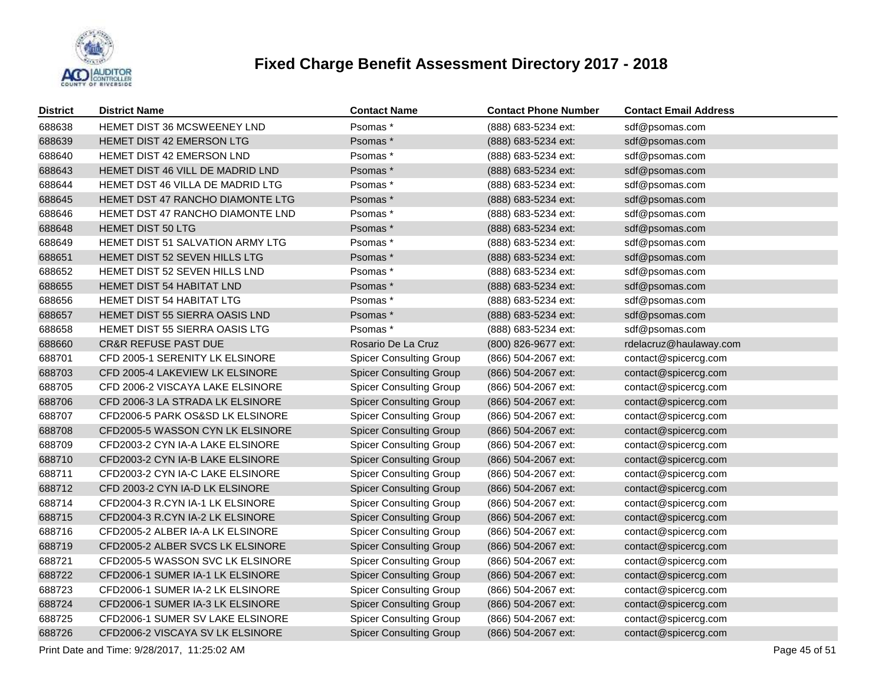# Fixed Charge Benefit Assessment Directory 2017 - 2018

| District | District Name | Contact Name | Contact Phone Number | Contact Email Address |
|---|---|---|---|---|
| 688638 | HEMET DIST 36 MCSWEENEY LND | Psomas * | (888) 683-5234 ext: | sdf@psomas.com |
| 688639 | HEMET DIST 42 EMERSON LTG | Psomas * | (888) 683-5234 ext: | sdf@psomas.com |
| 688640 | HEMET DIST 42 EMERSON LND | Psomas * | (888) 683-5234 ext: | sdf@psomas.com |
| 688643 | HEMET DIST 46 VILL DE MADRID LND | Psomas * | (888) 683-5234 ext: | sdf@psomas.com |
| 688644 | HEMET DST 46 VILLA DE MADRID LTG | Psomas * | (888) 683-5234 ext: | sdf@psomas.com |
| 688645 | HEMET DST 47 RANCHO DIAMONTE LTG | Psomas * | (888) 683-5234 ext: | sdf@psomas.com |
| 688646 | HEMET DST 47 RANCHO DIAMONTE LND | Psomas * | (888) 683-5234 ext: | sdf@psomas.com |
| 688648 | HEMET DIST 50 LTG | Psomas * | (888) 683-5234 ext: | sdf@psomas.com |
| 688649 | HEMET DIST 51 SALVATION ARMY LTG | Psomas * | (888) 683-5234 ext: | sdf@psomas.com |
| 688651 | HEMET DIST 52 SEVEN HILLS LTG | Psomas * | (888) 683-5234 ext: | sdf@psomas.com |
| 688652 | HEMET DIST 52 SEVEN HILLS LND | Psomas * | (888) 683-5234 ext: | sdf@psomas.com |
| 688655 | HEMET DIST 54 HABITAT LND | Psomas * | (888) 683-5234 ext: | sdf@psomas.com |
| 688656 | HEMET DIST 54 HABITAT LTG | Psomas * | (888) 683-5234 ext: | sdf@psomas.com |
| 688657 | HEMET DIST 55 SIERRA OASIS LND | Psomas * | (888) 683-5234 ext: | sdf@psomas.com |
| 688658 | HEMET DIST 55 SIERRA OASIS LTG | Psomas * | (888) 683-5234 ext: | sdf@psomas.com |
| 688660 | CR&R REFUSE PAST DUE | Rosario De La Cruz | (800) 826-9677 ext: | rdelacruz@haulaway.com |
| 688701 | CFD 2005-1 SERENITY LK ELSINORE | Spicer Consulting Group | (866) 504-2067 ext: | contact@spicercg.com |
| 688703 | CFD 2005-4 LAKEVIEW LK ELSINORE | Spicer Consulting Group | (866) 504-2067 ext: | contact@spicercg.com |
| 688705 | CFD 2006-2 VISCAYA LAKE ELSINORE | Spicer Consulting Group | (866) 504-2067 ext: | contact@spicercg.com |
| 688706 | CFD 2006-3 LA STRADA LK ELSINORE | Spicer Consulting Group | (866) 504-2067 ext: | contact@spicercg.com |
| 688707 | CFD2006-5 PARK OS&SD LK ELSINORE | Spicer Consulting Group | (866) 504-2067 ext: | contact@spicercg.com |
| 688708 | CFD2005-5 WASSON CYN LK ELSINORE | Spicer Consulting Group | (866) 504-2067 ext: | contact@spicercg.com |
| 688709 | CFD2003-2 CYN IA-A LAKE ELSINORE | Spicer Consulting Group | (866) 504-2067 ext: | contact@spicercg.com |
| 688710 | CFD2003-2 CYN IA-B LAKE ELSINORE | Spicer Consulting Group | (866) 504-2067 ext: | contact@spicercg.com |
| 688711 | CFD2003-2 CYN IA-C LAKE ELSINORE | Spicer Consulting Group | (866) 504-2067 ext: | contact@spicercg.com |
| 688712 | CFD 2003-2 CYN IA-D LK ELSINORE | Spicer Consulting Group | (866) 504-2067 ext: | contact@spicercg.com |
| 688714 | CFD2004-3 R.CYN IA-1 LK ELSINORE | Spicer Consulting Group | (866) 504-2067 ext: | contact@spicercg.com |
| 688715 | CFD2004-3 R.CYN IA-2 LK ELSINORE | Spicer Consulting Group | (866) 504-2067 ext: | contact@spicercg.com |
| 688716 | CFD2005-2 ALBER IA-A LK ELSINORE | Spicer Consulting Group | (866) 504-2067 ext: | contact@spicercg.com |
| 688719 | CFD2005-2 ALBER SVCS LK ELSINORE | Spicer Consulting Group | (866) 504-2067 ext: | contact@spicercg.com |
| 688721 | CFD2005-5 WASSON SVC LK ELSINORE | Spicer Consulting Group | (866) 504-2067 ext: | contact@spicercg.com |
| 688722 | CFD2006-1 SUMER IA-1 LK ELSINORE | Spicer Consulting Group | (866) 504-2067 ext: | contact@spicercg.com |
| 688723 | CFD2006-1 SUMER IA-2 LK ELSINORE | Spicer Consulting Group | (866) 504-2067 ext: | contact@spicercg.com |
| 688724 | CFD2006-1 SUMER IA-3 LK ELSINORE | Spicer Consulting Group | (866) 504-2067 ext: | contact@spicercg.com |
| 688725 | CFD2006-1 SUMER SV LAKE ELSINORE | Spicer Consulting Group | (866) 504-2067 ext: | contact@spicercg.com |
| 688726 | CFD2006-2 VISCAYA SV LK ELSINORE | Spicer Consulting Group | (866) 504-2067 ext: | contact@spicercg.com |

Print Date and Time: 9/28/2017, 11:25:02 AM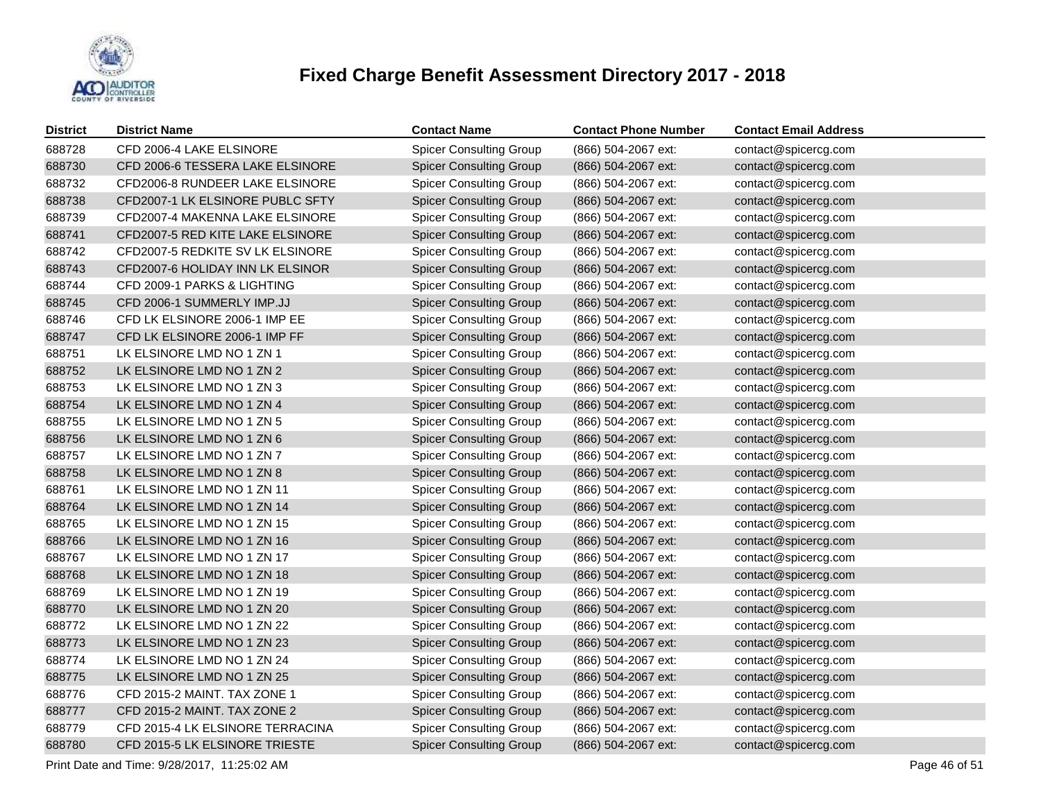# Fixed Charge Benefit Assessment Directory 2017 - 2018

| District | District Name | Contact Name | Contact Phone Number | Contact Email Address |
|---|---|---|---|---|
| 688728 | CFD 2006-4 LAKE ELSINORE | Spicer Consulting Group | (866) 504-2067 ext: | contact@spicercg.com |
| 688730 | CFD 2006-6 TESSERA LAKE ELSINORE | Spicer Consulting Group | (866) 504-2067 ext: | contact@spicercg.com |
| 688732 | CFD2006-8 RUNDEER LAKE ELSINORE | Spicer Consulting Group | (866) 504-2067 ext: | contact@spicercg.com |
| 688738 | CFD2007-1 LK ELSINORE PUBLC SFTY | Spicer Consulting Group | (866) 504-2067 ext: | contact@spicercg.com |
| 688739 | CFD2007-4 MAKENNA LAKE ELSINORE | Spicer Consulting Group | (866) 504-2067 ext: | contact@spicercg.com |
| 688741 | CFD2007-5 RED KITE LAKE ELSINORE | Spicer Consulting Group | (866) 504-2067 ext: | contact@spicercg.com |
| 688742 | CFD2007-5 REDKITE SV LK ELSINORE | Spicer Consulting Group | (866) 504-2067 ext: | contact@spicercg.com |
| 688743 | CFD2007-6 HOLIDAY INN LK ELSINOR | Spicer Consulting Group | (866) 504-2067 ext: | contact@spicercg.com |
| 688744 | CFD 2009-1 PARKS & LIGHTING | Spicer Consulting Group | (866) 504-2067 ext: | contact@spicercg.com |
| 688745 | CFD 2006-1 SUMMERLY IMP.JJ | Spicer Consulting Group | (866) 504-2067 ext: | contact@spicercg.com |
| 688746 | CFD LK ELSINORE 2006-1 IMP EE | Spicer Consulting Group | (866) 504-2067 ext: | contact@spicercg.com |
| 688747 | CFD LK ELSINORE 2006-1 IMP FF | Spicer Consulting Group | (866) 504-2067 ext: | contact@spicercg.com |
| 688751 | LK ELSINORE LMD NO 1 ZN 1 | Spicer Consulting Group | (866) 504-2067 ext: | contact@spicercg.com |
| 688752 | LK ELSINORE LMD NO 1 ZN 2 | Spicer Consulting Group | (866) 504-2067 ext: | contact@spicercg.com |
| 688753 | LK ELSINORE LMD NO 1 ZN 3 | Spicer Consulting Group | (866) 504-2067 ext: | contact@spicercg.com |
| 688754 | LK ELSINORE LMD NO 1 ZN 4 | Spicer Consulting Group | (866) 504-2067 ext: | contact@spicercg.com |
| 688755 | LK ELSINORE LMD NO 1 ZN 5 | Spicer Consulting Group | (866) 504-2067 ext: | contact@spicercg.com |
| 688756 | LK ELSINORE LMD NO 1 ZN 6 | Spicer Consulting Group | (866) 504-2067 ext: | contact@spicercg.com |
| 688757 | LK ELSINORE LMD NO 1 ZN 7 | Spicer Consulting Group | (866) 504-2067 ext: | contact@spicercg.com |
| 688758 | LK ELSINORE LMD NO 1 ZN 8 | Spicer Consulting Group | (866) 504-2067 ext: | contact@spicercg.com |
| 688761 | LK ELSINORE LMD NO 1 ZN 11 | Spicer Consulting Group | (866) 504-2067 ext: | contact@spicercg.com |
| 688764 | LK ELSINORE LMD NO 1 ZN 14 | Spicer Consulting Group | (866) 504-2067 ext: | contact@spicercg.com |
| 688765 | LK ELSINORE LMD NO 1 ZN 15 | Spicer Consulting Group | (866) 504-2067 ext: | contact@spicercg.com |
| 688766 | LK ELSINORE LMD NO 1 ZN 16 | Spicer Consulting Group | (866) 504-2067 ext: | contact@spicercg.com |
| 688767 | LK ELSINORE LMD NO 1 ZN 17 | Spicer Consulting Group | (866) 504-2067 ext: | contact@spicercg.com |
| 688768 | LK ELSINORE LMD NO 1 ZN 18 | Spicer Consulting Group | (866) 504-2067 ext: | contact@spicercg.com |
| 688769 | LK ELSINORE LMD NO 1 ZN 19 | Spicer Consulting Group | (866) 504-2067 ext: | contact@spicercg.com |
| 688770 | LK ELSINORE LMD NO 1 ZN 20 | Spicer Consulting Group | (866) 504-2067 ext: | contact@spicercg.com |
| 688772 | LK ELSINORE LMD NO 1 ZN 22 | Spicer Consulting Group | (866) 504-2067 ext: | contact@spicercg.com |
| 688773 | LK ELSINORE LMD NO 1 ZN 23 | Spicer Consulting Group | (866) 504-2067 ext: | contact@spicercg.com |
| 688774 | LK ELSINORE LMD NO 1 ZN 24 | Spicer Consulting Group | (866) 504-2067 ext: | contact@spicercg.com |
| 688775 | LK ELSINORE LMD NO 1 ZN 25 | Spicer Consulting Group | (866) 504-2067 ext: | contact@spicercg.com |
| 688776 | CFD 2015-2 MAINT. TAX ZONE 1 | Spicer Consulting Group | (866) 504-2067 ext: | contact@spicercg.com |
| 688777 | CFD 2015-2 MAINT. TAX ZONE 2 | Spicer Consulting Group | (866) 504-2067 ext: | contact@spicercg.com |
| 688779 | CFD 2015-4 LK ELSINORE TERRACINA | Spicer Consulting Group | (866) 504-2067 ext: | contact@spicercg.com |
| 688780 | CFD 2015-5 LK ELSINORE TRIESTE | Spicer Consulting Group | (866) 504-2067 ext: | contact@spicercg.com |

Print Date and Time: 9/28/2017, 11:25:02 AM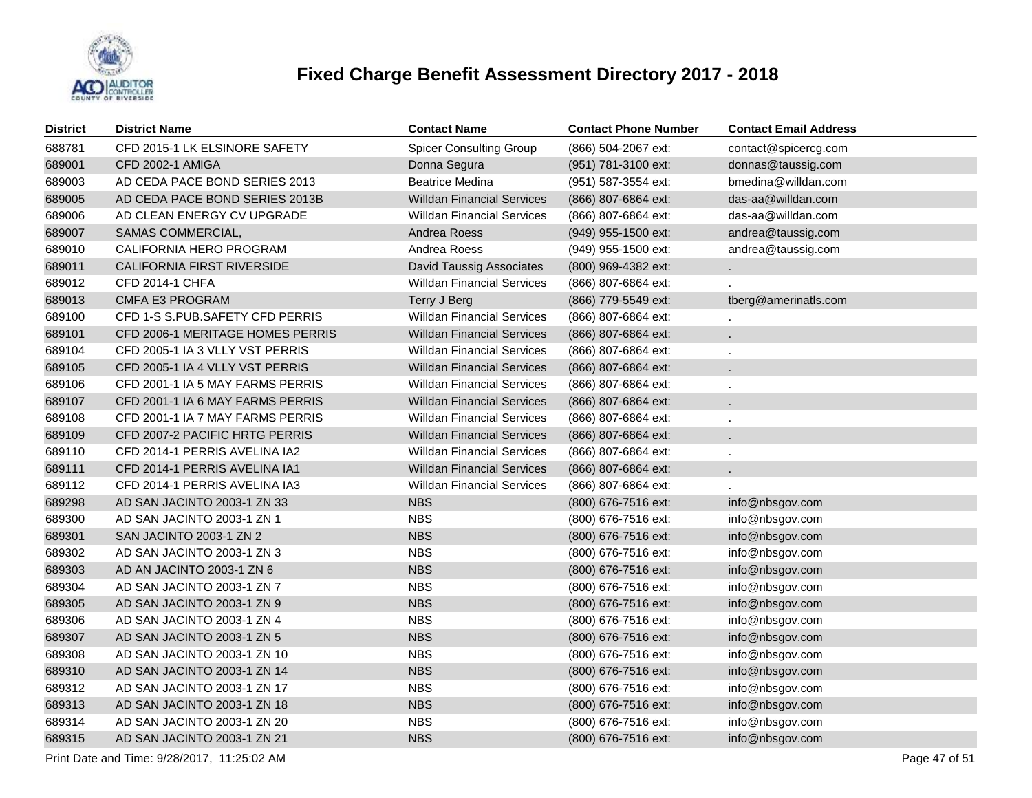# Fixed Charge Benefit Assessment Directory 2017 - 2018

| District | District Name | Contact Name | Contact Phone Number | Contact Email Address |
|---|---|---|---|---|
| 688781 | CFD 2015-1 LK ELSINORE SAFETY | Spicer Consulting Group | (866) 504-2067 ext: | contact@spicercg.com |
| 689001 | CFD 2002-1 AMIGA | Donna Segura | (951) 781-3100 ext: | donnas@taussig.com |
| 689003 | AD CEDA PACE BOND SERIES 2013 | Beatrice Medina | (951) 587-3554 ext: | bmedina@willdan.com |
| 689005 | AD CEDA PACE BOND SERIES 2013B | Willdan Financial Services | (866) 807-6864 ext: | das-aa@willdan.com |
| 689006 | AD CLEAN ENERGY CV UPGRADE | Willdan Financial Services | (866) 807-6864 ext: | das-aa@willdan.com |
| 689007 | SAMAS COMMERCIAL, | Andrea Roess | (949) 955-1500 ext: | andrea@taussig.com |
| 689010 | CALIFORNIA HERO PROGRAM | Andrea Roess | (949) 955-1500 ext: | andrea@taussig.com |
| 689011 | CALIFORNIA FIRST RIVERSIDE | David Taussig Associates | (800) 969-4382 ext: | . |
| 689012 | CFD 2014-1 CHFA | Willdan Financial Services | (866) 807-6864 ext: | . |
| 689013 | CMFA E3 PROGRAM | Terry J Berg | (866) 779-5549 ext: | tberg@amerinatls.com |
| 689100 | CFD 1-S S.PUB.SAFETY CFD PERRIS | Willdan Financial Services | (866) 807-6864 ext: | . |
| 689101 | CFD 2006-1 MERITAGE HOMES PERRIS | Willdan Financial Services | (866) 807-6864 ext: | . |
| 689104 | CFD 2005-1 IA 3 VLLY VST PERRIS | Willdan Financial Services | (866) 807-6864 ext: | . |
| 689105 | CFD 2005-1 IA 4 VLLY VST PERRIS | Willdan Financial Services | (866) 807-6864 ext: | . |
| 689106 | CFD 2001-1 IA 5 MAY FARMS PERRIS | Willdan Financial Services | (866) 807-6864 ext: | . |
| 689107 | CFD 2001-1 IA 6 MAY FARMS PERRIS | Willdan Financial Services | (866) 807-6864 ext: | . |
| 689108 | CFD 2001-1 IA 7 MAY FARMS PERRIS | Willdan Financial Services | (866) 807-6864 ext: | . |
| 689109 | CFD 2007-2 PACIFIC HRTG PERRIS | Willdan Financial Services | (866) 807-6864 ext: | . |
| 689110 | CFD 2014-1 PERRIS AVELINA IA2 | Willdan Financial Services | (866) 807-6864 ext: | . |
| 689111 | CFD 2014-1 PERRIS AVELINA IA1 | Willdan Financial Services | (866) 807-6864 ext: | . |
| 689112 | CFD 2014-1 PERRIS AVELINA IA3 | Willdan Financial Services | (866) 807-6864 ext: | . |
| 689298 | AD SAN JACINTO 2003-1 ZN 33 | NBS | (800) 676-7516 ext: | info@nbsgov.com |
| 689300 | AD SAN JACINTO 2003-1 ZN 1 | NBS | (800) 676-7516 ext: | info@nbsgov.com |
| 689301 | SAN JACINTO 2003-1 ZN 2 | NBS | (800) 676-7516 ext: | info@nbsgov.com |
| 689302 | AD SAN JACINTO 2003-1 ZN 3 | NBS | (800) 676-7516 ext: | info@nbsgov.com |
| 689303 | AD AN JACINTO 2003-1 ZN 6 | NBS | (800) 676-7516 ext: | info@nbsgov.com |
| 689304 | AD SAN JACINTO 2003-1 ZN 7 | NBS | (800) 676-7516 ext: | info@nbsgov.com |
| 689305 | AD SAN JACINTO 2003-1 ZN 9 | NBS | (800) 676-7516 ext: | info@nbsgov.com |
| 689306 | AD SAN JACINTO 2003-1 ZN 4 | NBS | (800) 676-7516 ext: | info@nbsgov.com |
| 689307 | AD SAN JACINTO 2003-1 ZN 5 | NBS | (800) 676-7516 ext: | info@nbsgov.com |
| 689308 | AD SAN JACINTO 2003-1 ZN 10 | NBS | (800) 676-7516 ext: | info@nbsgov.com |
| 689310 | AD SAN JACINTO 2003-1 ZN 14 | NBS | (800) 676-7516 ext: | info@nbsgov.com |
| 689312 | AD SAN JACINTO 2003-1 ZN 17 | NBS | (800) 676-7516 ext: | info@nbsgov.com |
| 689313 | AD SAN JACINTO 2003-1 ZN 18 | NBS | (800) 676-7516 ext: | info@nbsgov.com |
| 689314 | AD SAN JACINTO 2003-1 ZN 20 | NBS | (800) 676-7516 ext: | info@nbsgov.com |
| 689315 | AD SAN JACINTO 2003-1 ZN 21 | NBS | (800) 676-7516 ext: | info@nbsgov.com |

Print Date and Time: 9/28/2017, 11:25:02 AM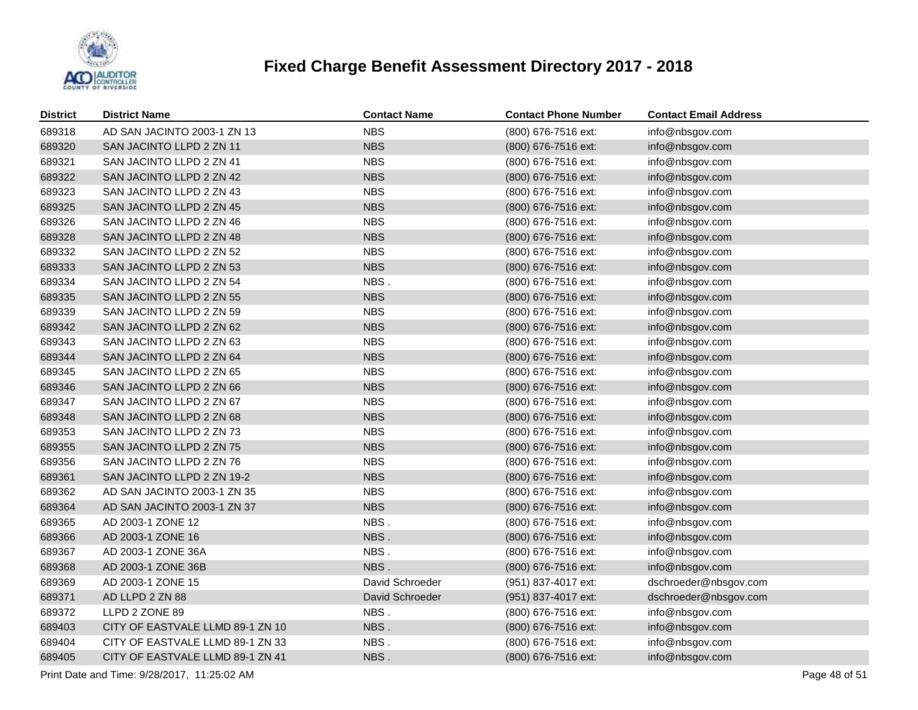# Fixed Charge Benefit Assessment Directory 2017 - 2018

| District | District Name | Contact Name | Contact Phone Number | Contact Email Address |
|---|---|---|---|---|
| 689318 | AD SAN JACINTO 2003-1 ZN 13 | NBS | (800) 676-7516 ext: | info@nbsgov.com |
| 689320 | SAN JACINTO LLPD 2 ZN 11 | NBS | (800) 676-7516 ext: | info@nbsgov.com |
| 689321 | SAN JACINTO LLPD 2 ZN 41 | NBS | (800) 676-7516 ext: | info@nbsgov.com |
| 689322 | SAN JACINTO LLPD 2 ZN 42 | NBS | (800) 676-7516 ext: | info@nbsgov.com |
| 689323 | SAN JACINTO LLPD 2 ZN 43 | NBS | (800) 676-7516 ext: | info@nbsgov.com |
| 689325 | SAN JACINTO LLPD 2 ZN 45 | NBS | (800) 676-7516 ext: | info@nbsgov.com |
| 689326 | SAN JACINTO LLPD 2 ZN 46 | NBS | (800) 676-7516 ext: | info@nbsgov.com |
| 689328 | SAN JACINTO LLPD 2 ZN 48 | NBS | (800) 676-7516 ext: | info@nbsgov.com |
| 689332 | SAN JACINTO LLPD 2 ZN 52 | NBS | (800) 676-7516 ext: | info@nbsgov.com |
| 689333 | SAN JACINTO LLPD 2 ZN 53 | NBS | (800) 676-7516 ext: | info@nbsgov.com |
| 689334 | SAN JACINTO LLPD 2 ZN 54 | NBS . | (800) 676-7516 ext: | info@nbsgov.com |
| 689335 | SAN JACINTO LLPD 2 ZN 55 | NBS | (800) 676-7516 ext: | info@nbsgov.com |
| 689339 | SAN JACINTO LLPD 2 ZN 59 | NBS | (800) 676-7516 ext: | info@nbsgov.com |
| 689342 | SAN JACINTO LLPD 2 ZN 62 | NBS | (800) 676-7516 ext: | info@nbsgov.com |
| 689343 | SAN JACINTO LLPD 2 ZN 63 | NBS | (800) 676-7516 ext: | info@nbsgov.com |
| 689344 | SAN JACINTO LLPD 2 ZN 64 | NBS | (800) 676-7516 ext: | info@nbsgov.com |
| 689345 | SAN JACINTO LLPD 2 ZN 65 | NBS | (800) 676-7516 ext: | info@nbsgov.com |
| 689346 | SAN JACINTO LLPD 2 ZN 66 | NBS | (800) 676-7516 ext: | info@nbsgov.com |
| 689347 | SAN JACINTO LLPD 2 ZN 67 | NBS | (800) 676-7516 ext: | info@nbsgov.com |
| 689348 | SAN JACINTO LLPD 2 ZN 68 | NBS | (800) 676-7516 ext: | info@nbsgov.com |
| 689353 | SAN JACINTO LLPD 2 ZN 73 | NBS | (800) 676-7516 ext: | info@nbsgov.com |
| 689355 | SAN JACINTO LLPD 2 ZN 75 | NBS | (800) 676-7516 ext: | info@nbsgov.com |
| 689356 | SAN JACINTO LLPD 2 ZN 76 | NBS | (800) 676-7516 ext: | info@nbsgov.com |
| 689361 | SAN JACINTO LLPD 2 ZN 19-2 | NBS | (800) 676-7516 ext: | info@nbsgov.com |
| 689362 | AD SAN JACINTO 2003-1 ZN 35 | NBS | (800) 676-7516 ext: | info@nbsgov.com |
| 689364 | AD SAN JACINTO 2003-1 ZN 37 | NBS | (800) 676-7516 ext: | info@nbsgov.com |
| 689365 | AD 2003-1 ZONE 12 | NBS . | (800) 676-7516 ext: | info@nbsgov.com |
| 689366 | AD 2003-1 ZONE 16 | NBS . | (800) 676-7516 ext: | info@nbsgov.com |
| 689367 | AD 2003-1 ZONE 36A | NBS . | (800) 676-7516 ext: | info@nbsgov.com |
| 689368 | AD 2003-1 ZONE 36B | NBS . | (800) 676-7516 ext: | info@nbsgov.com |
| 689369 | AD 2003-1 ZONE 15 | David Schroeder | (951) 837-4017 ext: | dschroeder@nbsgov.com |
| 689371 | AD LLPD 2 ZN 88 | David Schroeder | (951) 837-4017 ext: | dschroeder@nbsgov.com |
| 689372 | LLPD 2 ZONE 89 | NBS . | (800) 676-7516 ext: | info@nbsgov.com |
| 689403 | CITY OF EASTVALE LLMD 89-1 ZN 10 | NBS . | (800) 676-7516 ext: | info@nbsgov.com |
| 689404 | CITY OF EASTVALE LLMD 89-1 ZN 33 | NBS . | (800) 676-7516 ext: | info@nbsgov.com |
| 689405 | CITY OF EASTVALE LLMD 89-1 ZN 41 | NBS . | (800) 676-7516 ext: | info@nbsgov.com |

Print Date and Time: 9/28/2017, 11:25:02 AM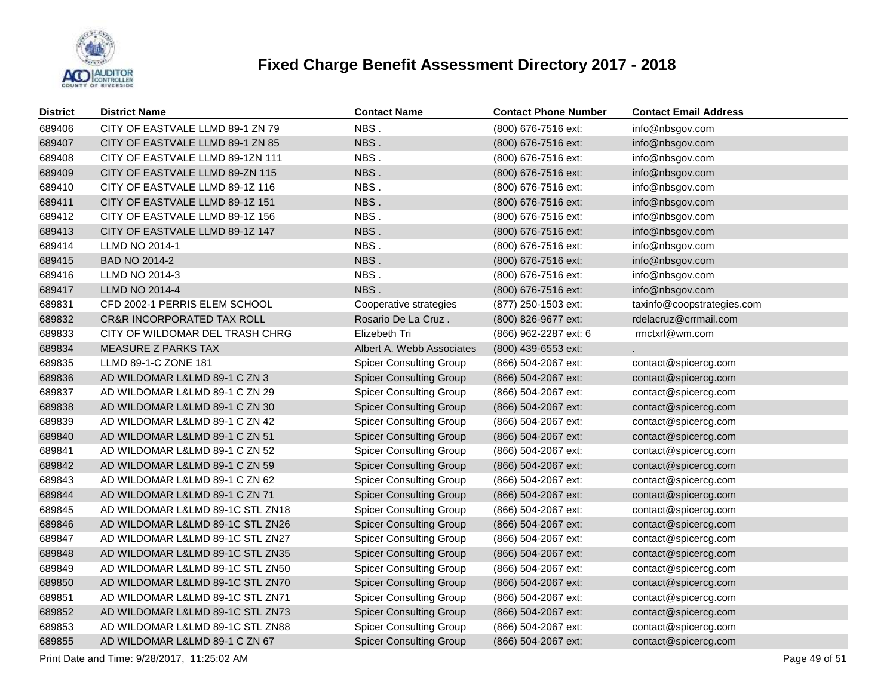# Fixed Charge Benefit Assessment Directory 2017 - 2018

| District | District Name | Contact Name | Contact Phone Number | Contact Email Address |
|---|---|---|---|---|
| 689406 | CITY OF EASTVALE LLMD 89-1 ZN 79 | NBS . | (800) 676-7516 ext: | info@nbsgov.com |
| 689407 | CITY OF EASTVALE LLMD 89-1 ZN 85 | NBS . | (800) 676-7516 ext: | info@nbsgov.com |
| 689408 | CITY OF EASTVALE LLMD 89-1ZN 111 | NBS . | (800) 676-7516 ext: | info@nbsgov.com |
| 689409 | CITY OF EASTVALE LLMD 89-ZN 115 | NBS . | (800) 676-7516 ext: | info@nbsgov.com |
| 689410 | CITY OF EASTVALE LLMD 89-1Z 116 | NBS . | (800) 676-7516 ext: | info@nbsgov.com |
| 689411 | CITY OF EASTVALE LLMD 89-1Z 151 | NBS . | (800) 676-7516 ext: | info@nbsgov.com |
| 689412 | CITY OF EASTVALE LLMD 89-1Z 156 | NBS . | (800) 676-7516 ext: | info@nbsgov.com |
| 689413 | CITY OF EASTVALE LLMD 89-1Z 147 | NBS . | (800) 676-7516 ext: | info@nbsgov.com |
| 689414 | LLMD NO 2014-1 | NBS . | (800) 676-7516 ext: | info@nbsgov.com |
| 689415 | BAD NO 2014-2 | NBS . | (800) 676-7516 ext: | info@nbsgov.com |
| 689416 | LLMD NO 2014-3 | NBS . | (800) 676-7516 ext: | info@nbsgov.com |
| 689417 | LLMD NO 2014-4 | NBS . | (800) 676-7516 ext: | info@nbsgov.com |
| 689831 | CFD 2002-1 PERRIS ELEM SCHOOL | Cooperative strategies | (877) 250-1503 ext: | taxinfo@coopstrategies.com |
| 689832 | CR&R INCORPORATED TAX ROLL | Rosario De La Cruz . | (800) 826-9677 ext: | rdelacruz@crrmail.com |
| 689833 | CITY OF WILDOMAR DEL TRASH CHRG | Elizebeth Tri | (866) 962-2287 ext: 6 | rmctxrl@wm.com |
| 689834 | MEASURE Z PARKS TAX | Albert A. Webb Associates | (800) 439-6553 ext: | . |
| 689835 | LLMD 89-1-C ZONE 181 | Spicer Consulting Group | (866) 504-2067 ext: | contact@spicercg.com |
| 689836 | AD WILDOMAR L&LMD 89-1 C ZN 3 | Spicer Consulting Group | (866) 504-2067 ext: | contact@spicercg.com |
| 689837 | AD WILDOMAR L&LMD 89-1 C ZN 29 | Spicer Consulting Group | (866) 504-2067 ext: | contact@spicercg.com |
| 689838 | AD WILDOMAR L&LMD 89-1 C ZN 30 | Spicer Consulting Group | (866) 504-2067 ext: | contact@spicercg.com |
| 689839 | AD WILDOMAR L&LMD 89-1 C ZN 42 | Spicer Consulting Group | (866) 504-2067 ext: | contact@spicercg.com |
| 689840 | AD WILDOMAR L&LMD 89-1 C ZN 51 | Spicer Consulting Group | (866) 504-2067 ext: | contact@spicercg.com |
| 689841 | AD WILDOMAR L&LMD 89-1 C ZN 52 | Spicer Consulting Group | (866) 504-2067 ext: | contact@spicercg.com |
| 689842 | AD WILDOMAR L&LMD 89-1 C ZN 59 | Spicer Consulting Group | (866) 504-2067 ext: | contact@spicercg.com |
| 689843 | AD WILDOMAR L&LMD 89-1 C ZN 62 | Spicer Consulting Group | (866) 504-2067 ext: | contact@spicercg.com |
| 689844 | AD WILDOMAR L&LMD 89-1 C ZN 71 | Spicer Consulting Group | (866) 504-2067 ext: | contact@spicercg.com |
| 689845 | AD WILDOMAR L&LMD 89-1C STL ZN18 | Spicer Consulting Group | (866) 504-2067 ext: | contact@spicercg.com |
| 689846 | AD WILDOMAR L&LMD 89-1C STL ZN26 | Spicer Consulting Group | (866) 504-2067 ext: | contact@spicercg.com |
| 689847 | AD WILDOMAR L&LMD 89-1C STL ZN27 | Spicer Consulting Group | (866) 504-2067 ext: | contact@spicercg.com |
| 689848 | AD WILDOMAR L&LMD 89-1C STL ZN35 | Spicer Consulting Group | (866) 504-2067 ext: | contact@spicercg.com |
| 689849 | AD WILDOMAR L&LMD 89-1C STL ZN50 | Spicer Consulting Group | (866) 504-2067 ext: | contact@spicercg.com |
| 689850 | AD WILDOMAR L&LMD 89-1C STL ZN70 | Spicer Consulting Group | (866) 504-2067 ext: | contact@spicercg.com |
| 689851 | AD WILDOMAR L&LMD 89-1C STL ZN71 | Spicer Consulting Group | (866) 504-2067 ext: | contact@spicercg.com |
| 689852 | AD WILDOMAR L&LMD 89-1C STL ZN73 | Spicer Consulting Group | (866) 504-2067 ext: | contact@spicercg.com |
| 689853 | AD WILDOMAR L&LMD 89-1C STL ZN88 | Spicer Consulting Group | (866) 504-2067 ext: | contact@spicercg.com |
| 689855 | AD WILDOMAR L&LMD 89-1 C ZN 67 | Spicer Consulting Group | (866) 504-2067 ext: | contact@spicercg.com |

Print Date and Time: 9/28/2017, 11:25:02 AM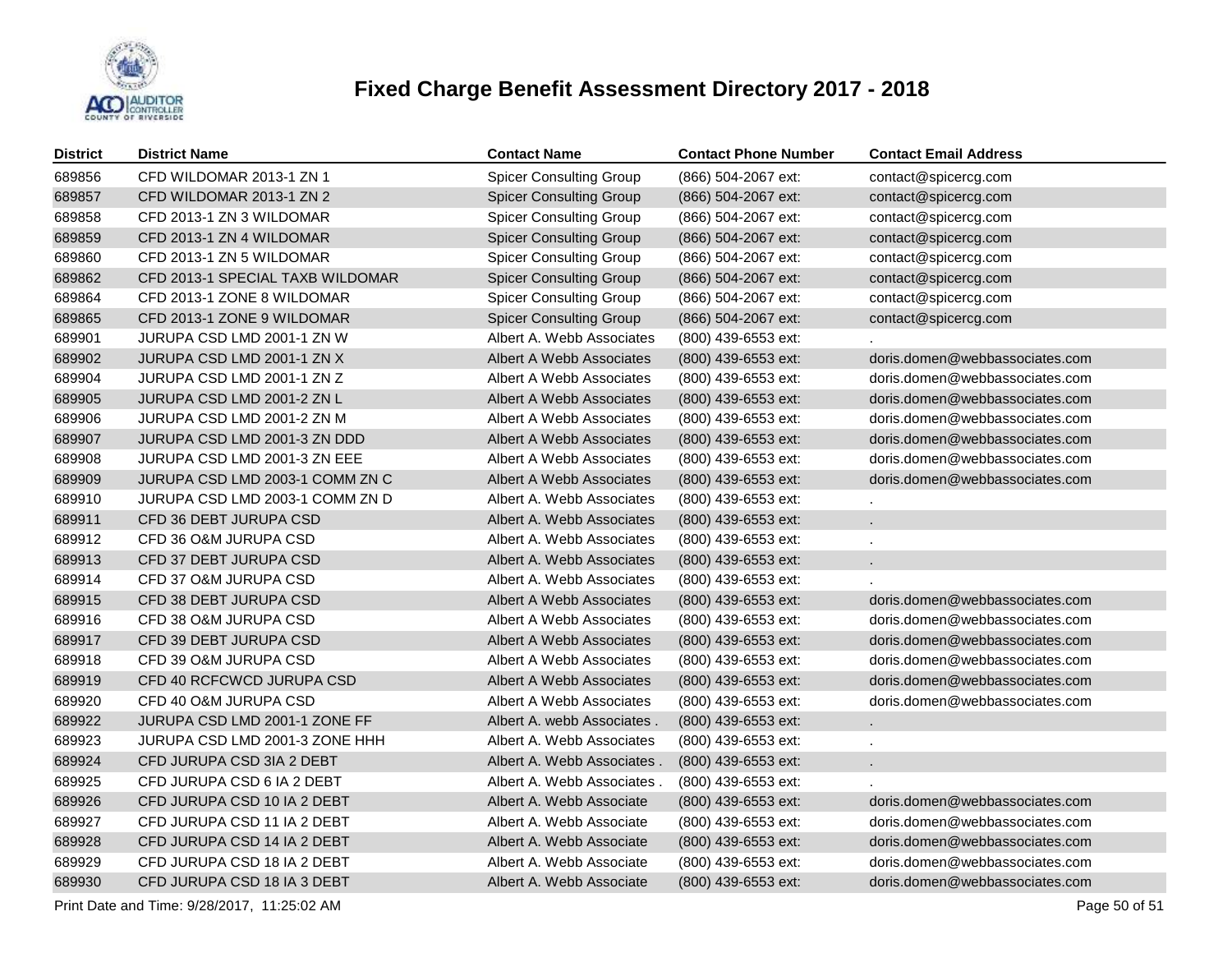# Fixed Charge Benefit Assessment Directory 2017 - 2018

| District | District Name | Contact Name | Contact Phone Number | Contact Email Address |
|---|---|---|---|---|
| 689856 | CFD WILDOMAR 2013-1 ZN 1 | Spicer Consulting Group | (866) 504-2067 ext: | contact@spicercg.com |
| 689857 | CFD WILDOMAR 2013-1 ZN 2 | Spicer Consulting Group | (866) 504-2067 ext: | contact@spicercg.com |
| 689858 | CFD 2013-1 ZN 3 WILDOMAR | Spicer Consulting Group | (866) 504-2067 ext: | contact@spicercg.com |
| 689859 | CFD 2013-1 ZN 4 WILDOMAR | Spicer Consulting Group | (866) 504-2067 ext: | contact@spicercg.com |
| 689860 | CFD 2013-1 ZN 5 WILDOMAR | Spicer Consulting Group | (866) 504-2067 ext: | contact@spicercg.com |
| 689862 | CFD 2013-1 SPECIAL TAXB WILDOMAR | Spicer Consulting Group | (866) 504-2067 ext: | contact@spicercg.com |
| 689864 | CFD 2013-1 ZONE 8 WILDOMAR | Spicer Consulting Group | (866) 504-2067 ext: | contact@spicercg.com |
| 689865 | CFD 2013-1 ZONE 9 WILDOMAR | Spicer Consulting Group | (866) 504-2067 ext: | contact@spicercg.com |
| 689901 | JURUPA CSD LMD 2001-1 ZN W | Albert A. Webb Associates | (800) 439-6553 ext: | . |
| 689902 | JURUPA CSD LMD 2001-1 ZN X | Albert A Webb Associates | (800) 439-6553 ext: | doris.domen@webbassociates.com |
| 689904 | JURUPA CSD LMD 2001-1 ZN Z | Albert A Webb Associates | (800) 439-6553 ext: | doris.domen@webbassociates.com |
| 689905 | JURUPA CSD LMD 2001-2 ZN L | Albert A Webb Associates | (800) 439-6553 ext: | doris.domen@webbassociates.com |
| 689906 | JURUPA CSD LMD 2001-2 ZN M | Albert A Webb Associates | (800) 439-6553 ext: | doris.domen@webbassociates.com |
| 689907 | JURUPA CSD LMD 2001-3 ZN DDD | Albert A Webb Associates | (800) 439-6553 ext: | doris.domen@webbassociates.com |
| 689908 | JURUPA CSD LMD 2001-3 ZN EEE | Albert A Webb Associates | (800) 439-6553 ext: | doris.domen@webbassociates.com |
| 689909 | JURUPA CSD LMD 2003-1 COMM ZN C | Albert A Webb Associates | (800) 439-6553 ext: | doris.domen@webbassociates.com |
| 689910 | JURUPA CSD LMD 2003-1 COMM ZN D | Albert A. Webb Associates | (800) 439-6553 ext: | . |
| 689911 | CFD 36 DEBT JURUPA CSD | Albert A. Webb Associates | (800) 439-6553 ext: | . |
| 689912 | CFD 36 O&M JURUPA CSD | Albert A. Webb Associates | (800) 439-6553 ext: | . |
| 689913 | CFD 37 DEBT JURUPA CSD | Albert A. Webb Associates | (800) 439-6553 ext: | . |
| 689914 | CFD 37 O&M JURUPA CSD | Albert A. Webb Associates | (800) 439-6553 ext: | . |
| 689915 | CFD 38 DEBT JURUPA CSD | Albert A Webb Associates | (800) 439-6553 ext: | doris.domen@webbassociates.com |
| 689916 | CFD 38 O&M JURUPA CSD | Albert A Webb Associates | (800) 439-6553 ext: | doris.domen@webbassociates.com |
| 689917 | CFD 39 DEBT JURUPA CSD | Albert A Webb Associates | (800) 439-6553 ext: | doris.domen@webbassociates.com |
| 689918 | CFD 39 O&M JURUPA CSD | Albert A Webb Associates | (800) 439-6553 ext: | doris.domen@webbassociates.com |
| 689919 | CFD 40 RCFCWCD JURUPA CSD | Albert A Webb Associates | (800) 439-6553 ext: | doris.domen@webbassociates.com |
| 689920 | CFD 40 O&M JURUPA CSD | Albert A Webb Associates | (800) 439-6553 ext: | doris.domen@webbassociates.com |
| 689922 | JURUPA CSD LMD 2001-1 ZONE FF | Albert A. webb Associates . | (800) 439-6553 ext: | . |
| 689923 | JURUPA CSD LMD 2001-3 ZONE HHH | Albert A. Webb Associates | (800) 439-6553 ext: | . |
| 689924 | CFD JURUPA CSD 3IA 2 DEBT | Albert A. Webb Associates . | (800) 439-6553 ext: | . |
| 689925 | CFD JURUPA CSD 6 IA 2 DEBT | Albert A. Webb Associates . | (800) 439-6553 ext: | . |
| 689926 | CFD JURUPA CSD 10 IA 2 DEBT | Albert A. Webb Associate | (800) 439-6553 ext: | doris.domen@webbassociates.com |
| 689927 | CFD JURUPA CSD 11 IA 2 DEBT | Albert A. Webb Associate | (800) 439-6553 ext: | doris.domen@webbassociates.com |
| 689928 | CFD JURUPA CSD 14 IA 2 DEBT | Albert A. Webb Associate | (800) 439-6553 ext: | doris.domen@webbassociates.com |
| 689929 | CFD JURUPA CSD 18 IA 2 DEBT | Albert A. Webb Associate | (800) 439-6553 ext: | doris.domen@webbassociates.com |
| 689930 | CFD JURUPA CSD 18 IA 3 DEBT | Albert A. Webb Associate | (800) 439-6553 ext: | doris.domen@webbassociates.com |

Print Date and Time: 9/28/2017, 11:25:02 AM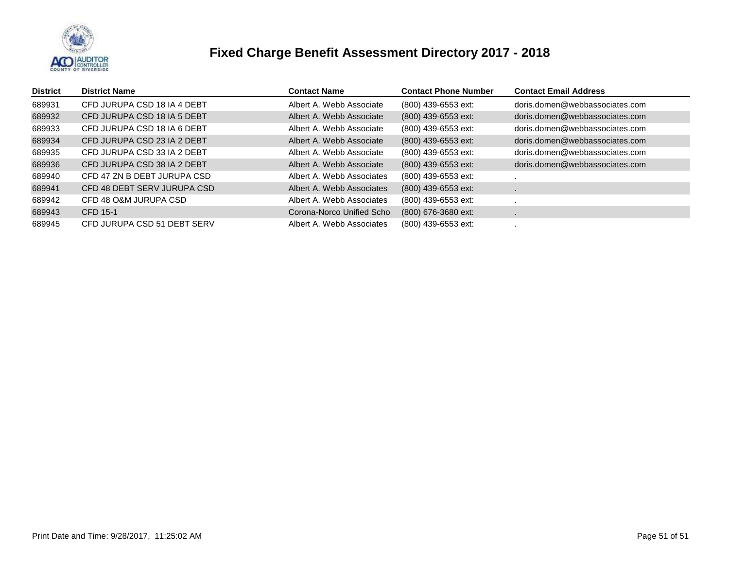# Fixed Charge Benefit Assessment Directory 2017 - 2018

| District | District Name | Contact Name | Contact Phone Number | Contact Email Address |
|---|---|---|---|---|
| 689931 | CFD JURUPA CSD 18 IA 4 DEBT | Albert A. Webb Associate | (800) 439-6553 ext: | doris.domen@webbassociates.com |
| 689932 | CFD JURUPA CSD 18 IA 5 DEBT | Albert A. Webb Associate | (800) 439-6553 ext: | doris.domen@webbassociates.com |
| 689933 | CFD JURUPA CSD 18 IA 6 DEBT | Albert A. Webb Associate | (800) 439-6553 ext: | doris.domen@webbassociates.com |
| 689934 | CFD JURUPA CSD 23 IA 2 DEBT | Albert A. Webb Associate | (800) 439-6553 ext: | doris.domen@webbassociates.com |
| 689935 | CFD JURUPA CSD 33 IA 2 DEBT | Albert A. Webb Associate | (800) 439-6553 ext: | doris.domen@webbassociates.com |
| 689936 | CFD JURUPA CSD 38 IA 2 DEBT | Albert A. Webb Associate | (800) 439-6553 ext: | doris.domen@webbassociates.com |
| 689940 | CFD 47 ZN B DEBT JURUPA CSD | Albert A. Webb Associates | (800) 439-6553 ext: | . |
| 689941 | CFD 48 DEBT SERV JURUPA CSD | Albert A. Webb Associates | (800) 439-6553 ext: | . |
| 689942 | CFD 48 O&M JURUPA CSD | Albert A. Webb Associates | (800) 439-6553 ext: | . |
| 689943 | CFD 15-1 | Corona-Norco Unified Scho | (800) 676-3680 ext: | . |
| 689945 | CFD JURUPA CSD 51 DEBT SERV | Albert A. Webb Associates | (800) 439-6553 ext: | . |

Print Date and Time: 9/28/2017, 11:25:02 AM